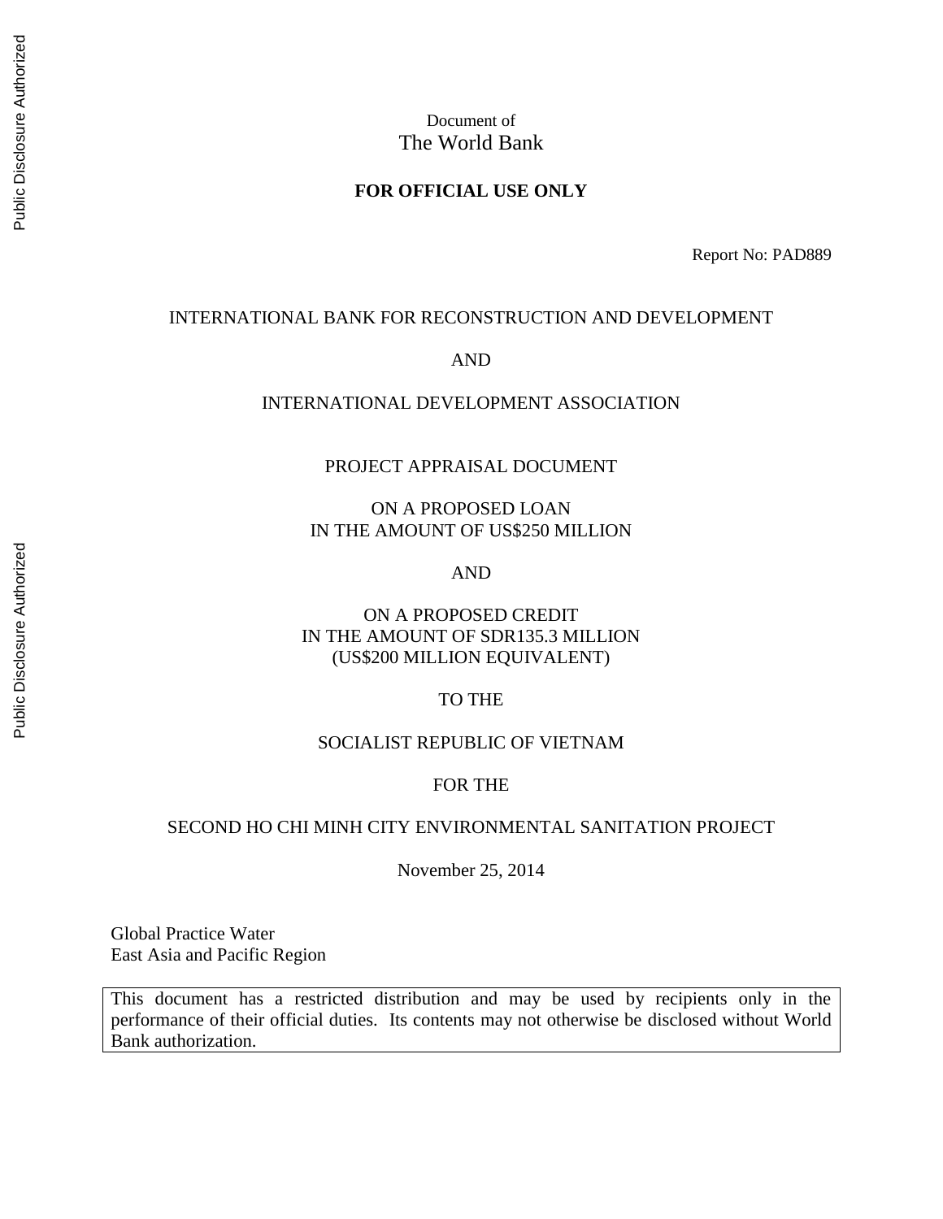Document of
The World Bank

**FOR OFFICIAL USE ONLY**

Report No: PAD889

INTERNATIONAL BANK FOR RECONSTRUCTION AND DEVELOPMENT

AND

INTERNATIONAL DEVELOPMENT ASSOCIATION

PROJECT APPRAISAL DOCUMENT

ON A PROPOSED LOAN
IN THE AMOUNT OF US$250 MILLION

AND

ON A PROPOSED CREDIT
IN THE AMOUNT OF SDR135.3 MILLION
(US$200 MILLION EQUIVALENT)

TO THE

SOCIALIST REPUBLIC OF VIETNAM

FOR THE

SECOND HO CHI MINH CITY ENVIRONMENTAL SANITATION PROJECT

November 25, 2014

Global Practice Water
East Asia and Pacific Region

This document has a restricted distribution and may be used by recipients only in the performance of their official duties. Its contents may not otherwise be disclosed without World Bank authorization.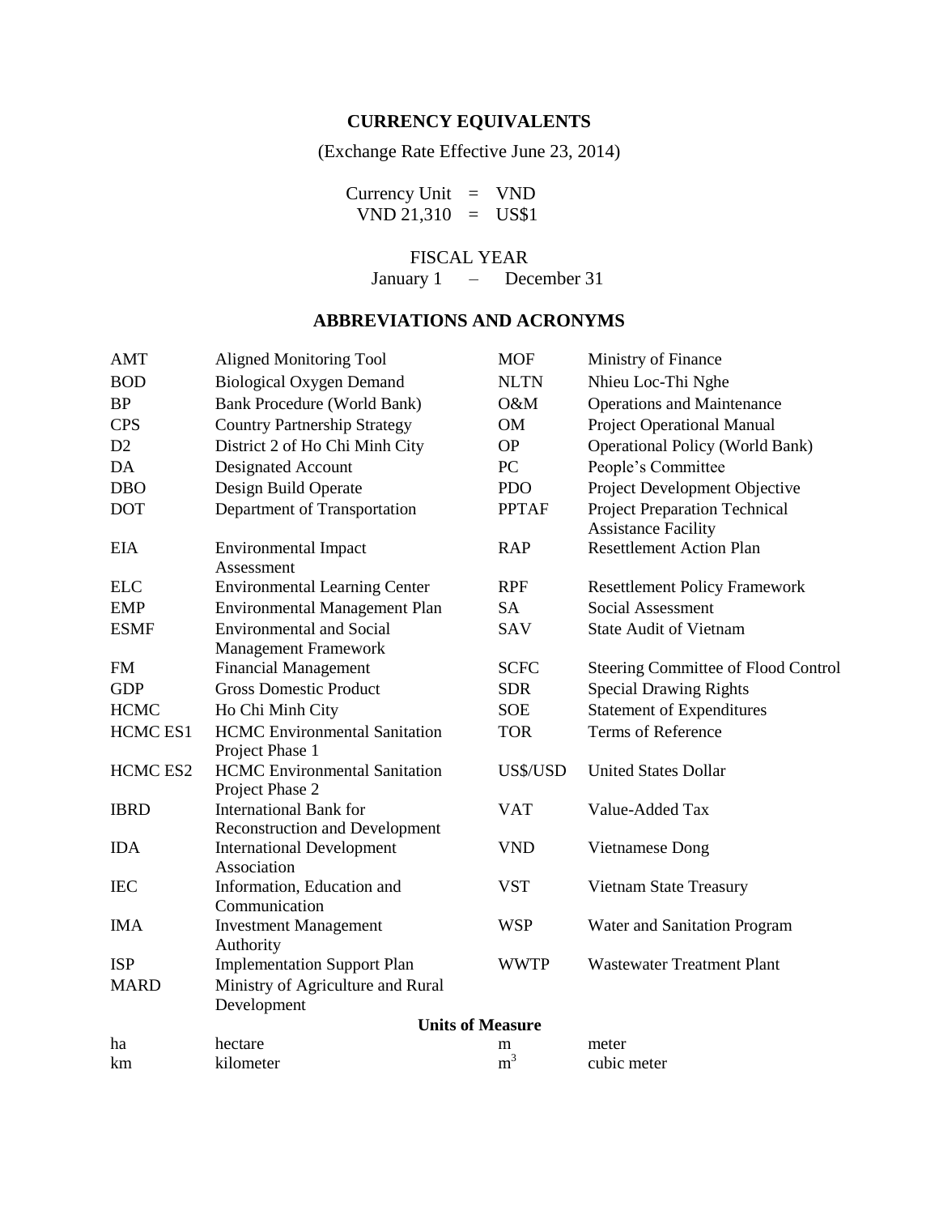## CURRENCY EQUIVALENTS

(Exchange Rate Effective June 23, 2014)

Currency Unit = VND
VND 21,310 = US$1

FISCAL YEAR
January 1 – December 31

## ABBREVIATIONS AND ACRONYMS

| | |
|---|---|
| AMT | Aligned Monitoring Tool |
| BOD | Biological Oxygen Demand |
| BP | Bank Procedure (World Bank) |
| CPS | Country Partnership Strategy |
| D2 | District 2 of Ho Chi Minh City |
| DA | Designated Account |
| DBO | Design Build Operate |
| DOT | Department of Transportation |
| EIA | Environmental Impact Assessment |
| ELC | Environmental Learning Center |
| EMP | Environmental Management Plan |
| ESMF | Environmental and Social Management Framework |
| FM | Financial Management |
| GDP | Gross Domestic Product |
| HCMC | Ho Chi Minh City |
| HCMC ES1 | HCMC Environmental Sanitation Project Phase 1 |
| HCMC ES2 | HCMC Environmental Sanitation Project Phase 2 |
| IBRD | International Bank for Reconstruction and Development |
| IDA | International Development Association |
| IEC | Information, Education and Communication |
| IMA | Investment Management Authority |
| ISP | Implementation Support Plan |
| MARD | Ministry of Agriculture and Rural Development |
| MOF | Ministry of Finance |
| NLTN | Nhieu Loc-Thi Nghe |
| O&M | Operations and Maintenance |
| OM | Project Operational Manual |
| OP | Operational Policy (World Bank) |
| PC | People's Committee |
| PDO | Project Development Objective |
| PPTAF | Project Preparation Technical Assistance Facility |
| RAP | Resettlement Action Plan |
| RPF | Resettlement Policy Framework |
| SA | Social Assessment |
| SAV | State Audit of Vietnam |
| SCFC | Steering Committee of Flood Control |
| SDR | Special Drawing Rights |
| SOE | Statement of Expenditures |
| TOR | Terms of Reference |
| US$/USD | United States Dollar |
| VAT | Value-Added Tax |
| VND | Vietnamese Dong |
| VST | Vietnam State Treasury |
| WSP | Water and Sanitation Program |
| WWTP | Wastewater Treatment Plant |

**Units of Measure**

| | |
|---|---|
| ha | hectare |
| km | kilometer |
| m | meter |
| $m^3$ | cubic meter |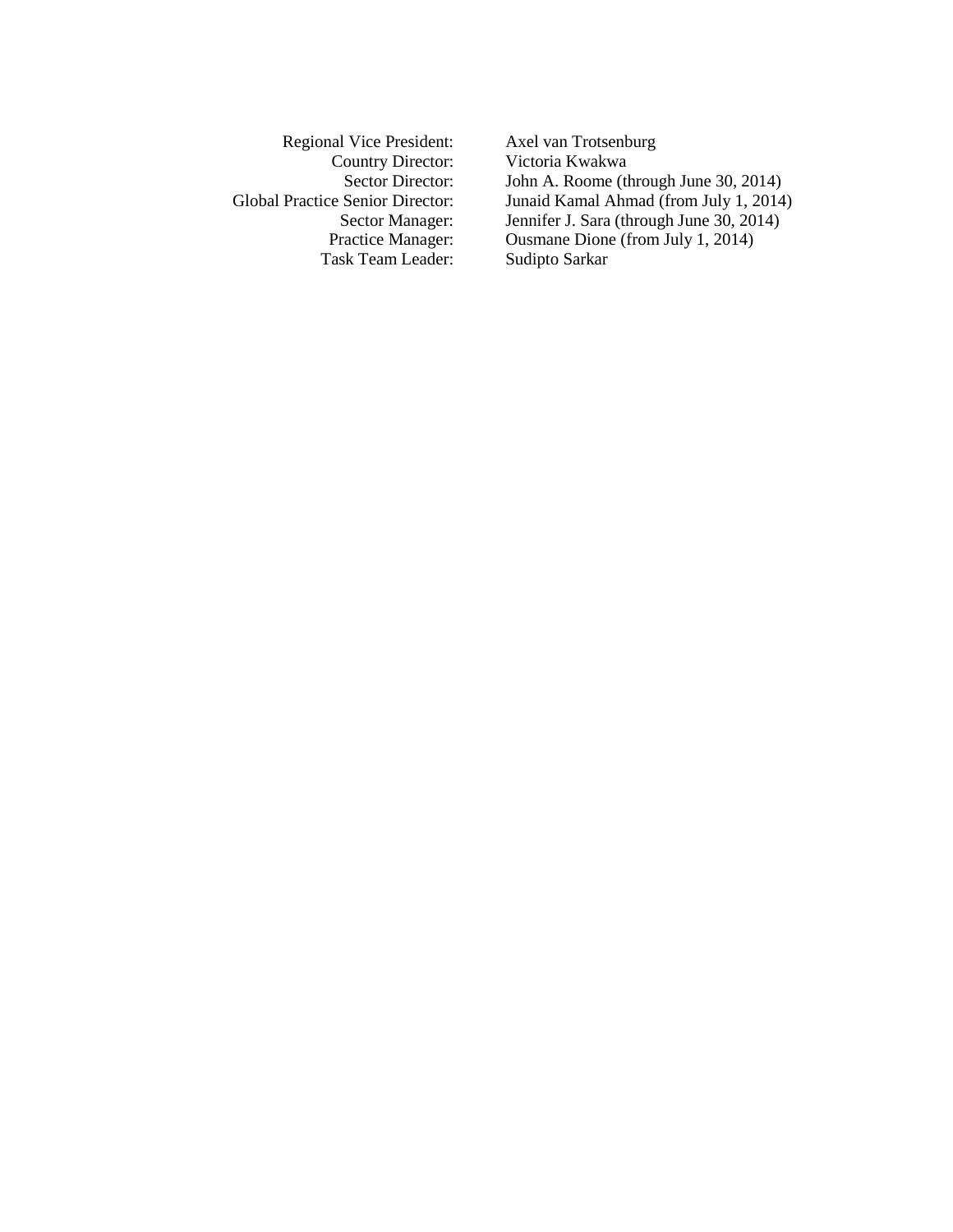| | |
|---|---|
| Regional Vice President: | Axel van Trotsenburg |
| Country Director: | Victoria Kwakwa |
| Sector Director: | John A. Roome (through June 30, 2014) |
| Global Practice Senior Director: | Junaid Kamal Ahmad (from July 1, 2014) |
| Sector Manager: | Jennifer J. Sara (through June 30, 2014) |
| Practice Manager: | Ousmane Dione (from July 1, 2014) |
| Task Team Leader: | Sudipto Sarkar |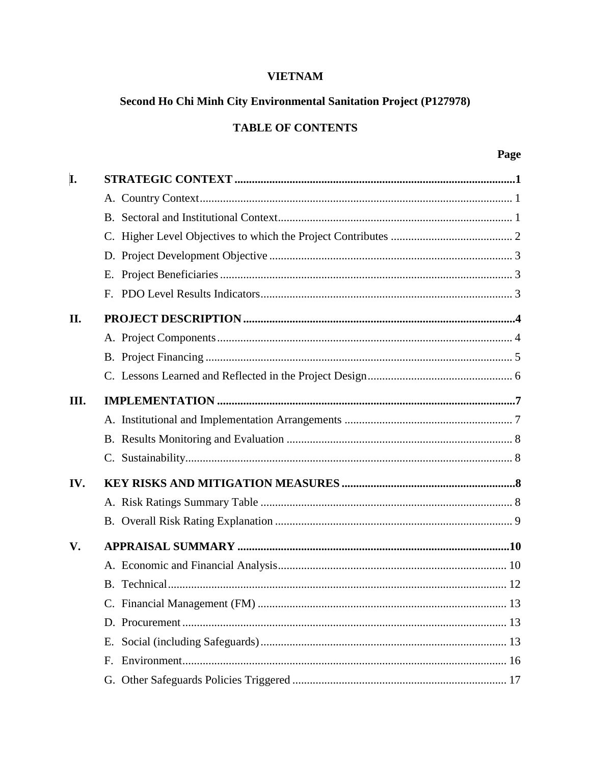**VIETNAM**

**Second Ho Chi Minh City Environmental Sanitation Project (P127978)**

**TABLE OF CONTENTS**

| | | **Page** |
|---|---|---|
| **I.** | **STRATEGIC CONTEXT** | **1** |
| | A. Country Context | 1 |
| | B. Sectoral and Institutional Context | 1 |
| | C. Higher Level Objectives to which the Project Contributes | 2 |
| | D. Project Development Objective | 3 |
| | E. Project Beneficiaries | 3 |
| | F. PDO Level Results Indicators | 3 |
| **II.** | **PROJECT DESCRIPTION** | **4** |
| | A. Project Components | 4 |
| | B. Project Financing | 5 |
| | C. Lessons Learned and Reflected in the Project Design | 6 |
| **III.** | **IMPLEMENTATION** | **7** |
| | A. Institutional and Implementation Arrangements | 7 |
| | B. Results Monitoring and Evaluation | 8 |
| | C. Sustainability | 8 |
| **IV.** | **KEY RISKS AND MITIGATION MEASURES** | **8** |
| | A. Risk Ratings Summary Table | 8 |
| | B. Overall Risk Rating Explanation | 9 |
| **V.** | **APPRAISAL SUMMARY** | **10** |
| | A. Economic and Financial Analysis | 10 |
| | B. Technical | 12 |
| | C. Financial Management (FM) | 13 |
| | D. Procurement | 13 |
| | E. Social (including Safeguards) | 13 |
| | F. Environment | 16 |
| | G. Other Safeguards Policies Triggered | 17 |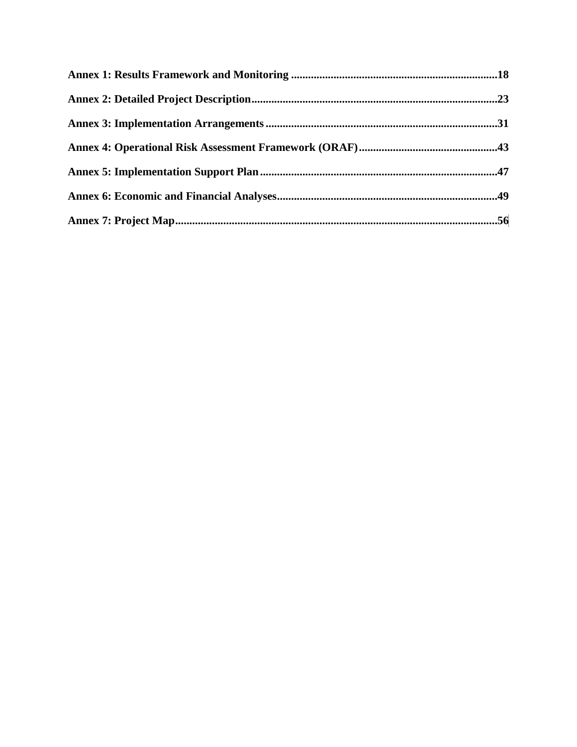**Annex 1: Results Framework and Monitoring** ........................................................................18

**Annex 2: Detailed Project Description**......................................................................................23

**Annex 3: Implementation Arrangements**..................................................................................31

**Annex 4: Operational Risk Assessment Framework (ORAF)**................................................43

**Annex 5: Implementation Support Plan**...................................................................................47

**Annex 6: Economic and Financial Analyses**............................................................................49

**Annex 7: Project Map**.................................................................................................................56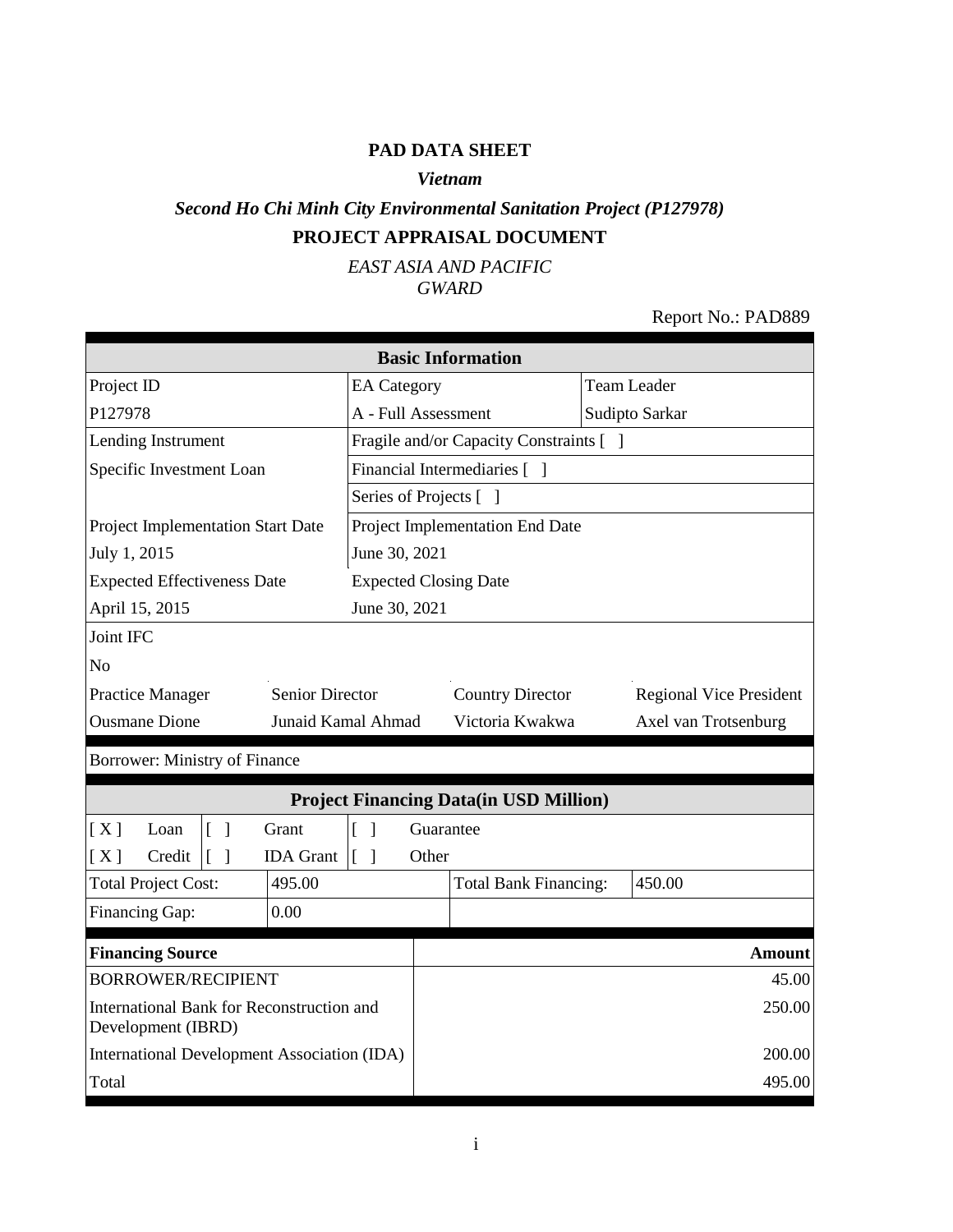# PAD DATA SHEET

***Vietnam***

***Second Ho Chi Minh City Environmental Sanitation Project (P127978)***

**PROJECT APPRAISAL DOCUMENT**

*EAST ASIA AND PACIFIC*
*GWARD*

Report No.: PAD889

| **Basic Information** | | |
|---|---|---|
| Project ID | EA Category | Team Leader |
| P127978 | A - Full Assessment | Sudipto Sarkar |
| Lending Instrument | Fragile and/or Capacity Constraints [ ] | |
| Specific Investment Loan | Financial Intermediaries [ ] | |
| | Series of Projects [ ] | |
| Project Implementation Start Date | Project Implementation End Date | |
| July 1, 2015 | June 30, 2021 | |
| Expected Effectiveness Date | Expected Closing Date | |
| April 15, 2015 | June 30, 2021 | |
| Joint IFC | | |
| No | | |

| Practice Manager | Senior Director | Country Director | Regional Vice President |
|---|---|---|---|
| Ousmane Dione | Junaid Kamal Ahmad | Victoria Kwakwa | Axel van Trotsenburg |

Borrower: Ministry of Finance

| **Project Financing Data(in USD Million)** | | | | | |
|---|---|---|---|---|---|
| [ X ] | Loan | [ ] | Grant | [ ] | Guarantee |
| [ X ] | Credit | [ ] | IDA Grant | [ ] | Other |

| Total Project Cost: | 495.00 | Total Bank Financing: | 450.00 |
|---|---|---|---|
| Financing Gap: | 0.00 | | |

| **Financing Source** | **Amount** |
|---|---|
| BORROWER/RECIPIENT | 45.00 |
| International Bank for Reconstruction and Development (IBRD) | 250.00 |
| International Development Association (IDA) | 200.00 |
| Total | 495.00 |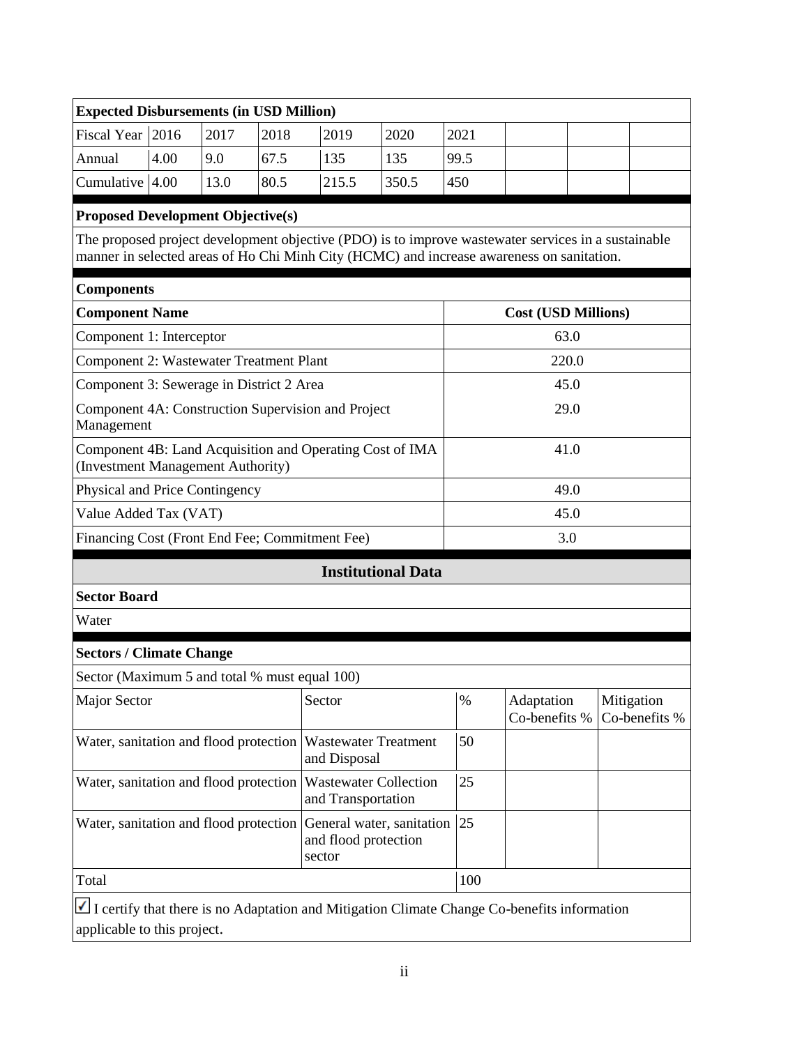**Expected Disbursements (in USD Million)**

| Fiscal Year | 2016 | 2017 | 2018 | 2019 | 2020 | 2021 | | | |
|---|---|---|---|---|---|---|---|---|---|
| Annual | 4.00 | 9.0 | 67.5 | 135 | 135 | 99.5 | | | |
| Cumulative | 4.00 | 13.0 | 80.5 | 215.5 | 350.5 | 450 | | | |

**Proposed Development Objective(s)**

The proposed project development objective (PDO) is to improve wastewater services in a sustainable manner in selected areas of Ho Chi Minh City (HCMC) and increase awareness on sanitation.

**Components**

| Component Name | Cost (USD Millions) |
|---|---|
| Component 1: Interceptor | 63.0 |
| Component 2: Wastewater Treatment Plant | 220.0 |
| Component 3: Sewerage in District 2 Area | 45.0 |
| Component 4A: Construction Supervision and Project Management | 29.0 |
| Component 4B: Land Acquisition and Operating Cost of IMA (Investment Management Authority) | 41.0 |
| Physical and Price Contingency | 49.0 |
| Value Added Tax (VAT) | 45.0 |
| Financing Cost (Front End Fee; Commitment Fee) | 3.0 |

## Institutional Data

**Sector Board**

Water

**Sectors / Climate Change**

Sector (Maximum 5 and total % must equal 100)

| Major Sector | Sector | % | Adaptation Co-benefits % | Mitigation Co-benefits % |
|---|---|---|---|---|
| Water, sanitation and flood protection | Wastewater Treatment and Disposal | 50 | | |
| Water, sanitation and flood protection | Wastewater Collection and Transportation | 25 | | |
| Water, sanitation and flood protection | General water, sanitation and flood protection sector | 25 | | |
| Total | | 100 | | |

☑ I certify that there is no Adaptation and Mitigation Climate Change Co-benefits information applicable to this project.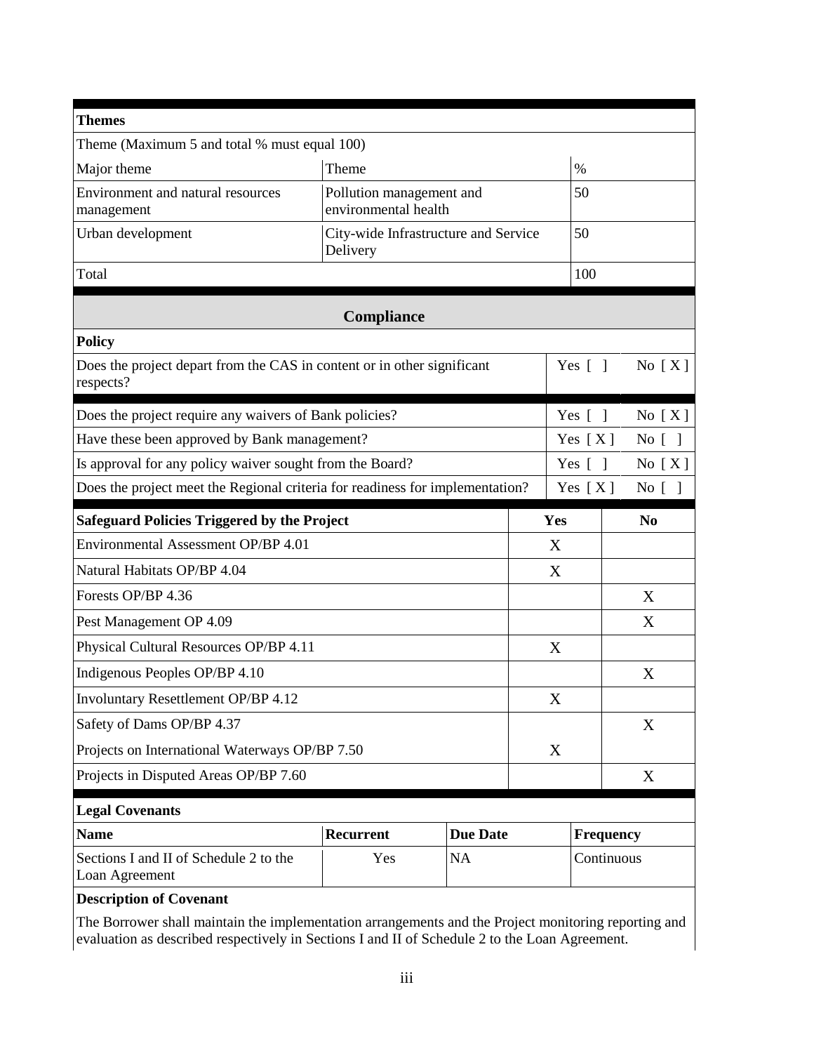**Themes**

Theme (Maximum 5 and total % must equal 100)

| Major theme | Theme | % |
|---|---|---|
| Environment and natural resources management | Pollution management and environmental health | 50 |
| Urban development | City-wide Infrastructure and Service Delivery | 50 |
| Total | | 100 |

## Compliance

**Policy**

| | | |
|---|---|---|
| Does the project depart from the CAS in content or in other significant respects? | Yes [ ] | No [ X ] |
| Does the project require any waivers of Bank policies? | Yes [ ] | No [ X ] |
| Have these been approved by Bank management? | Yes [ X ] | No [ ] |
| Is approval for any policy waiver sought from the Board? | Yes [ ] | No [ X ] |
| Does the project meet the Regional criteria for readiness for implementation? | Yes [ X ] | No [ ] |

| Safeguard Policies Triggered by the Project | Yes | No |
|---|---|---|
| Environmental Assessment OP/BP 4.01 | X | |
| Natural Habitats OP/BP 4.04 | X | |
| Forests OP/BP 4.36 | | X |
| Pest Management OP 4.09 | | X |
| Physical Cultural Resources OP/BP 4.11 | X | |
| Indigenous Peoples OP/BP 4.10 | | X |
| Involuntary Resettlement OP/BP 4.12 | X | |
| Safety of Dams OP/BP 4.37 | | X |
| Projects on International Waterways OP/BP 7.50 | X | |
| Projects in Disputed Areas OP/BP 7.60 | | X |

**Legal Covenants**

| Name | Recurrent | Due Date | Frequency |
|---|---|---|---|
| Sections I and II of Schedule 2 to the Loan Agreement | Yes | NA | Continuous |

**Description of Covenant**

The Borrower shall maintain the implementation arrangements and the Project monitoring reporting and evaluation as described respectively in Sections I and II of Schedule 2 to the Loan Agreement.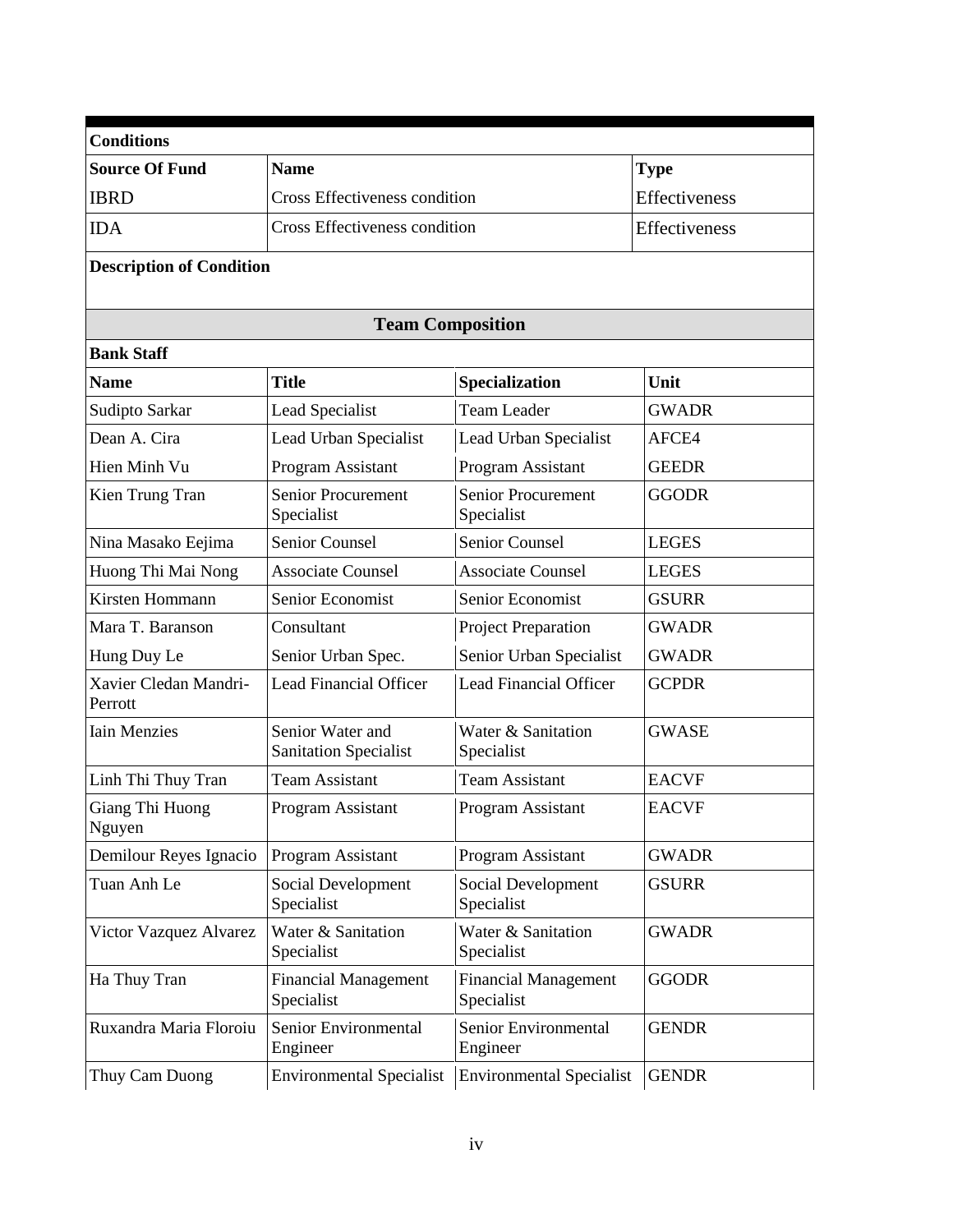| Conditions | | |
|---|---|---|
| **Source Of Fund** | **Name** | **Type** |
| IBRD | Cross Effectiveness condition | Effectiveness |
| IDA | Cross Effectiveness condition | Effectiveness |

**Description of Condition**

## Team Composition

**Bank Staff**

| Name | Title | Specialization | Unit |
|---|---|---|---|
| Sudipto Sarkar | Lead Specialist | Team Leader | GWADR |
| Dean A. Cira | Lead Urban Specialist | Lead Urban Specialist | AFCE4 |
| Hien Minh Vu | Program Assistant | Program Assistant | GEEDR |
| Kien Trung Tran | Senior Procurement Specialist | Senior Procurement Specialist | GGODR |
| Nina Masako Eejima | Senior Counsel | Senior Counsel | LEGES |
| Huong Thi Mai Nong | Associate Counsel | Associate Counsel | LEGES |
| Kirsten Hommann | Senior Economist | Senior Economist | GSURR |
| Mara T. Baranson | Consultant | Project Preparation | GWADR |
| Hung Duy Le | Senior Urban Spec. | Senior Urban Specialist | GWADR |
| Xavier Cledan Mandri-Perrott | Lead Financial Officer | Lead Financial Officer | GCPDR |
| Iain Menzies | Senior Water and Sanitation Specialist | Water & Sanitation Specialist | GWASE |
| Linh Thi Thuy Tran | Team Assistant | Team Assistant | EACVF |
| Giang Thi Huong Nguyen | Program Assistant | Program Assistant | EACVF |
| Demilour Reyes Ignacio | Program Assistant | Program Assistant | GWADR |
| Tuan Anh Le | Social Development Specialist | Social Development Specialist | GSURR |
| Victor Vazquez Alvarez | Water & Sanitation Specialist | Water & Sanitation Specialist | GWADR |
| Ha Thuy Tran | Financial Management Specialist | Financial Management Specialist | GGODR |
| Ruxandra Maria Floroiu | Senior Environmental Engineer | Senior Environmental Engineer | GENDR |
| Thuy Cam Duong | Environmental Specialist | Environmental Specialist | GENDR |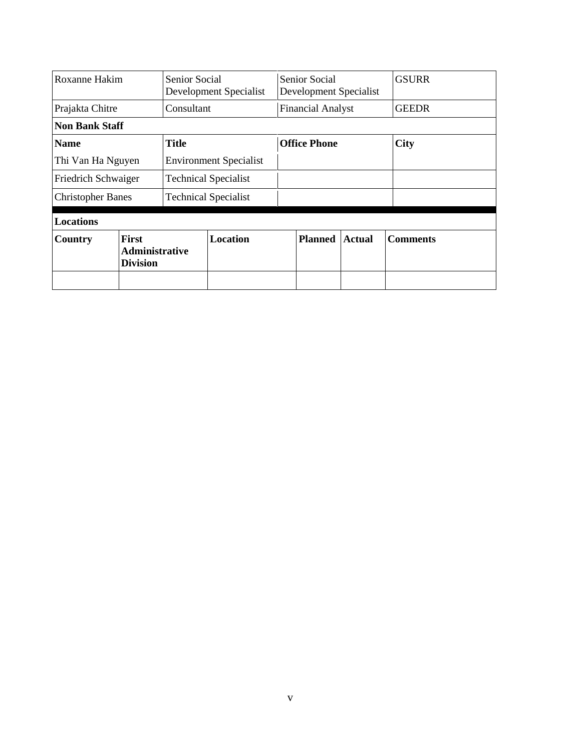| Roxanne Hakim | Senior Social Development Specialist | Senior Social Development Specialist | GSURR |
|---|---|---|---|
| Prajakta Chitre | Consultant | Financial Analyst | GEEDR |

**Non Bank Staff**

| Name | Title | Office Phone | City |
|---|---|---|---|
| Thi Van Ha Nguyen | Environment Specialist | | |
| Friedrich Schwaiger | Technical Specialist | | |
| Christopher Banes | Technical Specialist | | |

**Locations**

| Country | First Administrative Division | Location | Planned | Actual | Comments |
|---|---|---|---|---|---|
| | | | | | |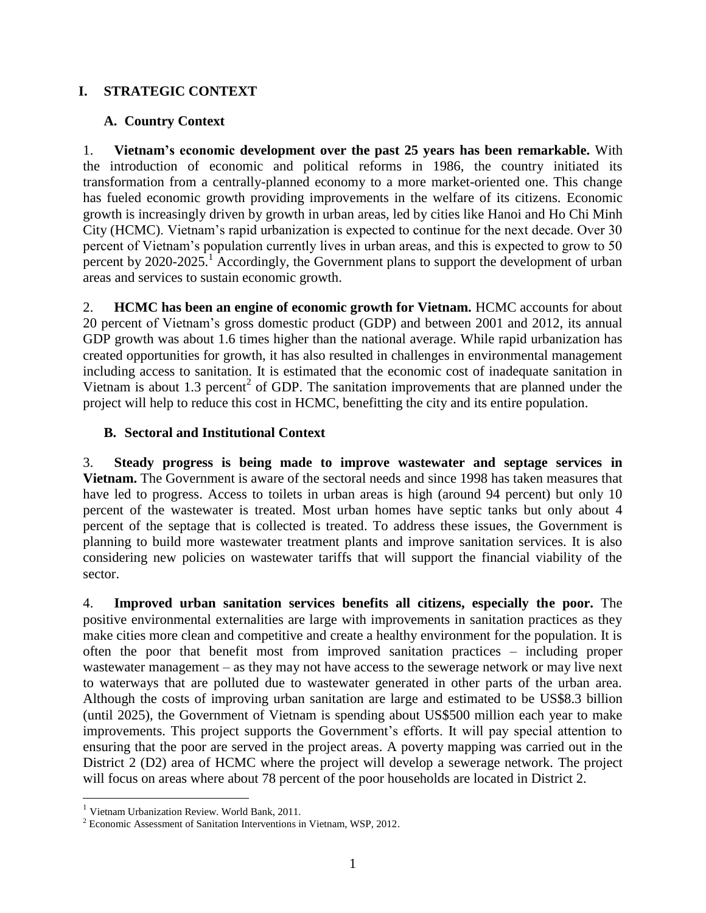# I. STRATEGIC CONTEXT

## A. Country Context

1. **Vietnam's economic development over the past 25 years has been remarkable.** With the introduction of economic and political reforms in 1986, the country initiated its transformation from a centrally-planned economy to a more market-oriented one. This change has fueled economic growth providing improvements in the welfare of its citizens. Economic growth is increasingly driven by growth in urban areas, led by cities like Hanoi and Ho Chi Minh City (HCMC). Vietnam's rapid urbanization is expected to continue for the next decade. Over 30 percent of Vietnam's population currently lives in urban areas, and this is expected to grow to 50 percent by 2020-2025.[1] Accordingly, the Government plans to support the development of urban areas and services to sustain economic growth.

2. **HCMC has been an engine of economic growth for Vietnam.** HCMC accounts for about 20 percent of Vietnam's gross domestic product (GDP) and between 2001 and 2012, its annual GDP growth was about 1.6 times higher than the national average. While rapid urbanization has created opportunities for growth, it has also resulted in challenges in environmental management including access to sanitation. It is estimated that the economic cost of inadequate sanitation in Vietnam is about 1.3 percent[2] of GDP. The sanitation improvements that are planned under the project will help to reduce this cost in HCMC, benefitting the city and its entire population.

## B. Sectoral and Institutional Context

3. **Steady progress is being made to improve wastewater and septage services in Vietnam.** The Government is aware of the sectoral needs and since 1998 has taken measures that have led to progress. Access to toilets in urban areas is high (around 94 percent) but only 10 percent of the wastewater is treated. Most urban homes have septic tanks but only about 4 percent of the septage that is collected is treated. To address these issues, the Government is planning to build more wastewater treatment plants and improve sanitation services. It is also considering new policies on wastewater tariffs that will support the financial viability of the sector.

4. **Improved urban sanitation services benefits all citizens, especially the poor.** The positive environmental externalities are large with improvements in sanitation practices as they make cities more clean and competitive and create a healthy environment for the population. It is often the poor that benefit most from improved sanitation practices – including proper wastewater management – as they may not have access to the sewerage network or may live next to waterways that are polluted due to wastewater generated in other parts of the urban area. Although the costs of improving urban sanitation are large and estimated to be US$8.3 billion (until 2025), the Government of Vietnam is spending about US$500 million each year to make improvements. This project supports the Government's efforts. It will pay special attention to ensuring that the poor are served in the project areas. A poverty mapping was carried out in the District 2 (D2) area of HCMC where the project will develop a sewerage network. The project will focus on areas where about 78 percent of the poor households are located in District 2.

---

[1] Vietnam Urbanization Review. World Bank, 2011.

[2] Economic Assessment of Sanitation Interventions in Vietnam, WSP, 2012.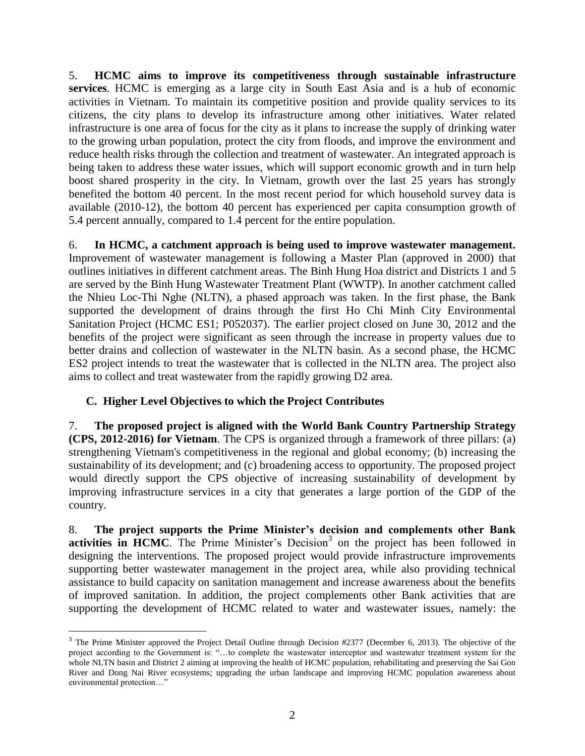5. **HCMC aims to improve its competitiveness through sustainable infrastructure services**. HCMC is emerging as a large city in South East Asia and is a hub of economic activities in Vietnam. To maintain its competitive position and provide quality services to its citizens, the city plans to develop its infrastructure among other initiatives. Water related infrastructure is one area of focus for the city as it plans to increase the supply of drinking water to the growing urban population, protect the city from floods, and improve the environment and reduce health risks through the collection and treatment of wastewater. An integrated approach is being taken to address these water issues, which will support economic growth and in turn help boost shared prosperity in the city. In Vietnam, growth over the last 25 years has strongly benefited the bottom 40 percent. In the most recent period for which household survey data is available (2010-12), the bottom 40 percent has experienced per capita consumption growth of 5.4 percent annually, compared to 1.4 percent for the entire population.

6. **In HCMC, a catchment approach is being used to improve wastewater management.** Improvement of wastewater management is following a Master Plan (approved in 2000) that outlines initiatives in different catchment areas. The Binh Hung Hoa district and Districts 1 and 5 are served by the Binh Hung Wastewater Treatment Plant (WWTP). In another catchment called the Nhieu Loc-Thi Nghe (NLTN), a phased approach was taken. In the first phase, the Bank supported the development of drains through the first Ho Chi Minh City Environmental Sanitation Project (HCMC ES1; P052037). The earlier project closed on June 30, 2012 and the benefits of the project were significant as seen through the increase in property values due to better drains and collection of wastewater in the NLTN basin. As a second phase, the HCMC ES2 project intends to treat the wastewater that is collected in the NLTN area. The project also aims to collect and treat wastewater from the rapidly growing D2 area.

### C. Higher Level Objectives to which the Project Contributes

7. **The proposed project is aligned with the World Bank Country Partnership Strategy (CPS, 2012-2016) for Vietnam**. The CPS is organized through a framework of three pillars: (a) strengthening Vietnam's competitiveness in the regional and global economy; (b) increasing the sustainability of its development; and (c) broadening access to opportunity. The proposed project would directly support the CPS objective of increasing sustainability of development by improving infrastructure services in a city that generates a large portion of the GDP of the country.

8. **The project supports the Prime Minister's decision and complements other Bank activities in HCMC**. The Prime Minister's Decision[3] on the project has been followed in designing the interventions. The proposed project would provide infrastructure improvements supporting better wastewater management in the project area, while also providing technical assistance to build capacity on sanitation management and increase awareness about the benefits of improved sanitation. In addition, the project complements other Bank activities that are supporting the development of HCMC related to water and wastewater issues, namely: the

---

[3] The Prime Minister approved the Project Detail Outline through Decision #2377 (December 6, 2013). The objective of the project according to the Government is: "…to complete the wastewater interceptor and wastewater treatment system for the whole NLTN basin and District 2 aiming at improving the health of HCMC population, rehabilitating and preserving the Sai Gon River and Dong Nai River ecosystems; upgrading the urban landscape and improving HCMC population awareness about environmental protection…"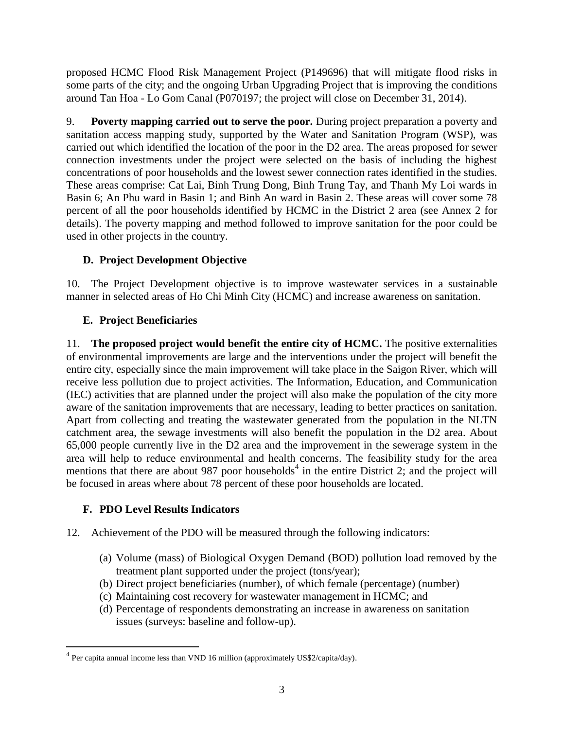proposed HCMC Flood Risk Management Project (P149696) that will mitigate flood risks in some parts of the city; and the ongoing Urban Upgrading Project that is improving the conditions around Tan Hoa - Lo Gom Canal (P070197; the project will close on December 31, 2014).

9. **Poverty mapping carried out to serve the poor.** During project preparation a poverty and sanitation access mapping study, supported by the Water and Sanitation Program (WSP), was carried out which identified the location of the poor in the D2 area. The areas proposed for sewer connection investments under the project were selected on the basis of including the highest concentrations of poor households and the lowest sewer connection rates identified in the studies. These areas comprise: Cat Lai, Binh Trung Dong, Binh Trung Tay, and Thanh My Loi wards in Basin 6; An Phu ward in Basin 1; and Binh An ward in Basin 2. These areas will cover some 78 percent of all the poor households identified by HCMC in the District 2 area (see Annex 2 for details). The poverty mapping and method followed to improve sanitation for the poor could be used in other projects in the country.

## D. Project Development Objective

10. The Project Development objective is to improve wastewater services in a sustainable manner in selected areas of Ho Chi Minh City (HCMC) and increase awareness on sanitation.

## E. Project Beneficiaries

11. **The proposed project would benefit the entire city of HCMC.** The positive externalities of environmental improvements are large and the interventions under the project will benefit the entire city, especially since the main improvement will take place in the Saigon River, which will receive less pollution due to project activities. The Information, Education, and Communication (IEC) activities that are planned under the project will also make the population of the city more aware of the sanitation improvements that are necessary, leading to better practices on sanitation. Apart from collecting and treating the wastewater generated from the population in the NLTN catchment area, the sewage investments will also benefit the population in the D2 area. About 65,000 people currently live in the D2 area and the improvement in the sewerage system in the area will help to reduce environmental and health concerns. The feasibility study for the area mentions that there are about 987 poor households[4] in the entire District 2; and the project will be focused in areas where about 78 percent of these poor households are located.

## F. PDO Level Results Indicators

12. Achievement of the PDO will be measured through the following indicators:

(a) Volume (mass) of Biological Oxygen Demand (BOD) pollution load removed by the treatment plant supported under the project (tons/year);
(b) Direct project beneficiaries (number), of which female (percentage) (number)
(c) Maintaining cost recovery for wastewater management in HCMC; and
(d) Percentage of respondents demonstrating an increase in awareness on sanitation issues (surveys: baseline and follow-up).

---

[4] Per capita annual income less than VND 16 million (approximately US$2/capita/day).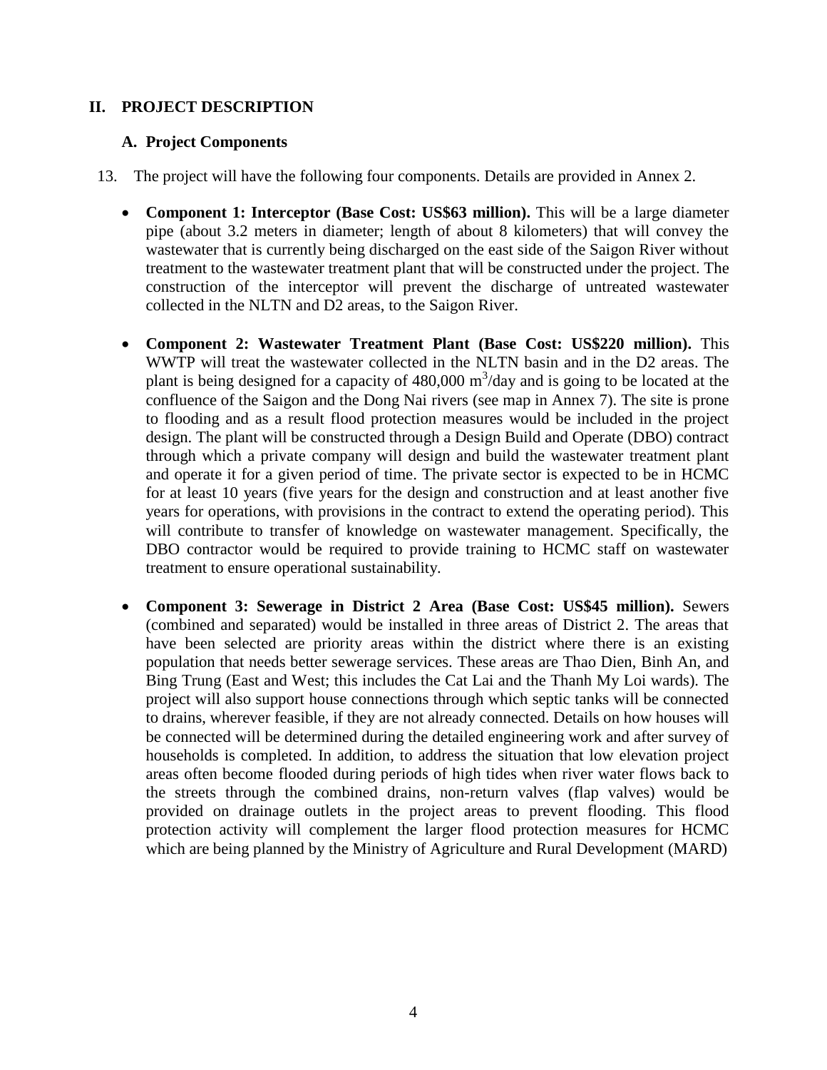## II. PROJECT DESCRIPTION

### A. Project Components

13. The project will have the following four components. Details are provided in Annex 2.

- **Component 1: Interceptor (Base Cost: US$63 million).** This will be a large diameter pipe (about 3.2 meters in diameter; length of about 8 kilometers) that will convey the wastewater that is currently being discharged on the east side of the Saigon River without treatment to the wastewater treatment plant that will be constructed under the project. The construction of the interceptor will prevent the discharge of untreated wastewater collected in the NLTN and D2 areas, to the Saigon River.

- **Component 2: Wastewater Treatment Plant (Base Cost: US$220 million).** This WWTP will treat the wastewater collected in the NLTN basin and in the D2 areas. The plant is being designed for a capacity of 480,000 $m^3$/day and is going to be located at the confluence of the Saigon and the Dong Nai rivers (see map in Annex 7). The site is prone to flooding and as a result flood protection measures would be included in the project design. The plant will be constructed through a Design Build and Operate (DBO) contract through which a private company will design and build the wastewater treatment plant and operate it for a given period of time. The private sector is expected to be in HCMC for at least 10 years (five years for the design and construction and at least another five years for operations, with provisions in the contract to extend the operating period). This will contribute to transfer of knowledge on wastewater management. Specifically, the DBO contractor would be required to provide training to HCMC staff on wastewater treatment to ensure operational sustainability.

- **Component 3: Sewerage in District 2 Area (Base Cost: US$45 million).** Sewers (combined and separated) would be installed in three areas of District 2. The areas that have been selected are priority areas within the district where there is an existing population that needs better sewerage services. These areas are Thao Dien, Binh An, and Bing Trung (East and West; this includes the Cat Lai and the Thanh My Loi wards). The project will also support house connections through which septic tanks will be connected to drains, wherever feasible, if they are not already connected. Details on how houses will be connected will be determined during the detailed engineering work and after survey of households is completed. In addition, to address the situation that low elevation project areas often become flooded during periods of high tides when river water flows back to the streets through the combined drains, non-return valves (flap valves) would be provided on drainage outlets in the project areas to prevent flooding. This flood protection activity will complement the larger flood protection measures for HCMC which are being planned by the Ministry of Agriculture and Rural Development (MARD)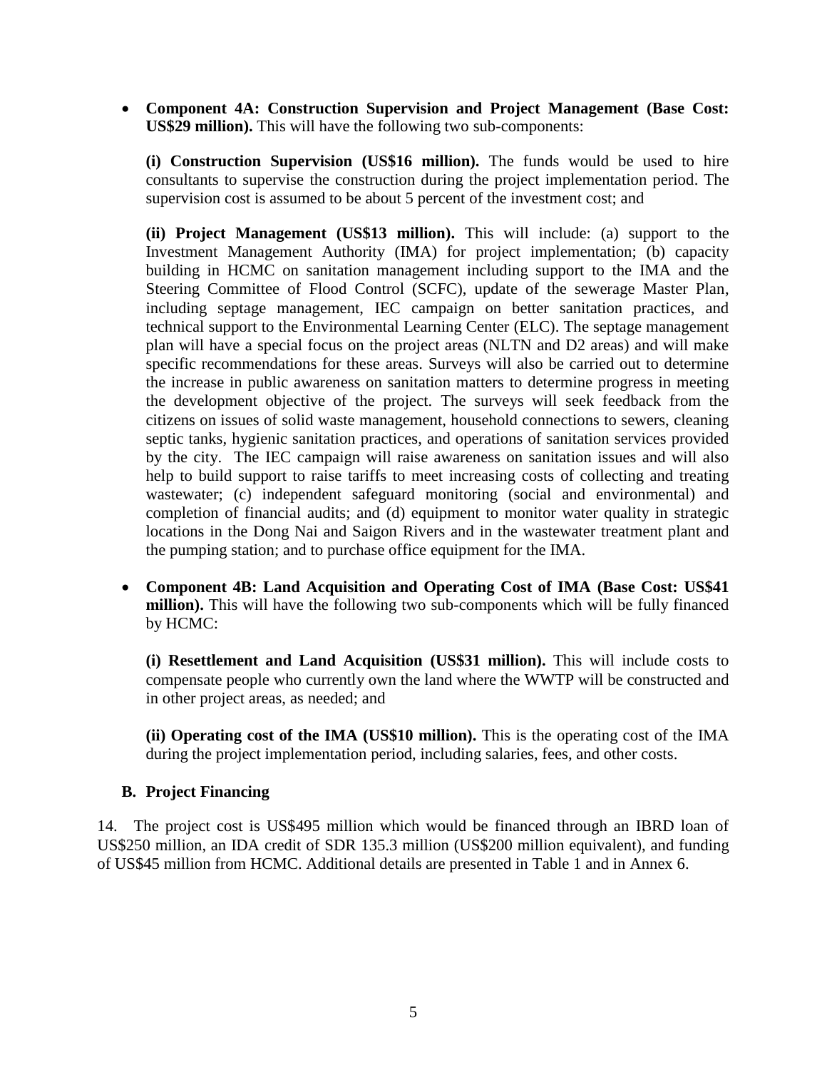- **Component 4A: Construction Supervision and Project Management (Base Cost: US$29 million).** This will have the following two sub-components:

  **(i) Construction Supervision (US$16 million).** The funds would be used to hire consultants to supervise the construction during the project implementation period. The supervision cost is assumed to be about 5 percent of the investment cost; and

  **(ii) Project Management (US$13 million).** This will include: (a) support to the Investment Management Authority (IMA) for project implementation; (b) capacity building in HCMC on sanitation management including support to the IMA and the Steering Committee of Flood Control (SCFC), update of the sewerage Master Plan, including septage management, IEC campaign on better sanitation practices, and technical support to the Environmental Learning Center (ELC). The septage management plan will have a special focus on the project areas (NLTN and D2 areas) and will make specific recommendations for these areas. Surveys will also be carried out to determine the increase in public awareness on sanitation matters to determine progress in meeting the development objective of the project. The surveys will seek feedback from the citizens on issues of solid waste management, household connections to sewers, cleaning septic tanks, hygienic sanitation practices, and operations of sanitation services provided by the city. The IEC campaign will raise awareness on sanitation issues and will also help to build support to raise tariffs to meet increasing costs of collecting and treating wastewater; (c) independent safeguard monitoring (social and environmental) and completion of financial audits; and (d) equipment to monitor water quality in strategic locations in the Dong Nai and Saigon Rivers and in the wastewater treatment plant and the pumping station; and to purchase office equipment for the IMA.

- **Component 4B: Land Acquisition and Operating Cost of IMA (Base Cost: US$41 million).** This will have the following two sub-components which will be fully financed by HCMC:

  **(i) Resettlement and Land Acquisition (US$31 million).** This will include costs to compensate people who currently own the land where the WWTP will be constructed and in other project areas, as needed; and

  **(ii) Operating cost of the IMA (US$10 million).** This is the operating cost of the IMA during the project implementation period, including salaries, fees, and other costs.

### B. Project Financing

14. The project cost is US$495 million which would be financed through an IBRD loan of US$250 million, an IDA credit of SDR 135.3 million (US$200 million equivalent), and funding of US$45 million from HCMC. Additional details are presented in Table 1 and in Annex 6.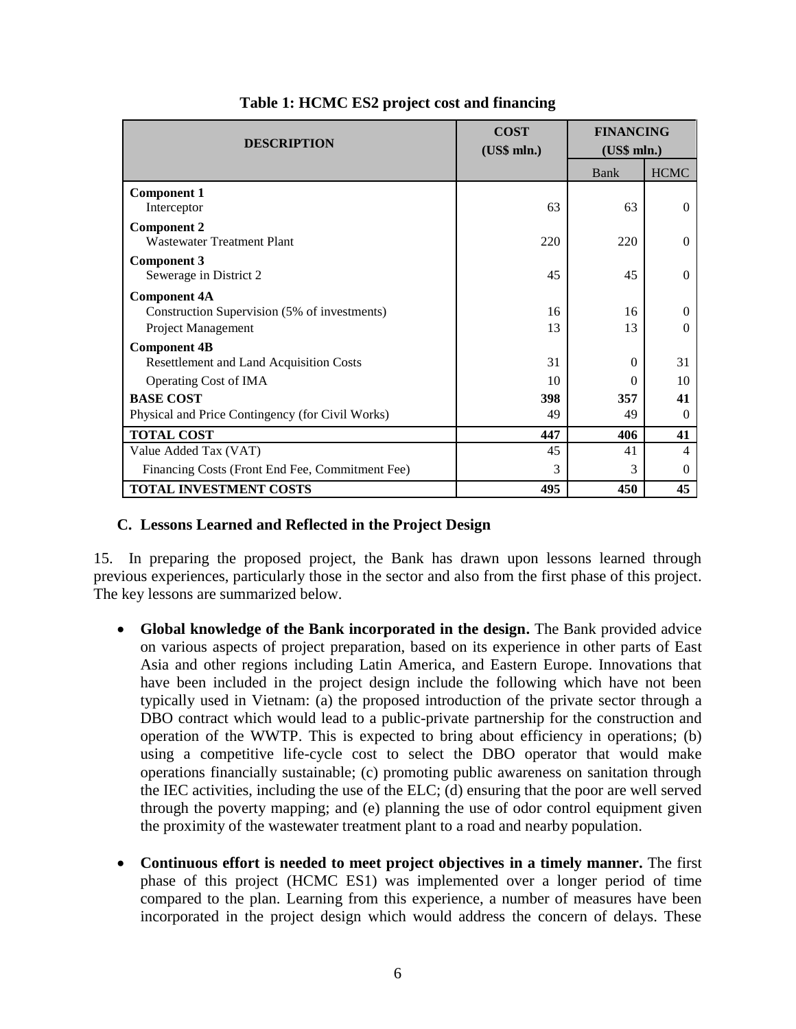**Table 1: HCMC ES2 project cost and financing**

| DESCRIPTION | COST (US$ mln.) | FINANCING (US$ mln.) | |
|---|---|---|---|
| | | Bank | HCMC |
| **Component 1**<br>Interceptor | 63 | 63 | 0 |
| **Component 2**<br>Wastewater Treatment Plant | 220 | 220 | 0 |
| **Component 3**<br>Sewerage in District 2 | 45 | 45 | 0 |
| **Component 4A**<br>Construction Supervision (5% of investments) | 16 | 16 | 0 |
| Project Management | 13 | 13 | 0 |
| **Component 4B**<br>Resettlement and Land Acquisition Costs | 31 | 0 | 31 |
| Operating Cost of IMA | 10 | 0 | 10 |
| **BASE COST** | **398** | **357** | **41** |
| Physical and Price Contingency (for Civil Works) | 49 | 49 | 0 |
| **TOTAL COST** | **447** | **406** | **41** |
| Value Added Tax (VAT) | 45 | 41 | 4 |
| Financing Costs (Front End Fee, Commitment Fee) | 3 | 3 | 0 |
| **TOTAL INVESTMENT COSTS** | **495** | **450** | **45** |

### C. Lessons Learned and Reflected in the Project Design

15. In preparing the proposed project, the Bank has drawn upon lessons learned through previous experiences, particularly those in the sector and also from the first phase of this project. The key lessons are summarized below.

- **Global knowledge of the Bank incorporated in the design.** The Bank provided advice on various aspects of project preparation, based on its experience in other parts of East Asia and other regions including Latin America, and Eastern Europe. Innovations that have been included in the project design include the following which have not been typically used in Vietnam: (a) the proposed introduction of the private sector through a DBO contract which would lead to a public-private partnership for the construction and operation of the WWTP. This is expected to bring about efficiency in operations; (b) using a competitive life-cycle cost to select the DBO operator that would make operations financially sustainable; (c) promoting public awareness on sanitation through the IEC activities, including the use of the ELC; (d) ensuring that the poor are well served through the poverty mapping; and (e) planning the use of odor control equipment given the proximity of the wastewater treatment plant to a road and nearby population.

- **Continuous effort is needed to meet project objectives in a timely manner.** The first phase of this project (HCMC ES1) was implemented over a longer period of time compared to the plan. Learning from this experience, a number of measures have been incorporated in the project design which would address the concern of delays. These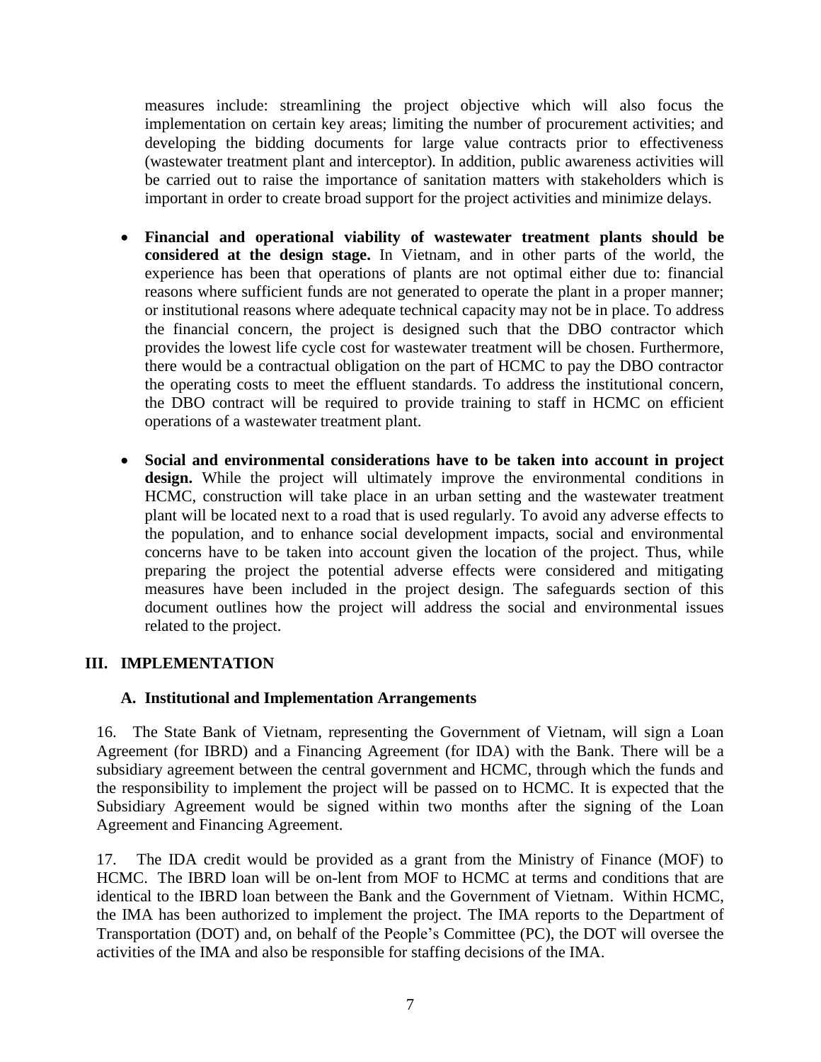measures include: streamlining the project objective which will also focus the implementation on certain key areas; limiting the number of procurement activities; and developing the bidding documents for large value contracts prior to effectiveness (wastewater treatment plant and interceptor). In addition, public awareness activities will be carried out to raise the importance of sanitation matters with stakeholders which is important in order to create broad support for the project activities and minimize delays.

- **Financial and operational viability of wastewater treatment plants should be considered at the design stage.** In Vietnam, and in other parts of the world, the experience has been that operations of plants are not optimal either due to: financial reasons where sufficient funds are not generated to operate the plant in a proper manner; or institutional reasons where adequate technical capacity may not be in place. To address the financial concern, the project is designed such that the DBO contractor which provides the lowest life cycle cost for wastewater treatment will be chosen. Furthermore, there would be a contractual obligation on the part of HCMC to pay the DBO contractor the operating costs to meet the effluent standards. To address the institutional concern, the DBO contract will be required to provide training to staff in HCMC on efficient operations of a wastewater treatment plant.

- **Social and environmental considerations have to be taken into account in project design.** While the project will ultimately improve the environmental conditions in HCMC, construction will take place in an urban setting and the wastewater treatment plant will be located next to a road that is used regularly. To avoid any adverse effects to the population, and to enhance social development impacts, social and environmental concerns have to be taken into account given the location of the project. Thus, while preparing the project the potential adverse effects were considered and mitigating measures have been included in the project design. The safeguards section of this document outlines how the project will address the social and environmental issues related to the project.

## III. IMPLEMENTATION

### A. Institutional and Implementation Arrangements

16. The State Bank of Vietnam, representing the Government of Vietnam, will sign a Loan Agreement (for IBRD) and a Financing Agreement (for IDA) with the Bank. There will be a subsidiary agreement between the central government and HCMC, through which the funds and the responsibility to implement the project will be passed on to HCMC. It is expected that the Subsidiary Agreement would be signed within two months after the signing of the Loan Agreement and Financing Agreement.

17. The IDA credit would be provided as a grant from the Ministry of Finance (MOF) to HCMC. The IBRD loan will be on-lent from MOF to HCMC at terms and conditions that are identical to the IBRD loan between the Bank and the Government of Vietnam. Within HCMC, the IMA has been authorized to implement the project. The IMA reports to the Department of Transportation (DOT) and, on behalf of the People's Committee (PC), the DOT will oversee the activities of the IMA and also be responsible for staffing decisions of the IMA.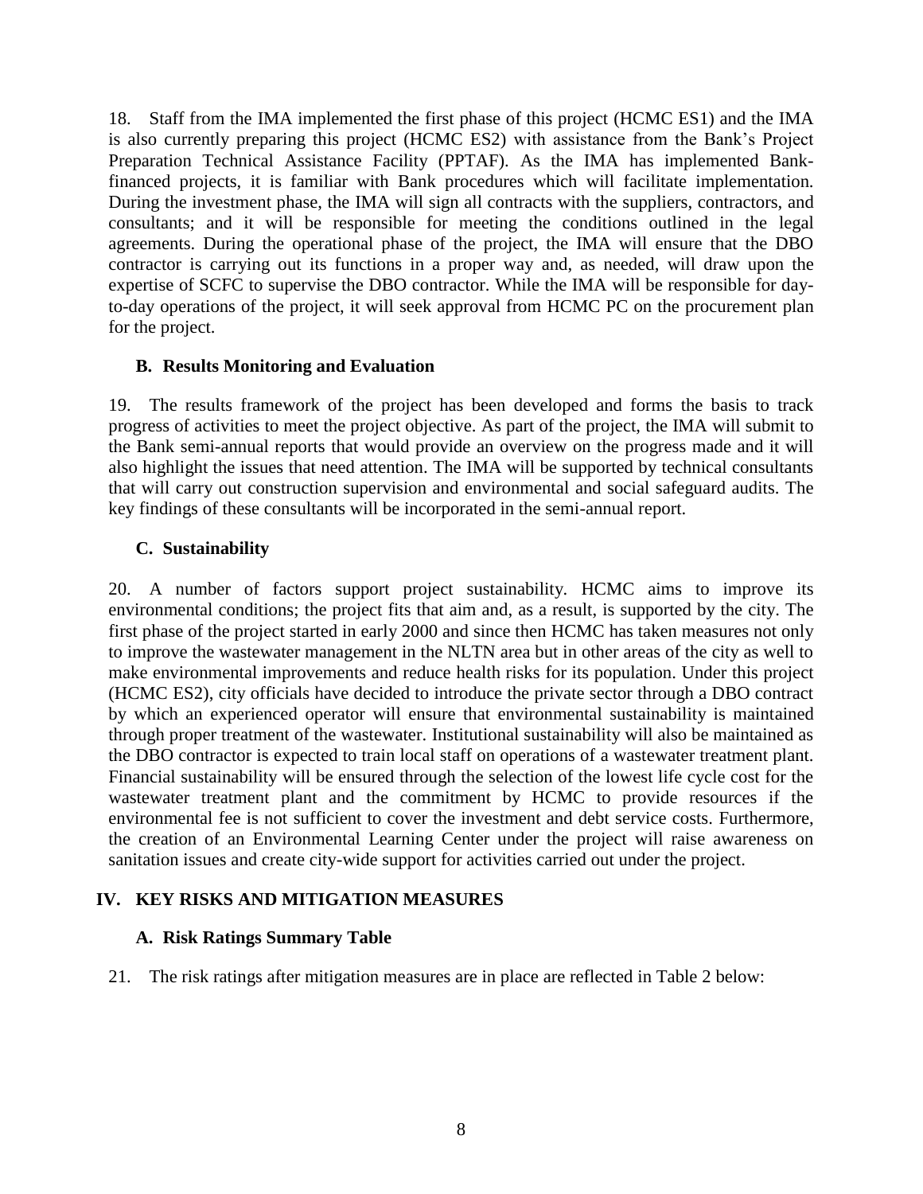18. Staff from the IMA implemented the first phase of this project (HCMC ES1) and the IMA is also currently preparing this project (HCMC ES2) with assistance from the Bank's Project Preparation Technical Assistance Facility (PPTAF). As the IMA has implemented Bank-financed projects, it is familiar with Bank procedures which will facilitate implementation. During the investment phase, the IMA will sign all contracts with the suppliers, contractors, and consultants; and it will be responsible for meeting the conditions outlined in the legal agreements. During the operational phase of the project, the IMA will ensure that the DBO contractor is carrying out its functions in a proper way and, as needed, will draw upon the expertise of SCFC to supervise the DBO contractor. While the IMA will be responsible for day-to-day operations of the project, it will seek approval from HCMC PC on the procurement plan for the project.

### B. Results Monitoring and Evaluation

19. The results framework of the project has been developed and forms the basis to track progress of activities to meet the project objective. As part of the project, the IMA will submit to the Bank semi-annual reports that would provide an overview on the progress made and it will also highlight the issues that need attention. The IMA will be supported by technical consultants that will carry out construction supervision and environmental and social safeguard audits. The key findings of these consultants will be incorporated in the semi-annual report.

### C. Sustainability

20. A number of factors support project sustainability. HCMC aims to improve its environmental conditions; the project fits that aim and, as a result, is supported by the city. The first phase of the project started in early 2000 and since then HCMC has taken measures not only to improve the wastewater management in the NLTN area but in other areas of the city as well to make environmental improvements and reduce health risks for its population. Under this project (HCMC ES2), city officials have decided to introduce the private sector through a DBO contract by which an experienced operator will ensure that environmental sustainability is maintained through proper treatment of the wastewater. Institutional sustainability will also be maintained as the DBO contractor is expected to train local staff on operations of a wastewater treatment plant. Financial sustainability will be ensured through the selection of the lowest life cycle cost for the wastewater treatment plant and the commitment by HCMC to provide resources if the environmental fee is not sufficient to cover the investment and debt service costs. Furthermore, the creation of an Environmental Learning Center under the project will raise awareness on sanitation issues and create city-wide support for activities carried out under the project.

## IV. KEY RISKS AND MITIGATION MEASURES

### A. Risk Ratings Summary Table

21. The risk ratings after mitigation measures are in place are reflected in Table 2 below: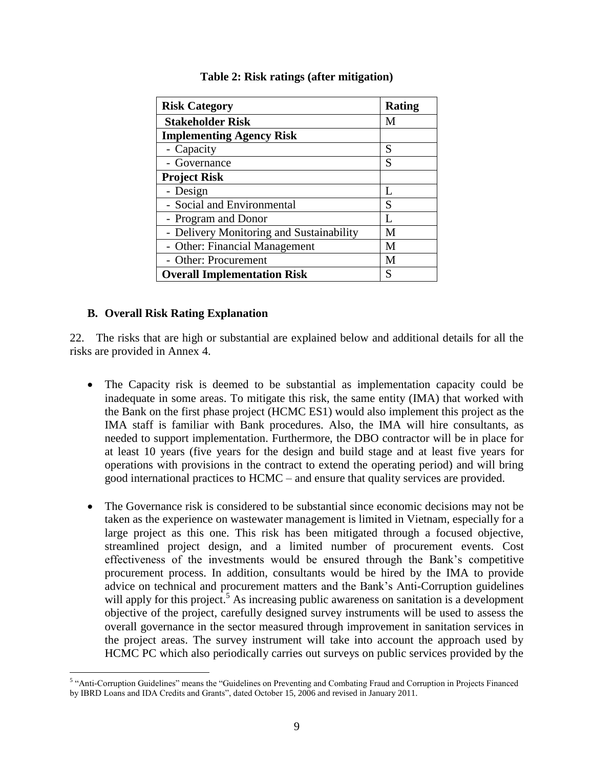**Table 2: Risk ratings (after mitigation)**

| Risk Category | Rating |
|---|---|
| **Stakeholder Risk** | M |
| **Implementing Agency Risk** | |
| - Capacity | S |
| - Governance | S |
| **Project Risk** | |
| - Design | L |
| - Social and Environmental | S |
| - Program and Donor | L |
| - Delivery Monitoring and Sustainability | M |
| - Other: Financial Management | M |
| - Other: Procurement | M |
| **Overall Implementation Risk** | S |

### B. Overall Risk Rating Explanation

22. The risks that are high or substantial are explained below and additional details for all the risks are provided in Annex 4.

- The Capacity risk is deemed to be substantial as implementation capacity could be inadequate in some areas. To mitigate this risk, the same entity (IMA) that worked with the Bank on the first phase project (HCMC ES1) would also implement this project as the IMA staff is familiar with Bank procedures. Also, the IMA will hire consultants, as needed to support implementation. Furthermore, the DBO contractor will be in place for at least 10 years (five years for the design and build stage and at least five years for operations with provisions in the contract to extend the operating period) and will bring good international practices to HCMC – and ensure that quality services are provided.

- The Governance risk is considered to be substantial since economic decisions may not be taken as the experience on wastewater management is limited in Vietnam, especially for a large project as this one. This risk has been mitigated through a focused objective, streamlined project design, and a limited number of procurement events. Cost effectiveness of the investments would be ensured through the Bank's competitive procurement process. In addition, consultants would be hired by the IMA to provide advice on technical and procurement matters and the Bank's Anti-Corruption guidelines will apply for this project.[5] As increasing public awareness on sanitation is a development objective of the project, carefully designed survey instruments will be used to assess the overall governance in the sector measured through improvement in sanitation services in the project areas. The survey instrument will take into account the approach used by HCMC PC which also periodically carries out surveys on public services provided by the

[5] "Anti-Corruption Guidelines" means the "Guidelines on Preventing and Combating Fraud and Corruption in Projects Financed by IBRD Loans and IDA Credits and Grants", dated October 15, 2006 and revised in January 2011.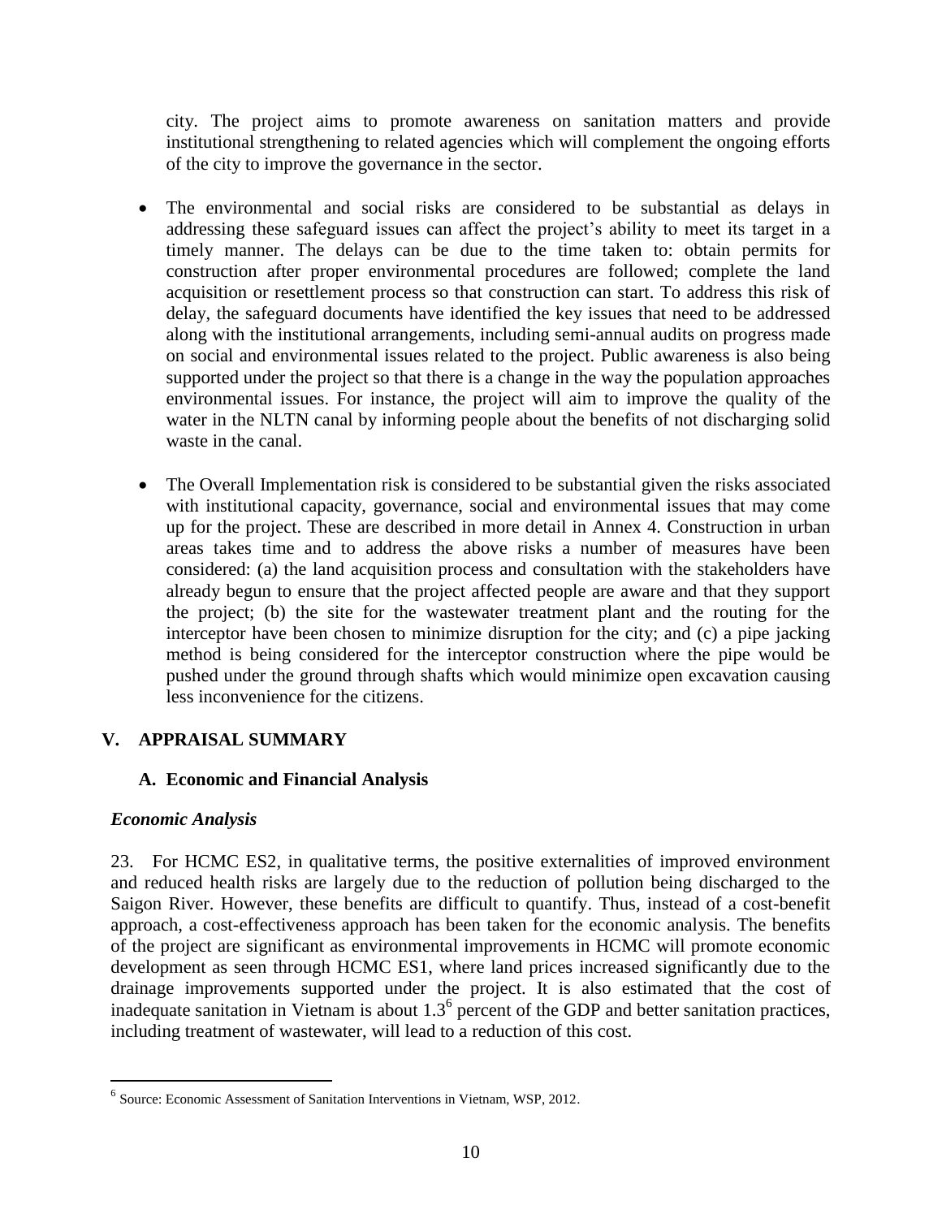city. The project aims to promote awareness on sanitation matters and provide institutional strengthening to related agencies which will complement the ongoing efforts of the city to improve the governance in the sector.

- The environmental and social risks are considered to be substantial as delays in addressing these safeguard issues can affect the project's ability to meet its target in a timely manner. The delays can be due to the time taken to: obtain permits for construction after proper environmental procedures are followed; complete the land acquisition or resettlement process so that construction can start. To address this risk of delay, the safeguard documents have identified the key issues that need to be addressed along with the institutional arrangements, including semi-annual audits on progress made on social and environmental issues related to the project. Public awareness is also being supported under the project so that there is a change in the way the population approaches environmental issues. For instance, the project will aim to improve the quality of the water in the NLTN canal by informing people about the benefits of not discharging solid waste in the canal.

- The Overall Implementation risk is considered to be substantial given the risks associated with institutional capacity, governance, social and environmental issues that may come up for the project. These are described in more detail in Annex 4. Construction in urban areas takes time and to address the above risks a number of measures have been considered: (a) the land acquisition process and consultation with the stakeholders have already begun to ensure that the project affected people are aware and that they support the project; (b) the site for the wastewater treatment plant and the routing for the interceptor have been chosen to minimize disruption for the city; and (c) a pipe jacking method is being considered for the interceptor construction where the pipe would be pushed under the ground through shafts which would minimize open excavation causing less inconvenience for the citizens.

## V. APPRAISAL SUMMARY

### A. Economic and Financial Analysis

#### *Economic Analysis*

23. For HCMC ES2, in qualitative terms, the positive externalities of improved environment and reduced health risks are largely due to the reduction of pollution being discharged to the Saigon River. However, these benefits are difficult to quantify. Thus, instead of a cost-benefit approach, a cost-effectiveness approach has been taken for the economic analysis. The benefits of the project are significant as environmental improvements in HCMC will promote economic development as seen through HCMC ES1, where land prices increased significantly due to the drainage improvements supported under the project. It is also estimated that the cost of inadequate sanitation in Vietnam is about 1.3[6] percent of the GDP and better sanitation practices, including treatment of wastewater, will lead to a reduction of this cost.

---

[6] Source: Economic Assessment of Sanitation Interventions in Vietnam, WSP, 2012.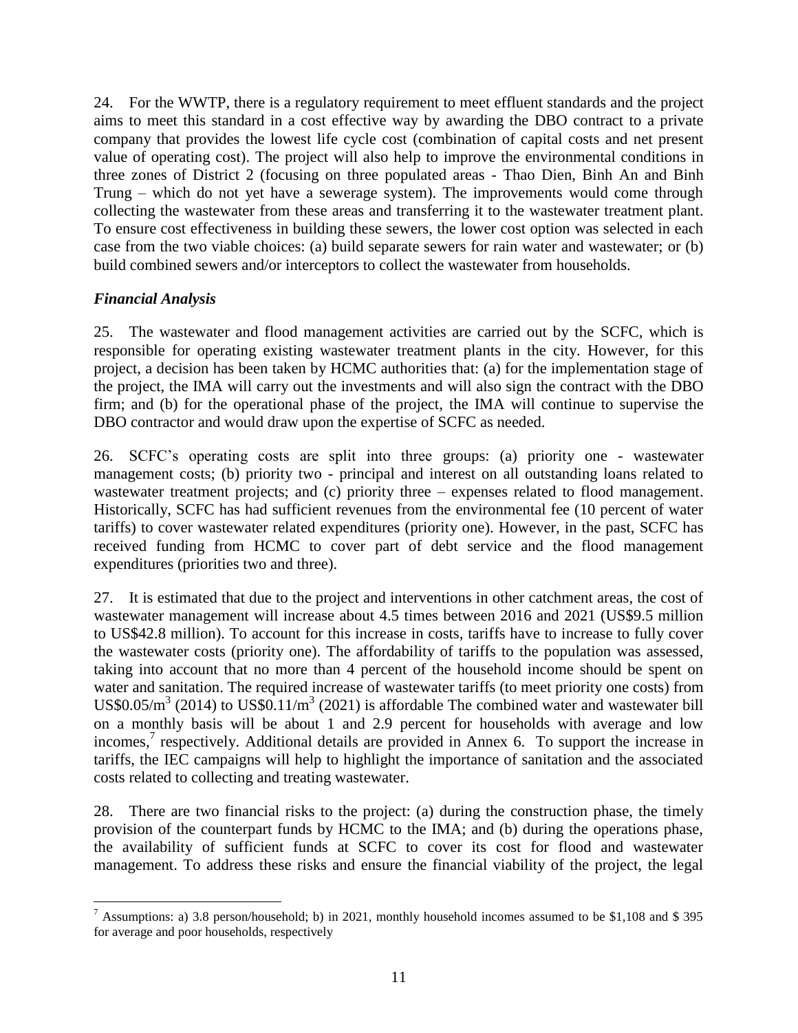24. For the WWTP, there is a regulatory requirement to meet effluent standards and the project aims to meet this standard in a cost effective way by awarding the DBO contract to a private company that provides the lowest life cycle cost (combination of capital costs and net present value of operating cost). The project will also help to improve the environmental conditions in three zones of District 2 (focusing on three populated areas - Thao Dien, Binh An and Binh Trung – which do not yet have a sewerage system). The improvements would come through collecting the wastewater from these areas and transferring it to the wastewater treatment plant. To ensure cost effectiveness in building these sewers, the lower cost option was selected in each case from the two viable choices: (a) build separate sewers for rain water and wastewater; or (b) build combined sewers and/or interceptors to collect the wastewater from households.

### *Financial Analysis*

25. The wastewater and flood management activities are carried out by the SCFC, which is responsible for operating existing wastewater treatment plants in the city. However, for this project, a decision has been taken by HCMC authorities that: (a) for the implementation stage of the project, the IMA will carry out the investments and will also sign the contract with the DBO firm; and (b) for the operational phase of the project, the IMA will continue to supervise the DBO contractor and would draw upon the expertise of SCFC as needed.

26. SCFC's operating costs are split into three groups: (a) priority one - wastewater management costs; (b) priority two - principal and interest on all outstanding loans related to wastewater treatment projects; and (c) priority three – expenses related to flood management. Historically, SCFC has had sufficient revenues from the environmental fee (10 percent of water tariffs) to cover wastewater related expenditures (priority one). However, in the past, SCFC has received funding from HCMC to cover part of debt service and the flood management expenditures (priorities two and three).

27. It is estimated that due to the project and interventions in other catchment areas, the cost of wastewater management will increase about 4.5 times between 2016 and 2021 (US$9.5 million to US$42.8 million). To account for this increase in costs, tariffs have to increase to fully cover the wastewater costs (priority one). The affordability of tariffs to the population was assessed, taking into account that no more than 4 percent of the household income should be spent on water and sanitation. The required increase of wastewater tariffs (to meet priority one costs) from US$0.05/m$^3$ (2014) to US$0.11/m$^3$ (2021) is affordable The combined water and wastewater bill on a monthly basis will be about 1 and 2.9 percent for households with average and low incomes,[7] respectively. Additional details are provided in Annex 6. To support the increase in tariffs, the IEC campaigns will help to highlight the importance of sanitation and the associated costs related to collecting and treating wastewater.

28. There are two financial risks to the project: (a) during the construction phase, the timely provision of the counterpart funds by HCMC to the IMA; and (b) during the operations phase, the availability of sufficient funds at SCFC to cover its cost for flood and wastewater management. To address these risks and ensure the financial viability of the project, the legal

---

[7] Assumptions: a) 3.8 person/household; b) in 2021, monthly household incomes assumed to be $1,108 and $ 395 for average and poor households, respectively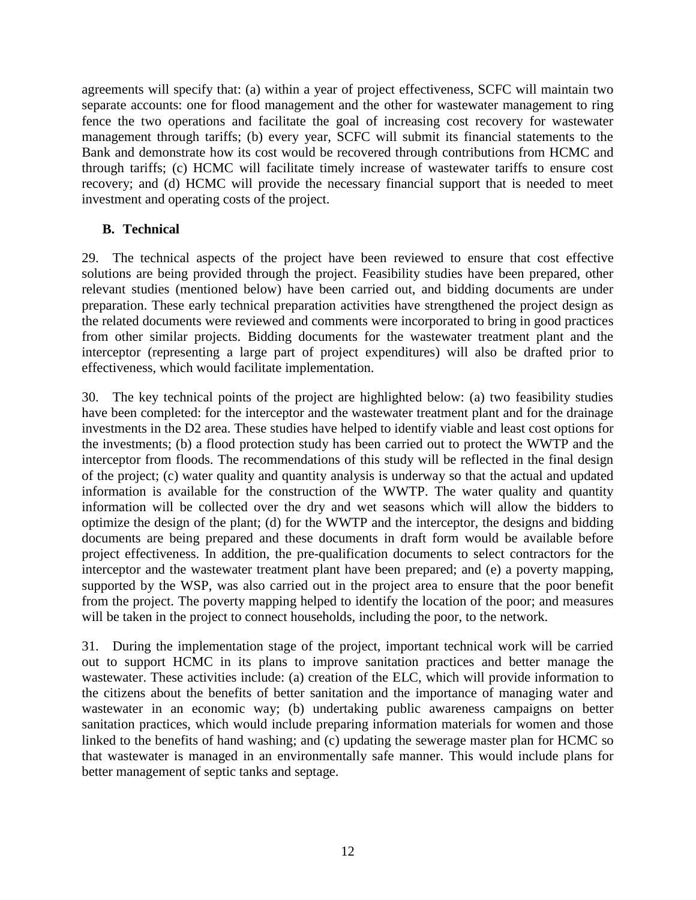agreements will specify that: (a) within a year of project effectiveness, SCFC will maintain two separate accounts: one for flood management and the other for wastewater management to ring fence the two operations and facilitate the goal of increasing cost recovery for wastewater management through tariffs; (b) every year, SCFC will submit its financial statements to the Bank and demonstrate how its cost would be recovered through contributions from HCMC and through tariffs; (c) HCMC will facilitate timely increase of wastewater tariffs to ensure cost recovery; and (d) HCMC will provide the necessary financial support that is needed to meet investment and operating costs of the project.

## B. Technical

29. The technical aspects of the project have been reviewed to ensure that cost effective solutions are being provided through the project. Feasibility studies have been prepared, other relevant studies (mentioned below) have been carried out, and bidding documents are under preparation. These early technical preparation activities have strengthened the project design as the related documents were reviewed and comments were incorporated to bring in good practices from other similar projects. Bidding documents for the wastewater treatment plant and the interceptor (representing a large part of project expenditures) will also be drafted prior to effectiveness, which would facilitate implementation.

30. The key technical points of the project are highlighted below: (a) two feasibility studies have been completed: for the interceptor and the wastewater treatment plant and for the drainage investments in the D2 area. These studies have helped to identify viable and least cost options for the investments; (b) a flood protection study has been carried out to protect the WWTP and the interceptor from floods. The recommendations of this study will be reflected in the final design of the project; (c) water quality and quantity analysis is underway so that the actual and updated information is available for the construction of the WWTP. The water quality and quantity information will be collected over the dry and wet seasons which will allow the bidders to optimize the design of the plant; (d) for the WWTP and the interceptor, the designs and bidding documents are being prepared and these documents in draft form would be available before project effectiveness. In addition, the pre-qualification documents to select contractors for the interceptor and the wastewater treatment plant have been prepared; and (e) a poverty mapping, supported by the WSP, was also carried out in the project area to ensure that the poor benefit from the project. The poverty mapping helped to identify the location of the poor; and measures will be taken in the project to connect households, including the poor, to the network.

31. During the implementation stage of the project, important technical work will be carried out to support HCMC in its plans to improve sanitation practices and better manage the wastewater. These activities include: (a) creation of the ELC, which will provide information to the citizens about the benefits of better sanitation and the importance of managing water and wastewater in an economic way; (b) undertaking public awareness campaigns on better sanitation practices, which would include preparing information materials for women and those linked to the benefits of hand washing; and (c) updating the sewerage master plan for HCMC so that wastewater is managed in an environmentally safe manner. This would include plans for better management of septic tanks and septage.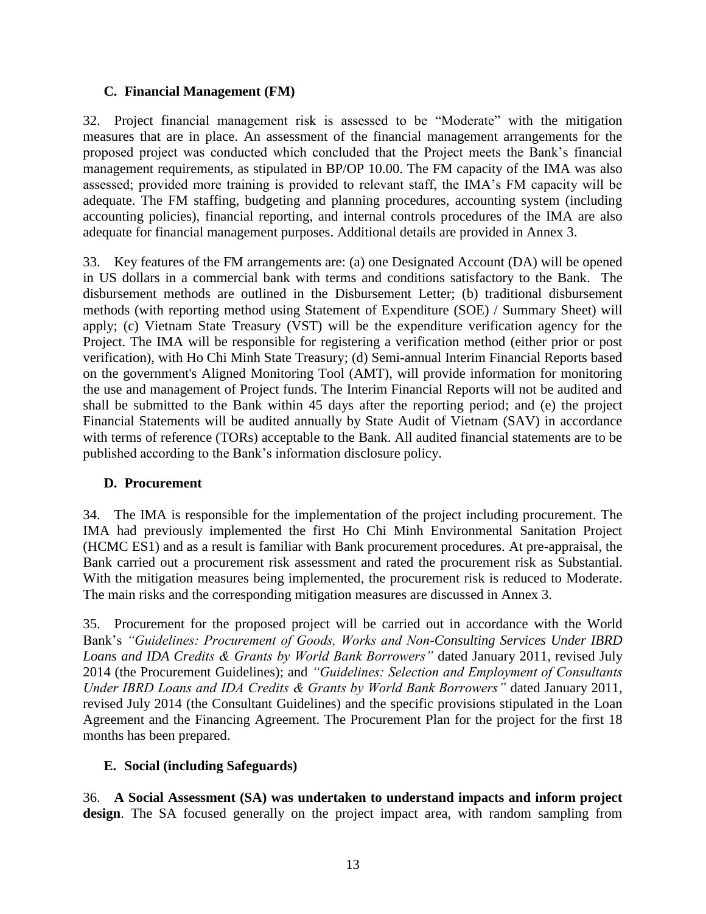### C. Financial Management (FM)

32. Project financial management risk is assessed to be "Moderate" with the mitigation measures that are in place. An assessment of the financial management arrangements for the proposed project was conducted which concluded that the Project meets the Bank's financial management requirements, as stipulated in BP/OP 10.00. The FM capacity of the IMA was also assessed; provided more training is provided to relevant staff, the IMA's FM capacity will be adequate. The FM staffing, budgeting and planning procedures, accounting system (including accounting policies), financial reporting, and internal controls procedures of the IMA are also adequate for financial management purposes. Additional details are provided in Annex 3.

33. Key features of the FM arrangements are: (a) one Designated Account (DA) will be opened in US dollars in a commercial bank with terms and conditions satisfactory to the Bank. The disbursement methods are outlined in the Disbursement Letter; (b) traditional disbursement methods (with reporting method using Statement of Expenditure (SOE) / Summary Sheet) will apply; (c) Vietnam State Treasury (VST) will be the expenditure verification agency for the Project. The IMA will be responsible for registering a verification method (either prior or post verification), with Ho Chi Minh State Treasury; (d) Semi-annual Interim Financial Reports based on the government's Aligned Monitoring Tool (AMT), will provide information for monitoring the use and management of Project funds. The Interim Financial Reports will not be audited and shall be submitted to the Bank within 45 days after the reporting period; and (e) the project Financial Statements will be audited annually by State Audit of Vietnam (SAV) in accordance with terms of reference (TORs) acceptable to the Bank. All audited financial statements are to be published according to the Bank's information disclosure policy.

### D. Procurement

34. The IMA is responsible for the implementation of the project including procurement. The IMA had previously implemented the first Ho Chi Minh Environmental Sanitation Project (HCMC ES1) and as a result is familiar with Bank procurement procedures. At pre-appraisal, the Bank carried out a procurement risk assessment and rated the procurement risk as Substantial. With the mitigation measures being implemented, the procurement risk is reduced to Moderate. The main risks and the corresponding mitigation measures are discussed in Annex 3.

35. Procurement for the proposed project will be carried out in accordance with the World Bank's *"Guidelines: Procurement of Goods, Works and Non-Consulting Services Under IBRD Loans and IDA Credits & Grants by World Bank Borrowers"* dated January 2011, revised July 2014 (the Procurement Guidelines); and *"Guidelines: Selection and Employment of Consultants Under IBRD Loans and IDA Credits & Grants by World Bank Borrowers"* dated January 2011, revised July 2014 (the Consultant Guidelines) and the specific provisions stipulated in the Loan Agreement and the Financing Agreement. The Procurement Plan for the project for the first 18 months has been prepared.

### E. Social (including Safeguards)

36. **A Social Assessment (SA) was undertaken to understand impacts and inform project design**. The SA focused generally on the project impact area, with random sampling from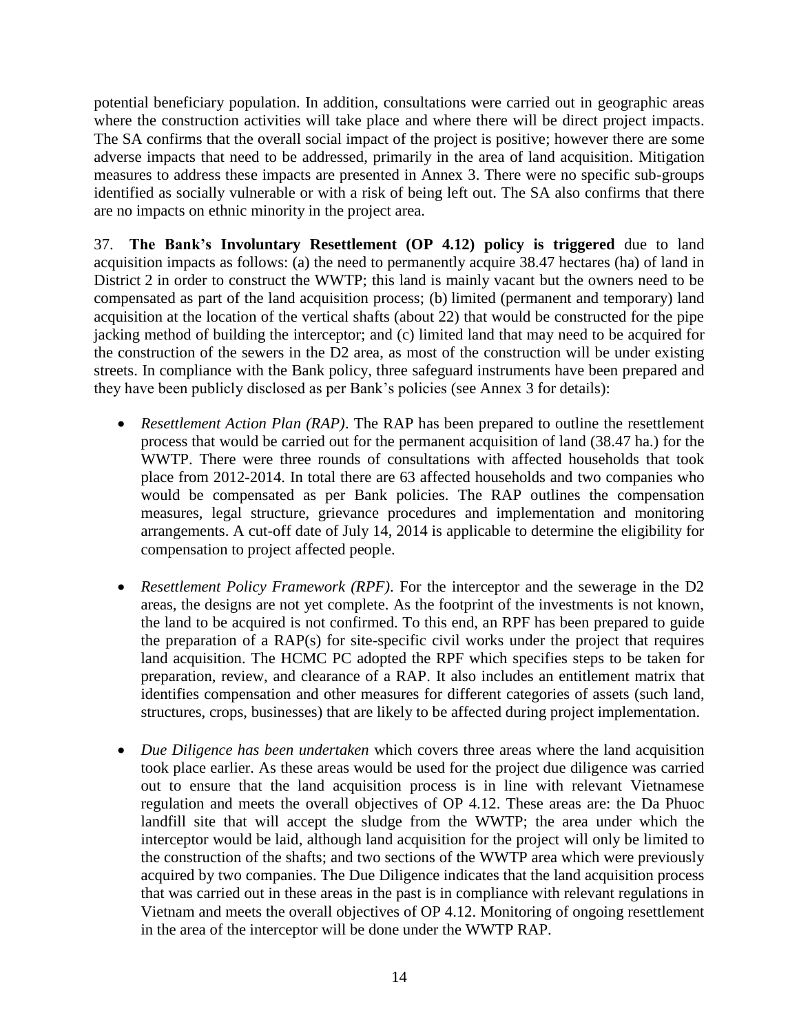potential beneficiary population. In addition, consultations were carried out in geographic areas where the construction activities will take place and where there will be direct project impacts. The SA confirms that the overall social impact of the project is positive; however there are some adverse impacts that need to be addressed, primarily in the area of land acquisition. Mitigation measures to address these impacts are presented in Annex 3. There were no specific sub-groups identified as socially vulnerable or with a risk of being left out. The SA also confirms that there are no impacts on ethnic minority in the project area.

37. **The Bank's Involuntary Resettlement (OP 4.12) policy is triggered** due to land acquisition impacts as follows: (a) the need to permanently acquire 38.47 hectares (ha) of land in District 2 in order to construct the WWTP; this land is mainly vacant but the owners need to be compensated as part of the land acquisition process; (b) limited (permanent and temporary) land acquisition at the location of the vertical shafts (about 22) that would be constructed for the pipe jacking method of building the interceptor; and (c) limited land that may need to be acquired for the construction of the sewers in the D2 area, as most of the construction will be under existing streets. In compliance with the Bank policy, three safeguard instruments have been prepared and they have been publicly disclosed as per Bank's policies (see Annex 3 for details):

- *Resettlement Action Plan (RAP)*. The RAP has been prepared to outline the resettlement process that would be carried out for the permanent acquisition of land (38.47 ha.) for the WWTP. There were three rounds of consultations with affected households that took place from 2012-2014. In total there are 63 affected households and two companies who would be compensated as per Bank policies. The RAP outlines the compensation measures, legal structure, grievance procedures and implementation and monitoring arrangements. A cut-off date of July 14, 2014 is applicable to determine the eligibility for compensation to project affected people.

- *Resettlement Policy Framework (RPF)*. For the interceptor and the sewerage in the D2 areas, the designs are not yet complete. As the footprint of the investments is not known, the land to be acquired is not confirmed. To this end, an RPF has been prepared to guide the preparation of a RAP(s) for site-specific civil works under the project that requires land acquisition. The HCMC PC adopted the RPF which specifies steps to be taken for preparation, review, and clearance of a RAP. It also includes an entitlement matrix that identifies compensation and other measures for different categories of assets (such land, structures, crops, businesses) that are likely to be affected during project implementation.

- *Due Diligence has been undertaken* which covers three areas where the land acquisition took place earlier. As these areas would be used for the project due diligence was carried out to ensure that the land acquisition process is in line with relevant Vietnamese regulation and meets the overall objectives of OP 4.12. These areas are: the Da Phuoc landfill site that will accept the sludge from the WWTP; the area under which the interceptor would be laid, although land acquisition for the project will only be limited to the construction of the shafts; and two sections of the WWTP area which were previously acquired by two companies. The Due Diligence indicates that the land acquisition process that was carried out in these areas in the past is in compliance with relevant regulations in Vietnam and meets the overall objectives of OP 4.12. Monitoring of ongoing resettlement in the area of the interceptor will be done under the WWTP RAP.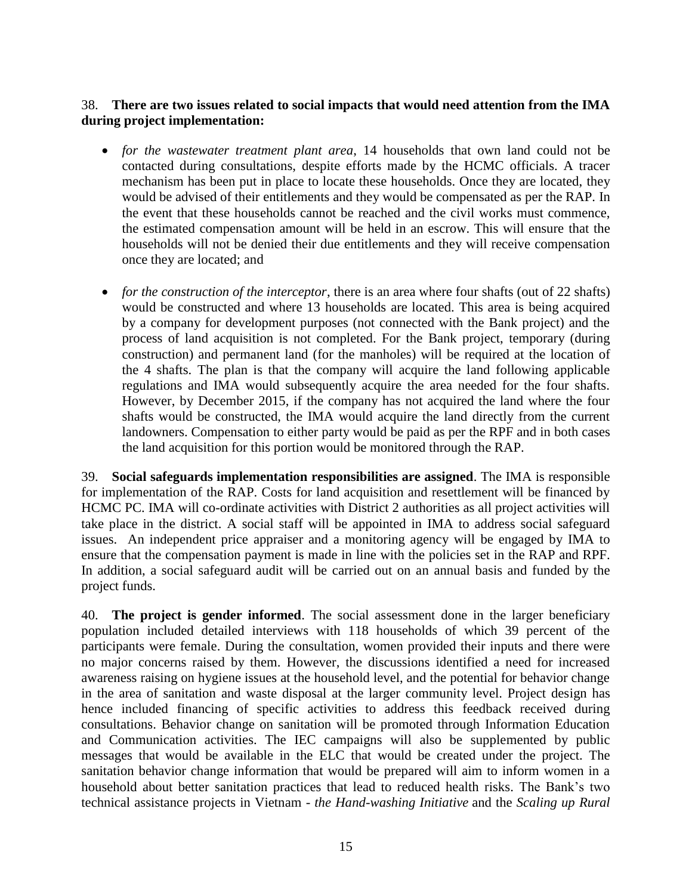38. **There are two issues related to social impacts that would need attention from the IMA during project implementation:**

- *for the wastewater treatment plant area*, 14 households that own land could not be contacted during consultations, despite efforts made by the HCMC officials. A tracer mechanism has been put in place to locate these households. Once they are located, they would be advised of their entitlements and they would be compensated as per the RAP. In the event that these households cannot be reached and the civil works must commence, the estimated compensation amount will be held in an escrow. This will ensure that the households will not be denied their due entitlements and they will receive compensation once they are located; and

- *for the construction of the interceptor*, there is an area where four shafts (out of 22 shafts) would be constructed and where 13 households are located. This area is being acquired by a company for development purposes (not connected with the Bank project) and the process of land acquisition is not completed. For the Bank project, temporary (during construction) and permanent land (for the manholes) will be required at the location of the 4 shafts. The plan is that the company will acquire the land following applicable regulations and IMA would subsequently acquire the area needed for the four shafts. However, by December 2015, if the company has not acquired the land where the four shafts would be constructed, the IMA would acquire the land directly from the current landowners. Compensation to either party would be paid as per the RPF and in both cases the land acquisition for this portion would be monitored through the RAP.

39. **Social safeguards implementation responsibilities are assigned**. The IMA is responsible for implementation of the RAP. Costs for land acquisition and resettlement will be financed by HCMC PC. IMA will co-ordinate activities with District 2 authorities as all project activities will take place in the district. A social staff will be appointed in IMA to address social safeguard issues. An independent price appraiser and a monitoring agency will be engaged by IMA to ensure that the compensation payment is made in line with the policies set in the RAP and RPF. In addition, a social safeguard audit will be carried out on an annual basis and funded by the project funds.

40. **The project is gender informed**. The social assessment done in the larger beneficiary population included detailed interviews with 118 households of which 39 percent of the participants were female. During the consultation, women provided their inputs and there were no major concerns raised by them. However, the discussions identified a need for increased awareness raising on hygiene issues at the household level, and the potential for behavior change in the area of sanitation and waste disposal at the larger community level. Project design has hence included financing of specific activities to address this feedback received during consultations. Behavior change on sanitation will be promoted through Information Education and Communication activities. The IEC campaigns will also be supplemented by public messages that would be available in the ELC that would be created under the project. The sanitation behavior change information that would be prepared will aim to inform women in a household about better sanitation practices that lead to reduced health risks. The Bank's two technical assistance projects in Vietnam - *the Hand-washing Initiative* and the *Scaling up Rural*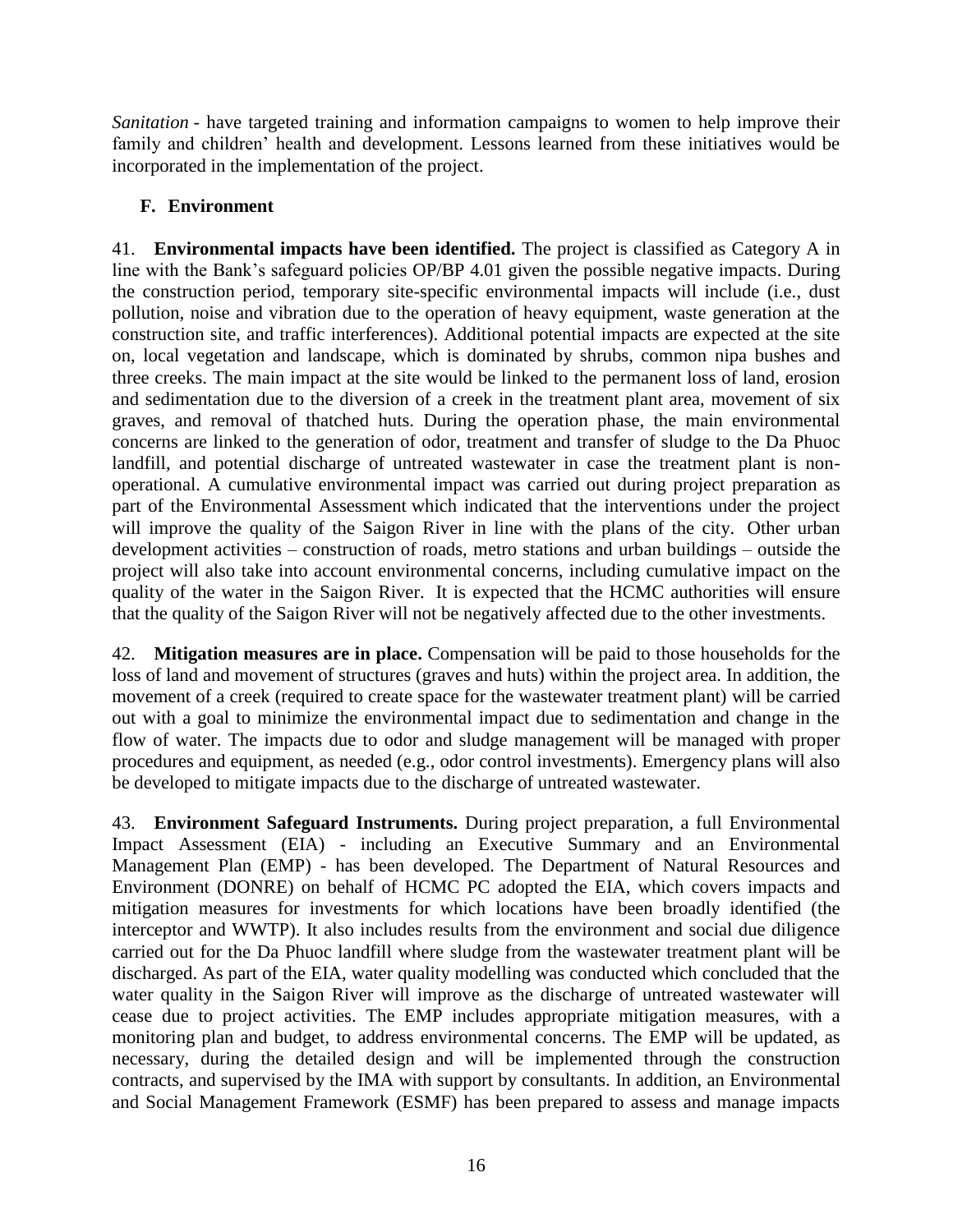*Sanitation* - have targeted training and information campaigns to women to help improve their family and children' health and development. Lessons learned from these initiatives would be incorporated in the implementation of the project.

## F. Environment

41. **Environmental impacts have been identified.** The project is classified as Category A in line with the Bank's safeguard policies OP/BP 4.01 given the possible negative impacts. During the construction period, temporary site-specific environmental impacts will include (i.e., dust pollution, noise and vibration due to the operation of heavy equipment, waste generation at the construction site, and traffic interferences). Additional potential impacts are expected at the site on, local vegetation and landscape, which is dominated by shrubs, common nipa bushes and three creeks. The main impact at the site would be linked to the permanent loss of land, erosion and sedimentation due to the diversion of a creek in the treatment plant area, movement of six graves, and removal of thatched huts. During the operation phase, the main environmental concerns are linked to the generation of odor, treatment and transfer of sludge to the Da Phuoc landfill, and potential discharge of untreated wastewater in case the treatment plant is non-operational. A cumulative environmental impact was carried out during project preparation as part of the Environmental Assessment which indicated that the interventions under the project will improve the quality of the Saigon River in line with the plans of the city. Other urban development activities – construction of roads, metro stations and urban buildings – outside the project will also take into account environmental concerns, including cumulative impact on the quality of the water in the Saigon River. It is expected that the HCMC authorities will ensure that the quality of the Saigon River will not be negatively affected due to the other investments.

42. **Mitigation measures are in place.** Compensation will be paid to those households for the loss of land and movement of structures (graves and huts) within the project area. In addition, the movement of a creek (required to create space for the wastewater treatment plant) will be carried out with a goal to minimize the environmental impact due to sedimentation and change in the flow of water. The impacts due to odor and sludge management will be managed with proper procedures and equipment, as needed (e.g., odor control investments). Emergency plans will also be developed to mitigate impacts due to the discharge of untreated wastewater.

43. **Environment Safeguard Instruments.** During project preparation, a full Environmental Impact Assessment (EIA) - including an Executive Summary and an Environmental Management Plan (EMP) - has been developed. The Department of Natural Resources and Environment (DONRE) on behalf of HCMC PC adopted the EIA, which covers impacts and mitigation measures for investments for which locations have been broadly identified (the interceptor and WWTP). It also includes results from the environment and social due diligence carried out for the Da Phuoc landfill where sludge from the wastewater treatment plant will be discharged. As part of the EIA, water quality modelling was conducted which concluded that the water quality in the Saigon River will improve as the discharge of untreated wastewater will cease due to project activities. The EMP includes appropriate mitigation measures, with a monitoring plan and budget, to address environmental concerns. The EMP will be updated, as necessary, during the detailed design and will be implemented through the construction contracts, and supervised by the IMA with support by consultants. In addition, an Environmental and Social Management Framework (ESMF) has been prepared to assess and manage impacts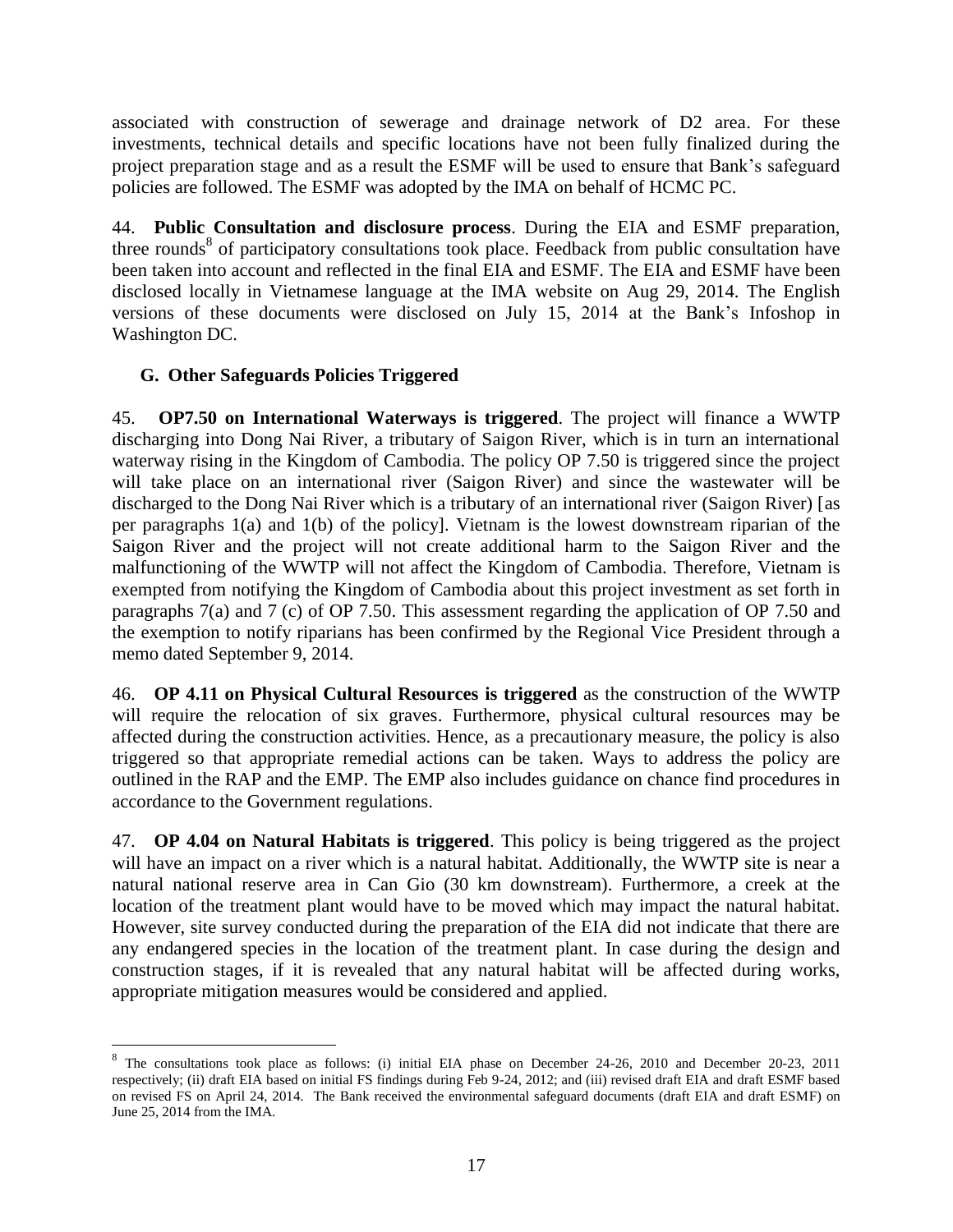associated with construction of sewerage and drainage network of D2 area. For these investments, technical details and specific locations have not been fully finalized during the project preparation stage and as a result the ESMF will be used to ensure that Bank's safeguard policies are followed. The ESMF was adopted by the IMA on behalf of HCMC PC.

44. **Public Consultation and disclosure process**. During the EIA and ESMF preparation, three rounds[8] of participatory consultations took place. Feedback from public consultation have been taken into account and reflected in the final EIA and ESMF. The EIA and ESMF have been disclosed locally in Vietnamese language at the IMA website on Aug 29, 2014. The English versions of these documents were disclosed on July 15, 2014 at the Bank's Infoshop in Washington DC.

### G. Other Safeguards Policies Triggered

45. **OP7.50 on International Waterways is triggered**. The project will finance a WWTP discharging into Dong Nai River, a tributary of Saigon River, which is in turn an international waterway rising in the Kingdom of Cambodia. The policy OP 7.50 is triggered since the project will take place on an international river (Saigon River) and since the wastewater will be discharged to the Dong Nai River which is a tributary of an international river (Saigon River) [as per paragraphs 1(a) and 1(b) of the policy]. Vietnam is the lowest downstream riparian of the Saigon River and the project will not create additional harm to the Saigon River and the malfunctioning of the WWTP will not affect the Kingdom of Cambodia. Therefore, Vietnam is exempted from notifying the Kingdom of Cambodia about this project investment as set forth in paragraphs 7(a) and 7 (c) of OP 7.50. This assessment regarding the application of OP 7.50 and the exemption to notify riparians has been confirmed by the Regional Vice President through a memo dated September 9, 2014.

46. **OP 4.11 on Physical Cultural Resources is triggered** as the construction of the WWTP will require the relocation of six graves. Furthermore, physical cultural resources may be affected during the construction activities. Hence, as a precautionary measure, the policy is also triggered so that appropriate remedial actions can be taken. Ways to address the policy are outlined in the RAP and the EMP. The EMP also includes guidance on chance find procedures in accordance to the Government regulations.

47. **OP 4.04 on Natural Habitats is triggered**. This policy is being triggered as the project will have an impact on a river which is a natural habitat. Additionally, the WWTP site is near a natural national reserve area in Can Gio (30 km downstream). Furthermore, a creek at the location of the treatment plant would have to be moved which may impact the natural habitat. However, site survey conducted during the preparation of the EIA did not indicate that there are any endangered species in the location of the treatment plant. In case during the design and construction stages, if it is revealed that any natural habitat will be affected during works, appropriate mitigation measures would be considered and applied.

---

[8] The consultations took place as follows: (i) initial EIA phase on December 24-26, 2010 and December 20-23, 2011 respectively; (ii) draft EIA based on initial FS findings during Feb 9-24, 2012; and (iii) revised draft EIA and draft ESMF based on revised FS on April 24, 2014. The Bank received the environmental safeguard documents (draft EIA and draft ESMF) on June 25, 2014 from the IMA.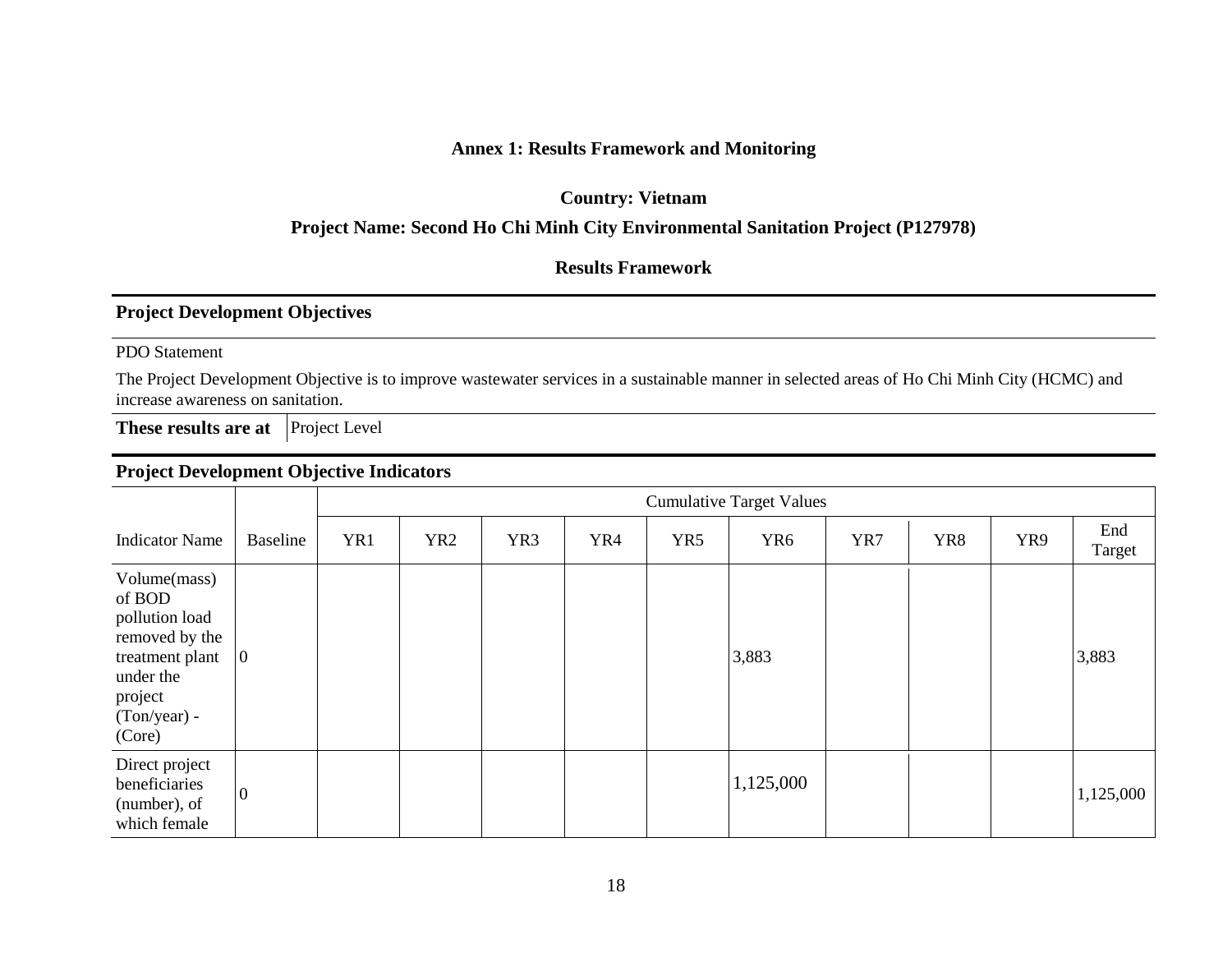## Annex 1: Results Framework and Monitoring

**Country: Vietnam**

**Project Name: Second Ho Chi Minh City Environmental Sanitation Project (P127978)**

**Results Framework**

### Project Development Objectives

PDO Statement

The Project Development Objective is to improve wastewater services in a sustainable manner in selected areas of Ho Chi Minh City (HCMC) and increase awareness on sanitation.

| **These results are at** | Project Level |
|---|---|

### Project Development Objective Indicators

| | | Cumulative Target Values | | | | | | | | | |
|---|---|---|---|---|---|---|---|---|---|---|---|
| Indicator Name | Baseline | YR1 | YR2 | YR3 | YR4 | YR5 | YR6 | YR7 | YR8 | YR9 | End Target |
| Volume(mass) of BOD pollution load removed by the treatment plant under the project (Ton/year) - (Core) | 0 | | | | | | 3,883 | | | | 3,883 |
| Direct project beneficiaries (number), of which female | 0 | | | | | | 1,125,000 | | | | 1,125,000 |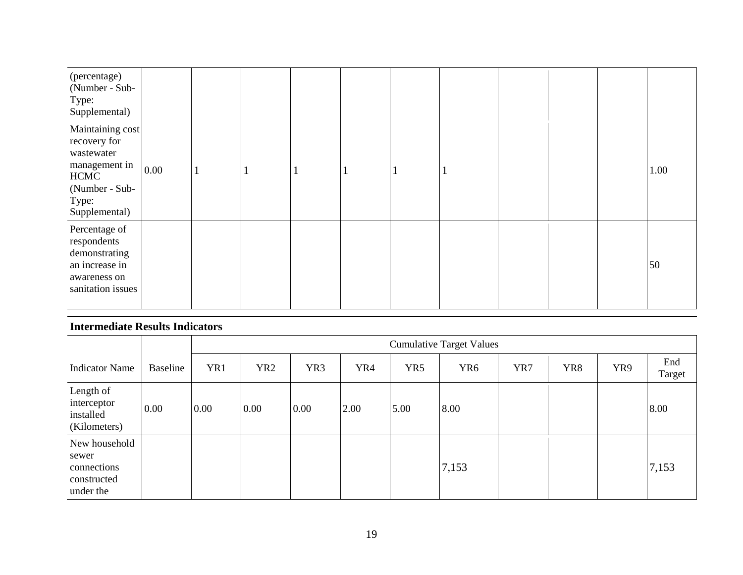| | | | | | | | | | | |
|---|---|---|---|---|---|---|---|---|---|---|
| (percentage) (Number - Sub-Type: Supplemental) | | | | | | | | | | |
| Maintaining cost recovery for wastewater management in HCMC (Number - Sub-Type: Supplemental) | 0.00 | 1 | 1 | 1 | 1 | 1 | 1 | | | 1.00 |
| Percentage of respondents demonstrating an increase in awareness on sanitation issues | | | | | | | | | | 50 |

### Intermediate Results Indicators

| | | Cumulative Target Values | | | | | | | | | |
|---|---|---|---|---|---|---|---|---|---|---|---|
| Indicator Name | Baseline | YR1 | YR2 | YR3 | YR4 | YR5 | YR6 | YR7 | YR8 | YR9 | End Target |
| Length of interceptor installed (Kilometers) | 0.00 | 0.00 | 0.00 | 0.00 | 2.00 | 5.00 | 8.00 | | | | 8.00 |
| New household sewer connections constructed under the | | | | | | | 7,153 | | | | 7,153 |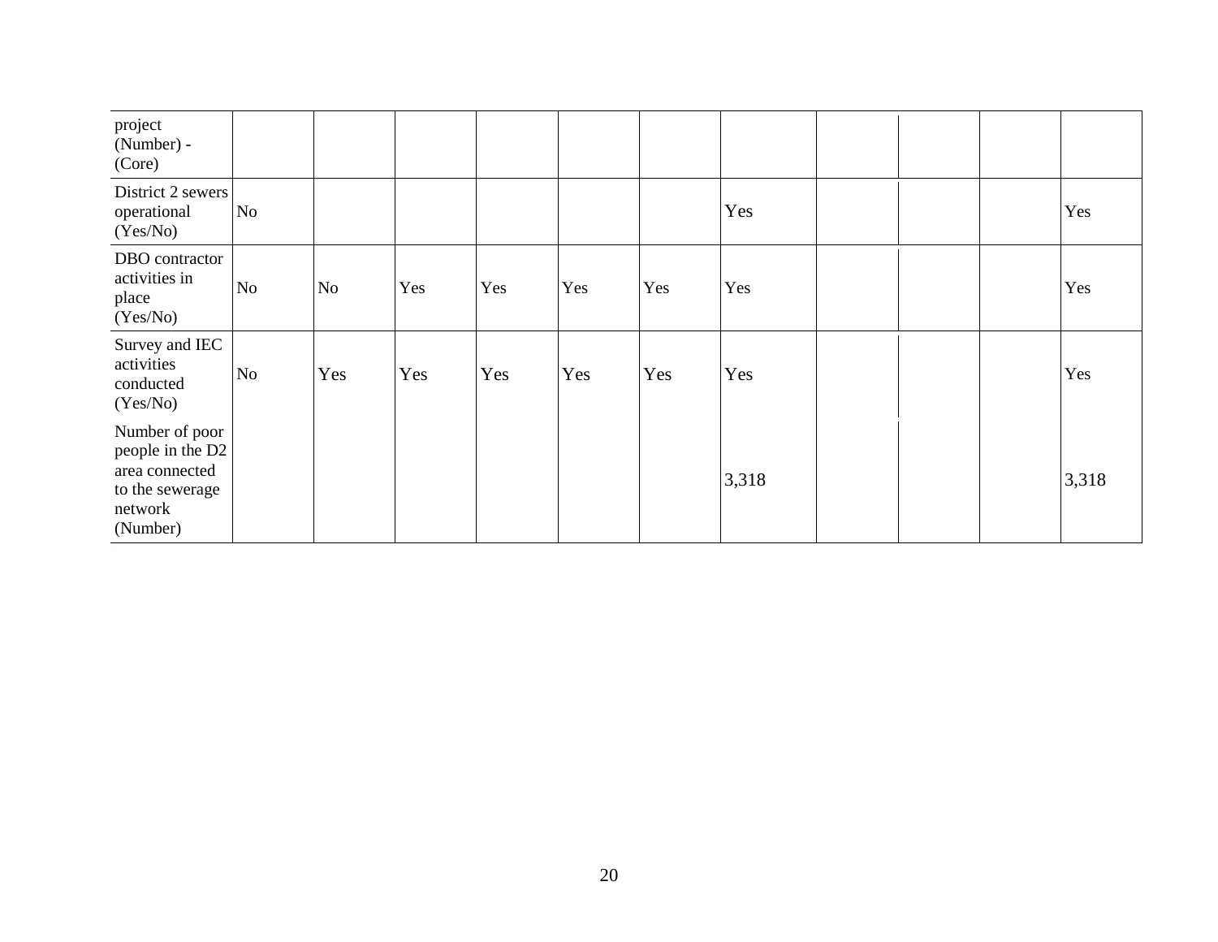| | | | | | | | | | | | |
|---|---|---|---|---|---|---|---|---|---|---|---|
| project (Number) - (Core) | | | | | | | | | | | |
| District 2 sewers operational (Yes/No) | No | | | | | | Yes | | | | Yes |
| DBO contractor activities in place (Yes/No) | No | No | Yes | Yes | Yes | Yes | Yes | | | | Yes |
| Survey and IEC activities conducted (Yes/No) | No | Yes | Yes | Yes | Yes | Yes | Yes | | | | Yes |
| Number of poor people in the D2 area connected to the sewerage network (Number) | | | | | | | 3,318 | | | | 3,318 |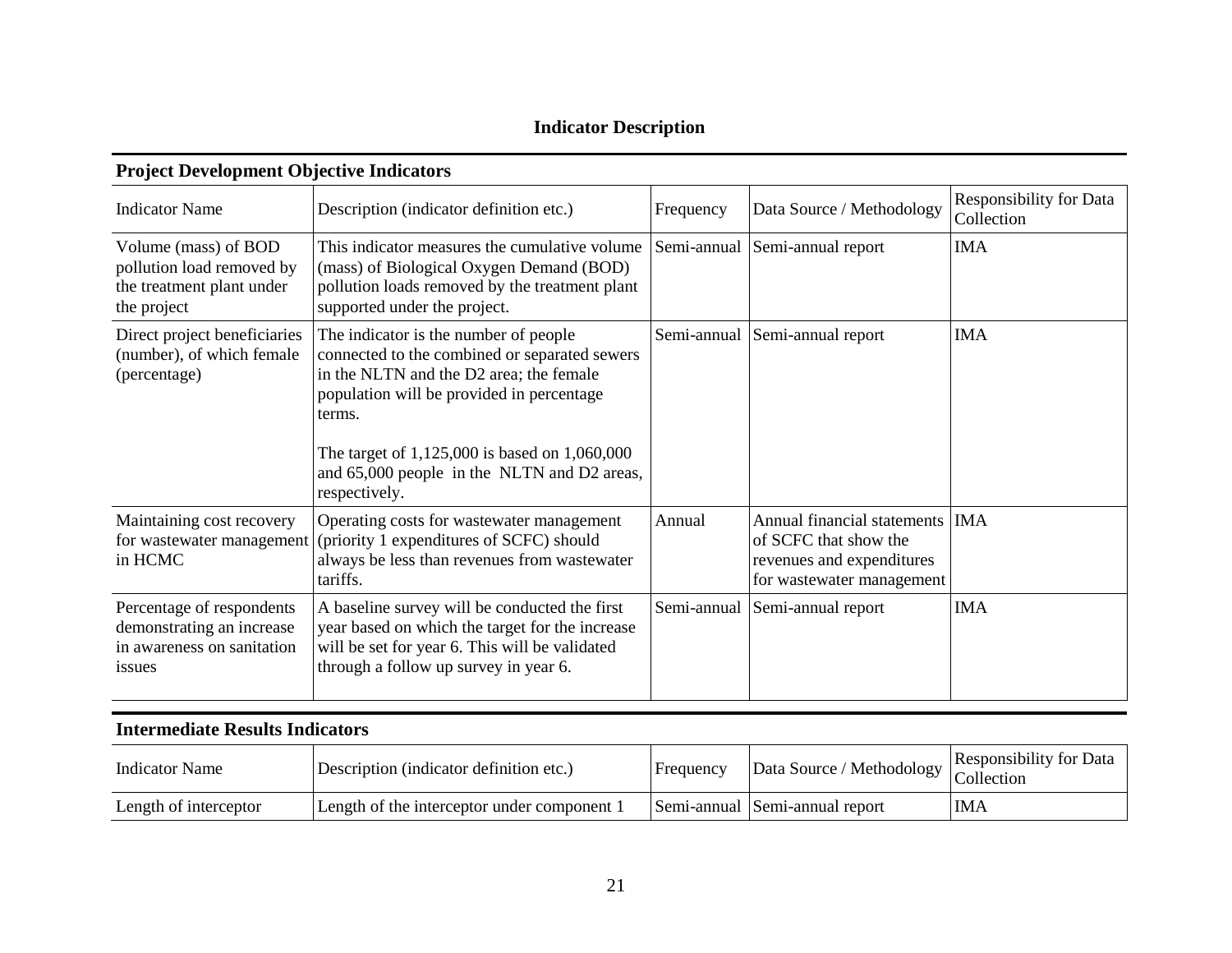# Indicator Description

## Project Development Objective Indicators

| Indicator Name | Description (indicator definition etc.) | Frequency | Data Source / Methodology | Responsibility for Data Collection |
|---|---|---|---|---|
| Volume (mass) of BOD pollution load removed by the treatment plant under the project | This indicator measures the cumulative volume (mass) of Biological Oxygen Demand (BOD) pollution loads removed by the treatment plant supported under the project. | Semi-annual | Semi-annual report | IMA |
| Direct project beneficiaries (number), of which female (percentage) | The indicator is the number of people connected to the combined or separated sewers in the NLTN and the D2 area; the female population will be provided in percentage terms.<br><br>The target of 1,125,000 is based on 1,060,000 and 65,000 people in the NLTN and D2 areas, respectively. | Semi-annual | Semi-annual report | IMA |
| Maintaining cost recovery for wastewater management in HCMC | Operating costs for wastewater management (priority 1 expenditures of SCFC) should always be less than revenues from wastewater tariffs. | Annual | Annual financial statements of SCFC that show the revenues and expenditures for wastewater management | IMA |
| Percentage of respondents demonstrating an increase in awareness on sanitation issues | A baseline survey will be conducted the first year based on which the target for the increase will be set for year 6. This will be validated through a follow up survey in year 6. | Semi-annual | Semi-annual report | IMA |

## Intermediate Results Indicators

| Indicator Name | Description (indicator definition etc.) | Frequency | Data Source / Methodology | Responsibility for Data Collection |
|---|---|---|---|---|
| Length of interceptor | Length of the interceptor under component 1 | Semi-annual | Semi-annual report | IMA |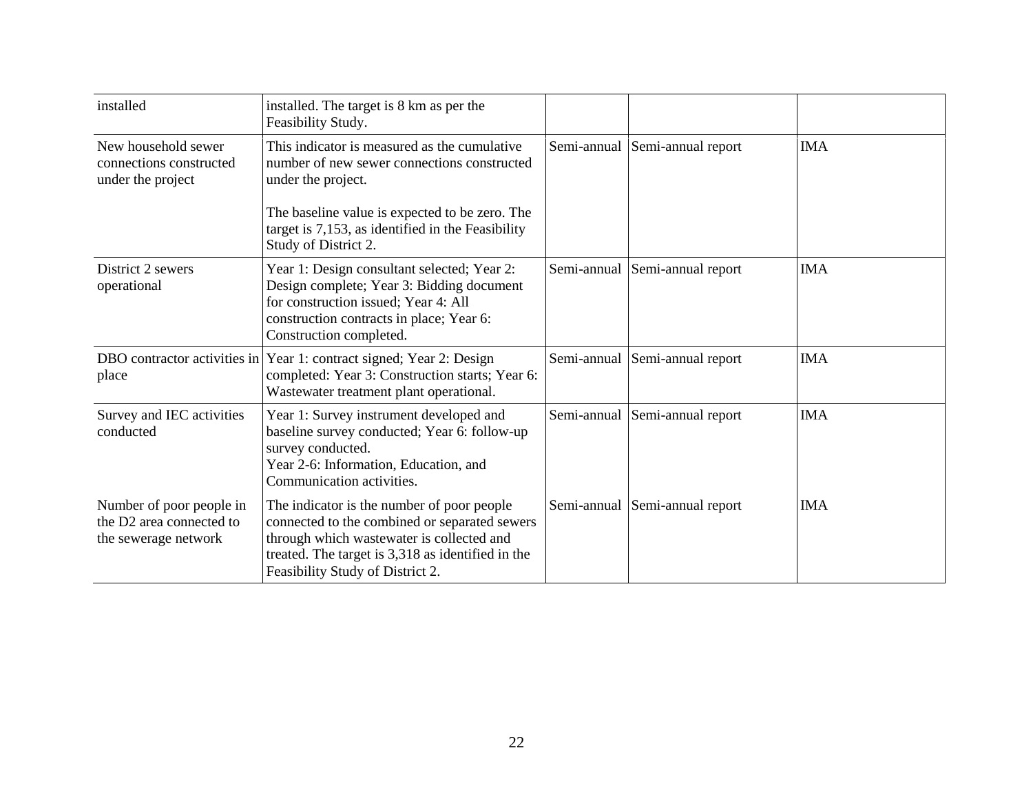| | | | | |
|---|---|---|---|---|
| installed | installed. The target is 8 km as per the Feasibility Study. | | | |
| New household sewer connections constructed under the project | This indicator is measured as the cumulative number of new sewer connections constructed under the project.<br><br>The baseline value is expected to be zero. The target is 7,153, as identified in the Feasibility Study of District 2. | Semi-annual | Semi-annual report | IMA |
| District 2 sewers operational | Year 1: Design consultant selected; Year 2: Design complete; Year 3: Bidding document for construction issued; Year 4: All construction contracts in place; Year 6: Construction completed. | Semi-annual | Semi-annual report | IMA |
| DBO contractor activities in place | Year 1: contract signed; Year 2: Design completed: Year 3: Construction starts; Year 6: Wastewater treatment plant operational. | Semi-annual | Semi-annual report | IMA |
| Survey and IEC activities conducted | Year 1: Survey instrument developed and baseline survey conducted; Year 6: follow-up survey conducted.<br>Year 2-6: Information, Education, and Communication activities. | Semi-annual | Semi-annual report | IMA |
| Number of poor people in the D2 area connected to the sewerage network | The indicator is the number of poor people connected to the combined or separated sewers through which wastewater is collected and treated. The target is 3,318 as identified in the Feasibility Study of District 2. | Semi-annual | Semi-annual report | IMA |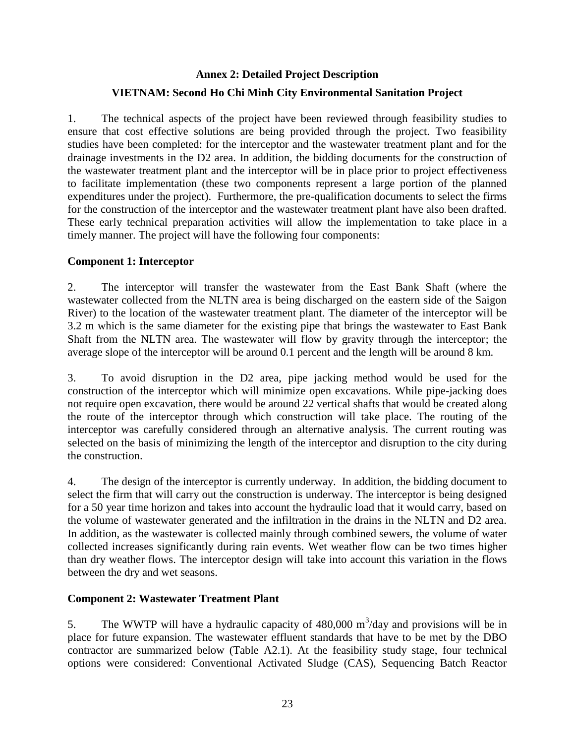## Annex 2: Detailed Project Description

## VIETNAM: Second Ho Chi Minh City Environmental Sanitation Project

1. The technical aspects of the project have been reviewed through feasibility studies to ensure that cost effective solutions are being provided through the project. Two feasibility studies have been completed: for the interceptor and the wastewater treatment plant and for the drainage investments in the D2 area. In addition, the bidding documents for the construction of the wastewater treatment plant and the interceptor will be in place prior to project effectiveness to facilitate implementation (these two components represent a large portion of the planned expenditures under the project). Furthermore, the pre-qualification documents to select the firms for the construction of the interceptor and the wastewater treatment plant have also been drafted. These early technical preparation activities will allow the implementation to take place in a timely manner. The project will have the following four components:

### Component 1: Interceptor

2. The interceptor will transfer the wastewater from the East Bank Shaft (where the wastewater collected from the NLTN area is being discharged on the eastern side of the Saigon River) to the location of the wastewater treatment plant. The diameter of the interceptor will be 3.2 m which is the same diameter for the existing pipe that brings the wastewater to East Bank Shaft from the NLTN area. The wastewater will flow by gravity through the interceptor; the average slope of the interceptor will be around 0.1 percent and the length will be around 8 km.

3. To avoid disruption in the D2 area, pipe jacking method would be used for the construction of the interceptor which will minimize open excavations. While pipe-jacking does not require open excavation, there would be around 22 vertical shafts that would be created along the route of the interceptor through which construction will take place. The routing of the interceptor was carefully considered through an alternative analysis. The current routing was selected on the basis of minimizing the length of the interceptor and disruption to the city during the construction.

4. The design of the interceptor is currently underway. In addition, the bidding document to select the firm that will carry out the construction is underway. The interceptor is being designed for a 50 year time horizon and takes into account the hydraulic load that it would carry, based on the volume of wastewater generated and the infiltration in the drains in the NLTN and D2 area. In addition, as the wastewater is collected mainly through combined sewers, the volume of water collected increases significantly during rain events. Wet weather flow can be two times higher than dry weather flows. The interceptor design will take into account this variation in the flows between the dry and wet seasons.

### Component 2: Wastewater Treatment Plant

5. The WWTP will have a hydraulic capacity of 480,000 $m^3$/day and provisions will be in place for future expansion. The wastewater effluent standards that have to be met by the DBO contractor are summarized below (Table A2.1). At the feasibility study stage, four technical options were considered: Conventional Activated Sludge (CAS), Sequencing Batch Reactor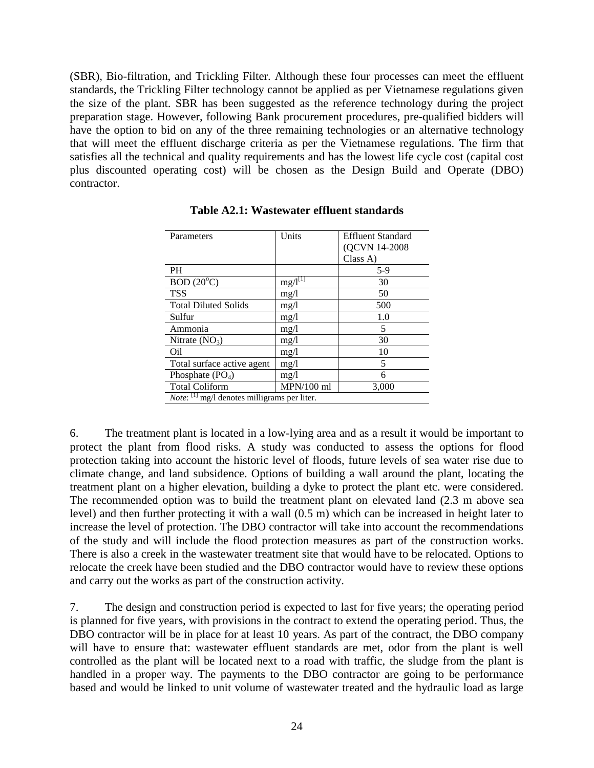(SBR), Bio-filtration, and Trickling Filter. Although these four processes can meet the effluent standards, the Trickling Filter technology cannot be applied as per Vietnamese regulations given the size of the plant. SBR has been suggested as the reference technology during the project preparation stage. However, following Bank procurement procedures, pre-qualified bidders will have the option to bid on any of the three remaining technologies or an alternative technology that will meet the effluent discharge criteria as per the Vietnamese regulations. The firm that satisfies all the technical and quality requirements and has the lowest life cycle cost (capital cost plus discounted operating cost) will be chosen as the Design Build and Operate (DBO) contractor.

**Table A2.1: Wastewater effluent standards**

| Parameters | Units | Effluent Standard (QCVN 14-2008 Class A) |
|---|---|---|
| PH | | 5-9 |
| BOD ($20^oC$) | mg/l[1] | 30 |
| TSS | mg/l | 50 |
| Total Diluted Solids | mg/l | 500 |
| Sulfur | mg/l | 1.0 |
| Ammonia | mg/l | 5 |
| Nitrate ($NO_3$) | mg/l | 30 |
| Oil | mg/l | 10 |
| Total surface active agent | mg/l | 5 |
| Phosphate ($PO_4$) | mg/l | 6 |
| Total Coliform | MPN/100 ml | 3,000 |

*Note*: [1] mg/l denotes milligrams per liter.

6. The treatment plant is located in a low-lying area and as a result it would be important to protect the plant from flood risks. A study was conducted to assess the options for flood protection taking into account the historic level of floods, future levels of sea water rise due to climate change, and land subsidence. Options of building a wall around the plant, locating the treatment plant on a higher elevation, building a dyke to protect the plant etc. were considered. The recommended option was to build the treatment plant on elevated land (2.3 m above sea level) and then further protecting it with a wall (0.5 m) which can be increased in height later to increase the level of protection. The DBO contractor will take into account the recommendations of the study and will include the flood protection measures as part of the construction works. There is also a creek in the wastewater treatment site that would have to be relocated. Options to relocate the creek have been studied and the DBO contractor would have to review these options and carry out the works as part of the construction activity.

7. The design and construction period is expected to last for five years; the operating period is planned for five years, with provisions in the contract to extend the operating period. Thus, the DBO contractor will be in place for at least 10 years. As part of the contract, the DBO company will have to ensure that: wastewater effluent standards are met, odor from the plant is well controlled as the plant will be located next to a road with traffic, the sludge from the plant is handled in a proper way. The payments to the DBO contractor are going to be performance based and would be linked to unit volume of wastewater treated and the hydraulic load as large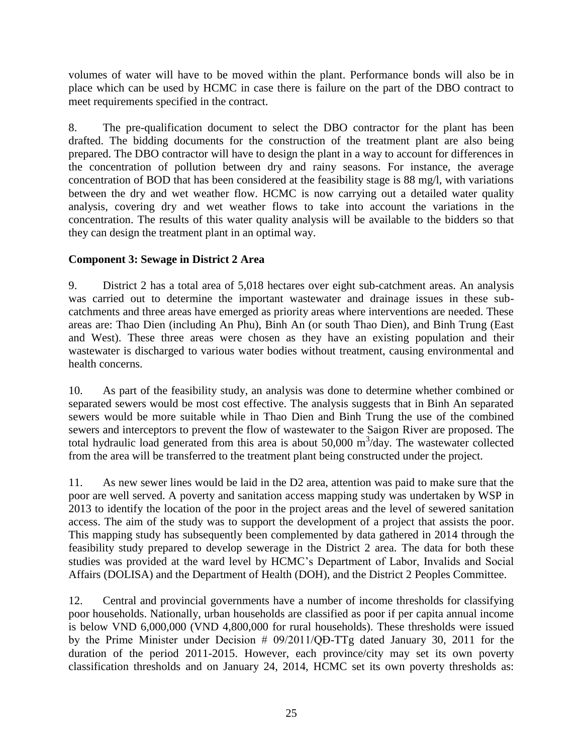volumes of water will have to be moved within the plant. Performance bonds will also be in place which can be used by HCMC in case there is failure on the part of the DBO contract to meet requirements specified in the contract.

8. The pre-qualification document to select the DBO contractor for the plant has been drafted. The bidding documents for the construction of the treatment plant are also being prepared. The DBO contractor will have to design the plant in a way to account for differences in the concentration of pollution between dry and rainy seasons. For instance, the average concentration of BOD that has been considered at the feasibility stage is 88 mg/l, with variations between the dry and wet weather flow. HCMC is now carrying out a detailed water quality analysis, covering dry and wet weather flows to take into account the variations in the concentration. The results of this water quality analysis will be available to the bidders so that they can design the treatment plant in an optimal way.

**Component 3: Sewage in District 2 Area**

9. District 2 has a total area of 5,018 hectares over eight sub-catchment areas. An analysis was carried out to determine the important wastewater and drainage issues in these sub-catchments and three areas have emerged as priority areas where interventions are needed. These areas are: Thao Dien (including An Phu), Binh An (or south Thao Dien), and Binh Trung (East and West). These three areas were chosen as they have an existing population and their wastewater is discharged to various water bodies without treatment, causing environmental and health concerns.

10. As part of the feasibility study, an analysis was done to determine whether combined or separated sewers would be most cost effective. The analysis suggests that in Binh An separated sewers would be more suitable while in Thao Dien and Binh Trung the use of the combined sewers and interceptors to prevent the flow of wastewater to the Saigon River are proposed. The total hydraulic load generated from this area is about 50,000 $m^3$/day. The wastewater collected from the area will be transferred to the treatment plant being constructed under the project.

11. As new sewer lines would be laid in the D2 area, attention was paid to make sure that the poor are well served. A poverty and sanitation access mapping study was undertaken by WSP in 2013 to identify the location of the poor in the project areas and the level of sewered sanitation access. The aim of the study was to support the development of a project that assists the poor. This mapping study has subsequently been complemented by data gathered in 2014 through the feasibility study prepared to develop sewerage in the District 2 area. The data for both these studies was provided at the ward level by HCMC's Department of Labor, Invalids and Social Affairs (DOLISA) and the Department of Health (DOH), and the District 2 Peoples Committee.

12. Central and provincial governments have a number of income thresholds for classifying poor households. Nationally, urban households are classified as poor if per capita annual income is below VND 6,000,000 (VND 4,800,000 for rural households). These thresholds were issued by the Prime Minister under Decision # 09/2011/QĐ-TTg dated January 30, 2011 for the duration of the period 2011-2015. However, each province/city may set its own poverty classification thresholds and on January 24, 2014, HCMC set its own poverty thresholds as: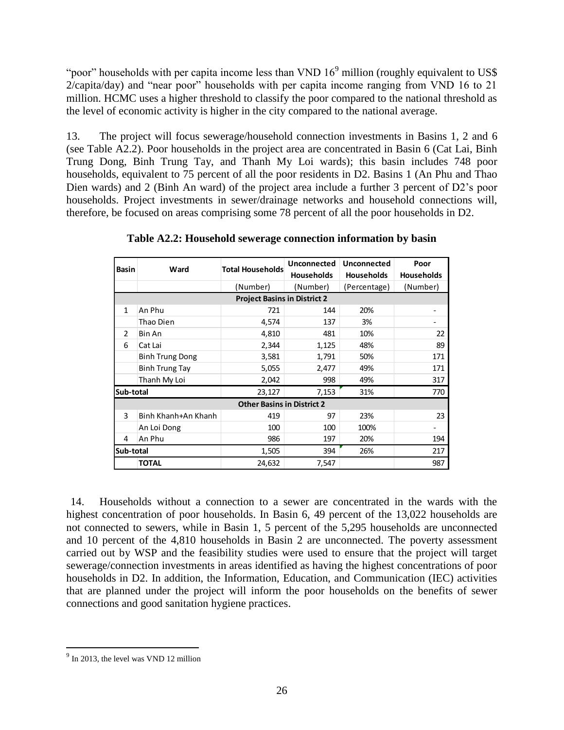"poor" households with per capita income less than VND 16[9] million (roughly equivalent to US$ 2/capita/day) and "near poor" households with per capita income ranging from VND 16 to 21 million. HCMC uses a higher threshold to classify the poor compared to the national threshold as the level of economic activity is higher in the city compared to the national average.

13. The project will focus sewerage/household connection investments in Basins 1, 2 and 6 (see Table A2.2). Poor households in the project area are concentrated in Basin 6 (Cat Lai, Binh Trung Dong, Binh Trung Tay, and Thanh My Loi wards); this basin includes 748 poor households, equivalent to 75 percent of all the poor residents in D2. Basins 1 (An Phu and Thao Dien wards) and 2 (Binh An ward) of the project area include a further 3 percent of D2's poor households. Project investments in sewer/drainage networks and household connections will, therefore, be focused on areas comprising some 78 percent of all the poor households in D2.

**Table A2.2: Household sewerage connection information by basin**

| Basin | Ward | Total Households | Unconnected Households | Unconnected Households | Poor Households |
|---|---|---|---|---|---|
| | | (Number) | (Number) | (Percentage) | (Number) |
| **Project Basins in District 2** | | | | | |
| 1 | An Phu | 721 | 144 | 20% | - |
| | Thao Dien | 4,574 | 137 | 3% | - |
| 2 | Bin An | 4,810 | 481 | 10% | 22 |
| 6 | Cat Lai | 2,344 | 1,125 | 48% | 89 |
| | Binh Trung Dong | 3,581 | 1,791 | 50% | 171 |
| | Binh Trung Tay | 5,055 | 2,477 | 49% | 171 |
| | Thanh My Loi | 2,042 | 998 | 49% | 317 |
| **Sub-total** | | 23,127 | 7,153 | 31% | 770 |
| **Other Basins in District 2** | | | | | |
| 3 | Binh Khanh+An Khanh | 419 | 97 | 23% | 23 |
| | An Loi Dong | 100 | 100 | 100% | - |
| 4 | An Phu | 986 | 197 | 20% | 194 |
| **Sub-total** | | 1,505 | 394 | 26% | 217 |
| | **TOTAL** | 24,632 | 7,547 | | 987 |

14. Households without a connection to a sewer are concentrated in the wards with the highest concentration of poor households. In Basin 6, 49 percent of the 13,022 households are not connected to sewers, while in Basin 1, 5 percent of the 5,295 households are unconnected and 10 percent of the 4,810 households in Basin 2 are unconnected. The poverty assessment carried out by WSP and the feasibility studies were used to ensure that the project will target sewerage/connection investments in areas identified as having the highest concentrations of poor households in D2. In addition, the Information, Education, and Communication (IEC) activities that are planned under the project will inform the poor households on the benefits of sewer connections and good sanitation hygiene practices.

[9] In 2013, the level was VND 12 million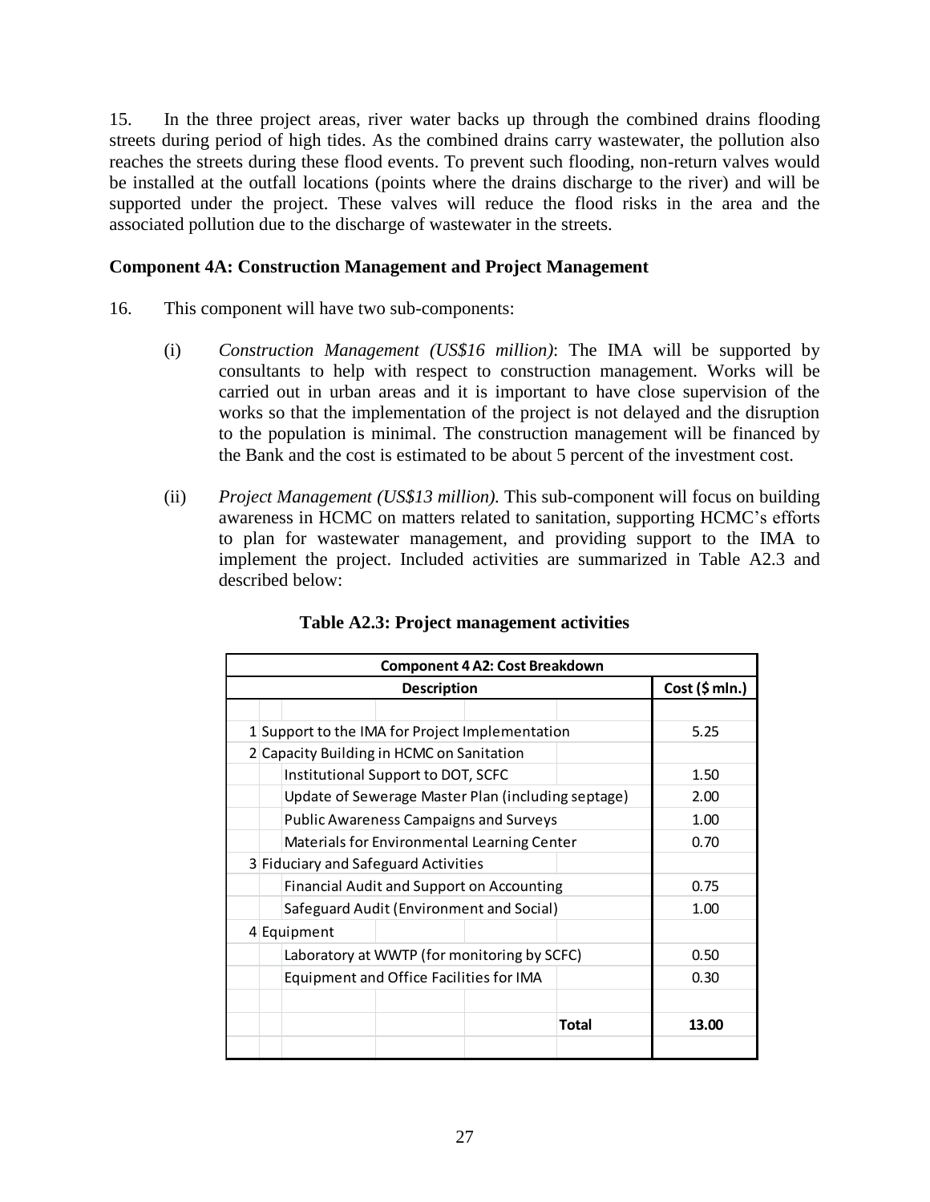15. In the three project areas, river water backs up through the combined drains flooding streets during period of high tides. As the combined drains carry wastewater, the pollution also reaches the streets during these flood events. To prevent such flooding, non-return valves would be installed at the outfall locations (points where the drains discharge to the river) and will be supported under the project. These valves will reduce the flood risks in the area and the associated pollution due to the discharge of wastewater in the streets.

**Component 4A: Construction Management and Project Management**

16. This component will have two sub-components:

(i) *Construction Management (US$16 million)*: The IMA will be supported by consultants to help with respect to construction management. Works will be carried out in urban areas and it is important to have close supervision of the works so that the implementation of the project is not delayed and the disruption to the population is minimal. The construction management will be financed by the Bank and the cost is estimated to be about 5 percent of the investment cost.

(ii) *Project Management (US$13 million).* This sub-component will focus on building awareness in HCMC on matters related to sanitation, supporting HCMC's efforts to plan for wastewater management, and providing support to the IMA to implement the project. Included activities are summarized in Table A2.3 and described below:

**Table A2.3: Project management activities**

| **Component 4 A2: Cost Breakdown** | |
|---|---|
| **Description** | **Cost ($ mln.)** |
| 1 Support to the IMA for Project Implementation | 5.25 |
| 2 Capacity Building in HCMC on Sanitation | |
| Institutional Support to DOT, SCFC | 1.50 |
| Update of Sewerage Master Plan (including septage) | 2.00 |
| Public Awareness Campaigns and Surveys | 1.00 |
| Materials for Environmental Learning Center | 0.70 |
| 3 Fiduciary and Safeguard Activities | |
| Financial Audit and Support on Accounting | 0.75 |
| Safeguard Audit (Environment and Social) | 1.00 |
| 4 Equipment | |
| Laboratory at WWTP (for monitoring by SCFC) | 0.50 |
| Equipment and Office Facilities for IMA | 0.30 |
| **Total** | **13.00** |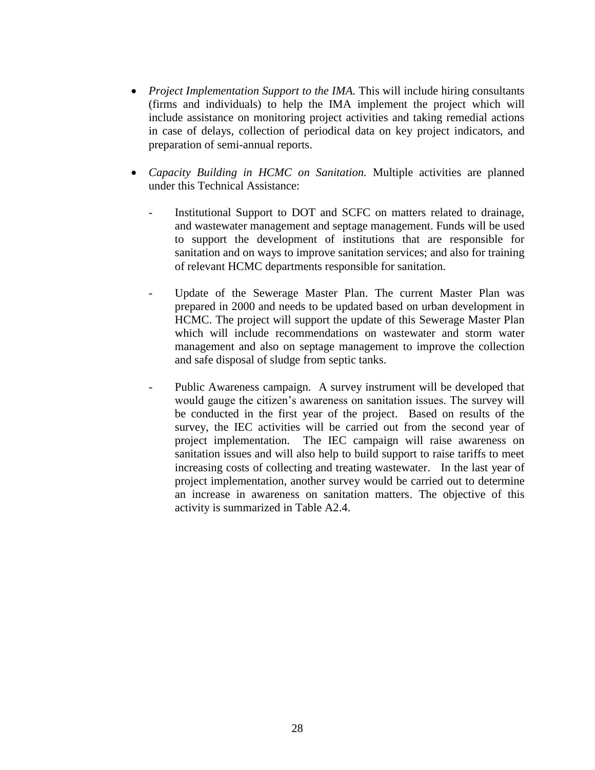- *Project Implementation Support to the IMA.* This will include hiring consultants (firms and individuals) to help the IMA implement the project which will include assistance on monitoring project activities and taking remedial actions in case of delays, collection of periodical data on key project indicators, and preparation of semi-annual reports.

- *Capacity Building in HCMC on Sanitation.* Multiple activities are planned under this Technical Assistance:

  - Institutional Support to DOT and SCFC on matters related to drainage, and wastewater management and septage management. Funds will be used to support the development of institutions that are responsible for sanitation and on ways to improve sanitation services; and also for training of relevant HCMC departments responsible for sanitation.

  - Update of the Sewerage Master Plan. The current Master Plan was prepared in 2000 and needs to be updated based on urban development in HCMC. The project will support the update of this Sewerage Master Plan which will include recommendations on wastewater and storm water management and also on septage management to improve the collection and safe disposal of sludge from septic tanks.

  - Public Awareness campaign. A survey instrument will be developed that would gauge the citizen's awareness on sanitation issues. The survey will be conducted in the first year of the project. Based on results of the survey, the IEC activities will be carried out from the second year of project implementation. The IEC campaign will raise awareness on sanitation issues and will also help to build support to raise tariffs to meet increasing costs of collecting and treating wastewater. In the last year of project implementation, another survey would be carried out to determine an increase in awareness on sanitation matters. The objective of this activity is summarized in Table A2.4.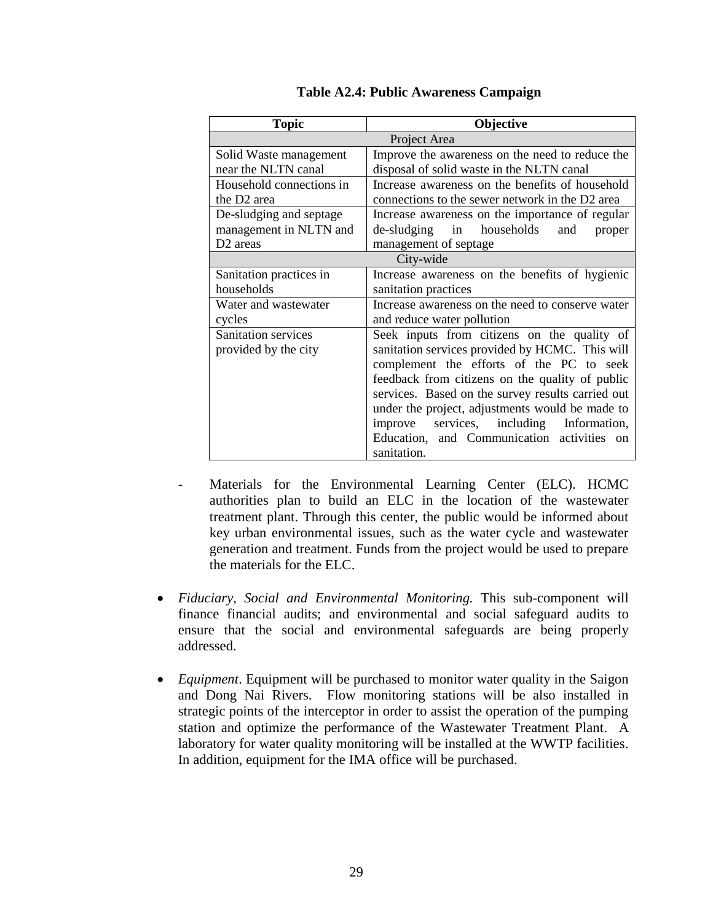**Table A2.4: Public Awareness Campaign**

| Topic | Objective |
|---|---|
| Project Area | |
| Solid Waste management near the NLTN canal | Improve the awareness on the need to reduce the disposal of solid waste in the NLTN canal |
| Household connections in the D2 area | Increase awareness on the benefits of household connections to the sewer network in the D2 area |
| De-sludging and septage management in NLTN and D2 areas | Increase awareness on the importance of regular de-sludging in households and proper management of septage |
| City-wide | |
| Sanitation practices in households | Increase awareness on the benefits of hygienic sanitation practices |
| Water and wastewater cycles | Increase awareness on the need to conserve water and reduce water pollution |
| Sanitation services provided by the city | Seek inputs from citizens on the quality of sanitation services provided by HCMC. This will complement the efforts of the PC to seek feedback from citizens on the quality of public services. Based on the survey results carried out under the project, adjustments would be made to improve services, including Information, Education, and Communication activities on sanitation. |

- Materials for the Environmental Learning Center (ELC). HCMC authorities plan to build an ELC in the location of the wastewater treatment plant. Through this center, the public would be informed about key urban environmental issues, such as the water cycle and wastewater generation and treatment. Funds from the project would be used to prepare the materials for the ELC.

- *Fiduciary, Social and Environmental Monitoring.* This sub-component will finance financial audits; and environmental and social safeguard audits to ensure that the social and environmental safeguards are being properly addressed.

- *Equipment*. Equipment will be purchased to monitor water quality in the Saigon and Dong Nai Rivers. Flow monitoring stations will be also installed in strategic points of the interceptor in order to assist the operation of the pumping station and optimize the performance of the Wastewater Treatment Plant. A laboratory for water quality monitoring will be installed at the WWTP facilities. In addition, equipment for the IMA office will be purchased.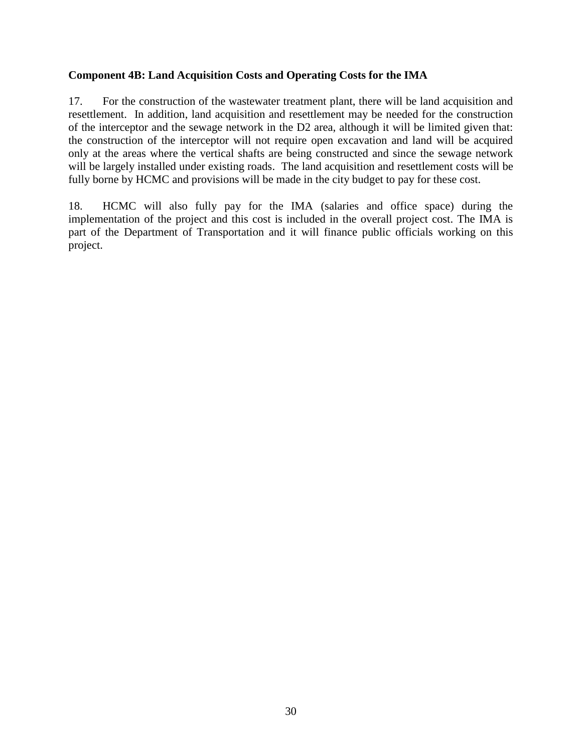**Component 4B: Land Acquisition Costs and Operating Costs for the IMA**

17. For the construction of the wastewater treatment plant, there will be land acquisition and resettlement. In addition, land acquisition and resettlement may be needed for the construction of the interceptor and the sewage network in the D2 area, although it will be limited given that: the construction of the interceptor will not require open excavation and land will be acquired only at the areas where the vertical shafts are being constructed and since the sewage network will be largely installed under existing roads. The land acquisition and resettlement costs will be fully borne by HCMC and provisions will be made in the city budget to pay for these cost.

18. HCMC will also fully pay for the IMA (salaries and office space) during the implementation of the project and this cost is included in the overall project cost. The IMA is part of the Department of Transportation and it will finance public officials working on this project.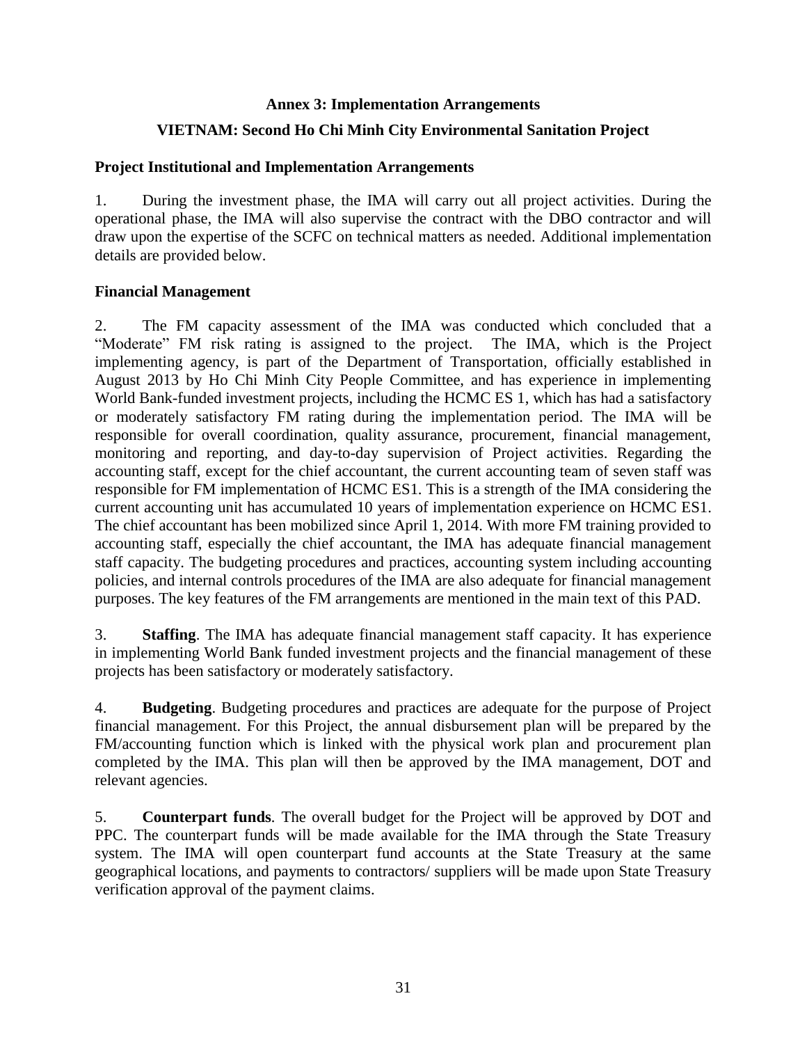**Annex 3: Implementation Arrangements**

**VIETNAM: Second Ho Chi Minh City Environmental Sanitation Project**

### Project Institutional and Implementation Arrangements

1. During the investment phase, the IMA will carry out all project activities. During the operational phase, the IMA will also supervise the contract with the DBO contractor and will draw upon the expertise of the SCFC on technical matters as needed. Additional implementation details are provided below.

### Financial Management

2. The FM capacity assessment of the IMA was conducted which concluded that a "Moderate" FM risk rating is assigned to the project. The IMA, which is the Project implementing agency, is part of the Department of Transportation, officially established in August 2013 by Ho Chi Minh City People Committee, and has experience in implementing World Bank-funded investment projects, including the HCMC ES 1, which has had a satisfactory or moderately satisfactory FM rating during the implementation period. The IMA will be responsible for overall coordination, quality assurance, procurement, financial management, monitoring and reporting, and day-to-day supervision of Project activities. Regarding the accounting staff, except for the chief accountant, the current accounting team of seven staff was responsible for FM implementation of HCMC ES1. This is a strength of the IMA considering the current accounting unit has accumulated 10 years of implementation experience on HCMC ES1. The chief accountant has been mobilized since April 1, 2014. With more FM training provided to accounting staff, especially the chief accountant, the IMA has adequate financial management staff capacity. The budgeting procedures and practices, accounting system including accounting policies, and internal controls procedures of the IMA are also adequate for financial management purposes. The key features of the FM arrangements are mentioned in the main text of this PAD.

3. **Staffing**. The IMA has adequate financial management staff capacity. It has experience in implementing World Bank funded investment projects and the financial management of these projects has been satisfactory or moderately satisfactory.

4. **Budgeting**. Budgeting procedures and practices are adequate for the purpose of Project financial management. For this Project, the annual disbursement plan will be prepared by the FM/accounting function which is linked with the physical work plan and procurement plan completed by the IMA. This plan will then be approved by the IMA management, DOT and relevant agencies.

5. **Counterpart funds**. The overall budget for the Project will be approved by DOT and PPC. The counterpart funds will be made available for the IMA through the State Treasury system. The IMA will open counterpart fund accounts at the State Treasury at the same geographical locations, and payments to contractors/ suppliers will be made upon State Treasury verification approval of the payment claims.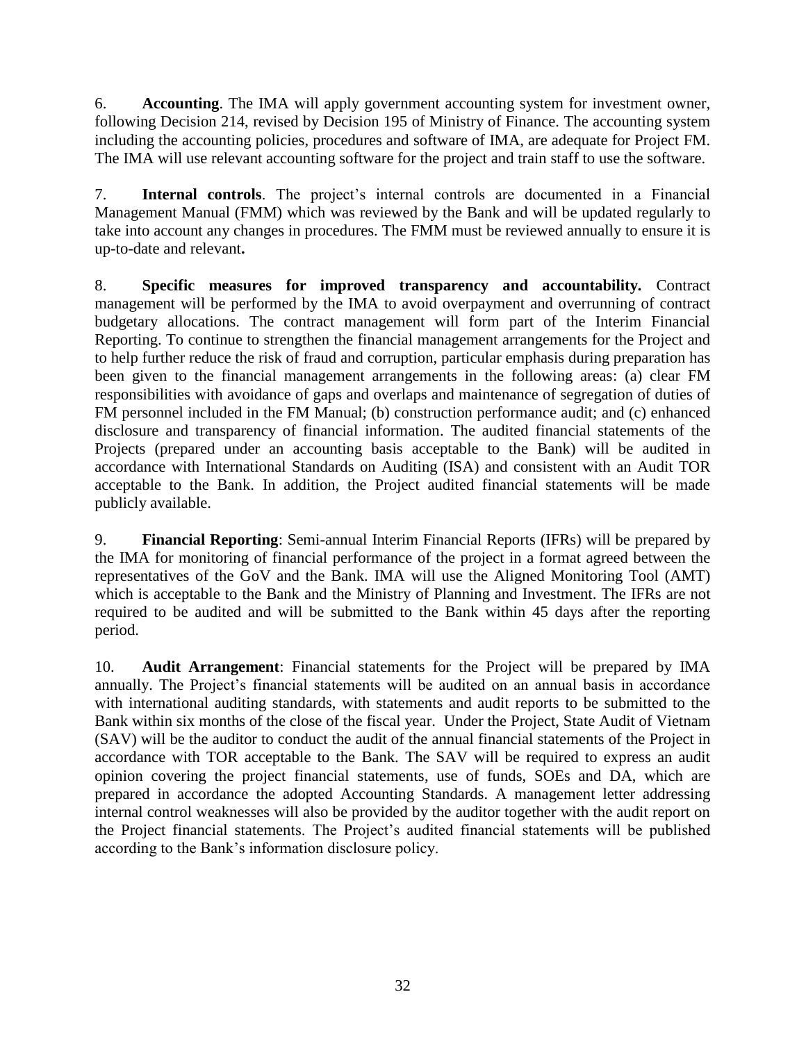6. **Accounting**. The IMA will apply government accounting system for investment owner, following Decision 214, revised by Decision 195 of Ministry of Finance. The accounting system including the accounting policies, procedures and software of IMA, are adequate for Project FM. The IMA will use relevant accounting software for the project and train staff to use the software.

7. **Internal controls**. The project's internal controls are documented in a Financial Management Manual (FMM) which was reviewed by the Bank and will be updated regularly to take into account any changes in procedures. The FMM must be reviewed annually to ensure it is up-to-date and relevant**.**

8. **Specific measures for improved transparency and accountability.** Contract management will be performed by the IMA to avoid overpayment and overrunning of contract budgetary allocations. The contract management will form part of the Interim Financial Reporting. To continue to strengthen the financial management arrangements for the Project and to help further reduce the risk of fraud and corruption, particular emphasis during preparation has been given to the financial management arrangements in the following areas: (a) clear FM responsibilities with avoidance of gaps and overlaps and maintenance of segregation of duties of FM personnel included in the FM Manual; (b) construction performance audit; and (c) enhanced disclosure and transparency of financial information. The audited financial statements of the Projects (prepared under an accounting basis acceptable to the Bank) will be audited in accordance with International Standards on Auditing (ISA) and consistent with an Audit TOR acceptable to the Bank. In addition, the Project audited financial statements will be made publicly available.

9. **Financial Reporting**: Semi-annual Interim Financial Reports (IFRs) will be prepared by the IMA for monitoring of financial performance of the project in a format agreed between the representatives of the GoV and the Bank. IMA will use the Aligned Monitoring Tool (AMT) which is acceptable to the Bank and the Ministry of Planning and Investment. The IFRs are not required to be audited and will be submitted to the Bank within 45 days after the reporting period.

10. **Audit Arrangement**: Financial statements for the Project will be prepared by IMA annually. The Project's financial statements will be audited on an annual basis in accordance with international auditing standards, with statements and audit reports to be submitted to the Bank within six months of the close of the fiscal year. Under the Project, State Audit of Vietnam (SAV) will be the auditor to conduct the audit of the annual financial statements of the Project in accordance with TOR acceptable to the Bank. The SAV will be required to express an audit opinion covering the project financial statements, use of funds, SOEs and DA, which are prepared in accordance the adopted Accounting Standards. A management letter addressing internal control weaknesses will also be provided by the auditor together with the audit report on the Project financial statements. The Project's audited financial statements will be published according to the Bank's information disclosure policy.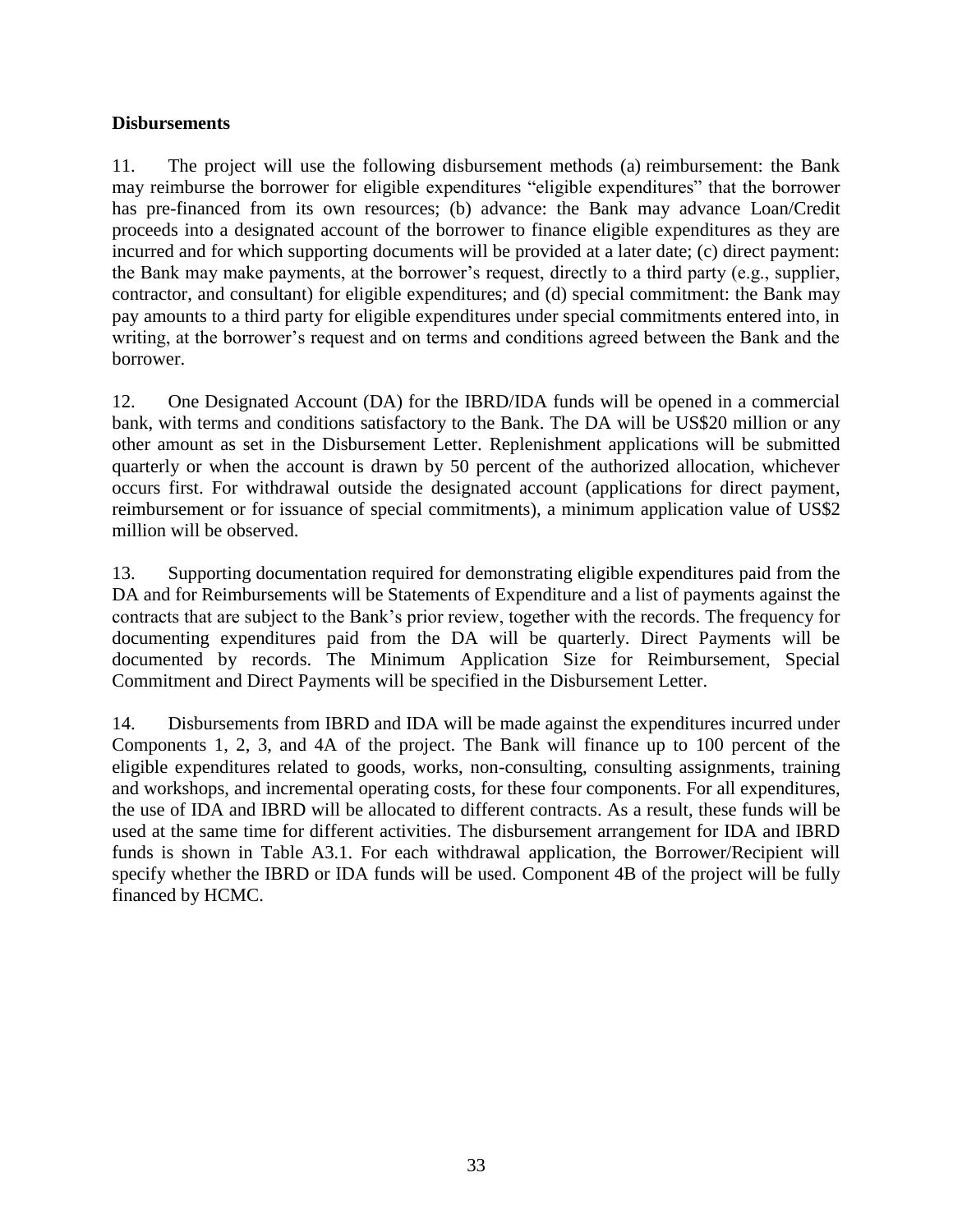**Disbursements**

11. The project will use the following disbursement methods (a) reimbursement: the Bank may reimburse the borrower for eligible expenditures "eligible expenditures" that the borrower has pre-financed from its own resources; (b) advance: the Bank may advance Loan/Credit proceeds into a designated account of the borrower to finance eligible expenditures as they are incurred and for which supporting documents will be provided at a later date; (c) direct payment: the Bank may make payments, at the borrower's request, directly to a third party (e.g., supplier, contractor, and consultant) for eligible expenditures; and (d) special commitment: the Bank may pay amounts to a third party for eligible expenditures under special commitments entered into, in writing, at the borrower's request and on terms and conditions agreed between the Bank and the borrower.

12. One Designated Account (DA) for the IBRD/IDA funds will be opened in a commercial bank, with terms and conditions satisfactory to the Bank. The DA will be US$20 million or any other amount as set in the Disbursement Letter. Replenishment applications will be submitted quarterly or when the account is drawn by 50 percent of the authorized allocation, whichever occurs first. For withdrawal outside the designated account (applications for direct payment, reimbursement or for issuance of special commitments), a minimum application value of US$2 million will be observed.

13. Supporting documentation required for demonstrating eligible expenditures paid from the DA and for Reimbursements will be Statements of Expenditure and a list of payments against the contracts that are subject to the Bank's prior review, together with the records. The frequency for documenting expenditures paid from the DA will be quarterly. Direct Payments will be documented by records. The Minimum Application Size for Reimbursement, Special Commitment and Direct Payments will be specified in the Disbursement Letter.

14. Disbursements from IBRD and IDA will be made against the expenditures incurred under Components 1, 2, 3, and 4A of the project. The Bank will finance up to 100 percent of the eligible expenditures related to goods, works, non-consulting, consulting assignments, training and workshops, and incremental operating costs, for these four components. For all expenditures, the use of IDA and IBRD will be allocated to different contracts. As a result, these funds will be used at the same time for different activities. The disbursement arrangement for IDA and IBRD funds is shown in Table A3.1. For each withdrawal application, the Borrower/Recipient will specify whether the IBRD or IDA funds will be used. Component 4B of the project will be fully financed by HCMC.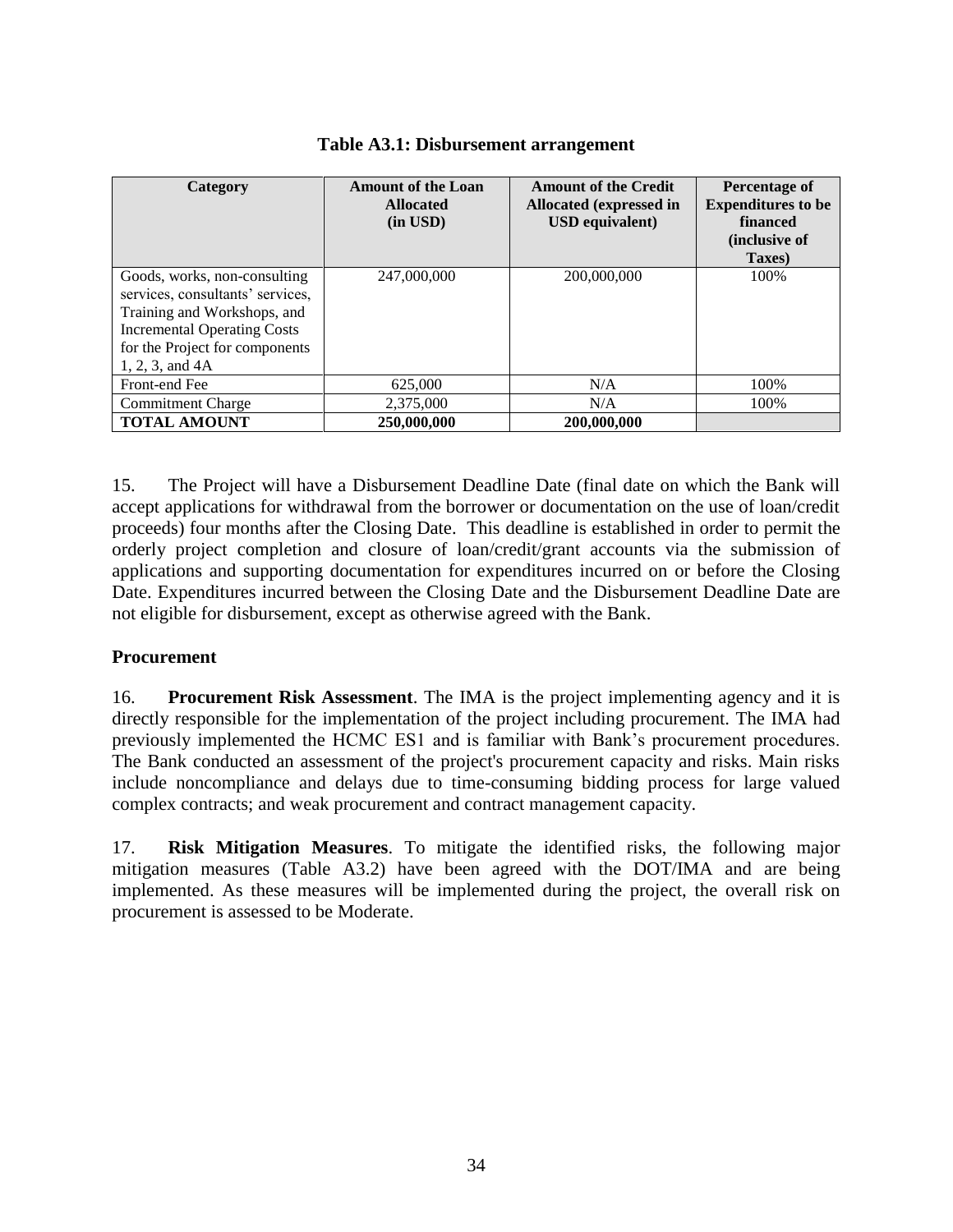**Table A3.1: Disbursement arrangement**

| Category | Amount of the Loan Allocated (in USD) | Amount of the Credit Allocated (expressed in USD equivalent) | Percentage of Expenditures to be financed (inclusive of Taxes) |
|---|---|---|---|
| Goods, works, non-consulting services, consultants' services, Training and Workshops, and Incremental Operating Costs for the Project for components 1, 2, 3, and 4A | 247,000,000 | 200,000,000 | 100% |
| Front-end Fee | 625,000 | N/A | 100% |
| Commitment Charge | 2,375,000 | N/A | 100% |
| **TOTAL AMOUNT** | **250,000,000** | **200,000,000** | |

15. The Project will have a Disbursement Deadline Date (final date on which the Bank will accept applications for withdrawal from the borrower or documentation on the use of loan/credit proceeds) four months after the Closing Date. This deadline is established in order to permit the orderly project completion and closure of loan/credit/grant accounts via the submission of applications and supporting documentation for expenditures incurred on or before the Closing Date. Expenditures incurred between the Closing Date and the Disbursement Deadline Date are not eligible for disbursement, except as otherwise agreed with the Bank.

**Procurement**

16. **Procurement Risk Assessment**. The IMA is the project implementing agency and it is directly responsible for the implementation of the project including procurement. The IMA had previously implemented the HCMC ES1 and is familiar with Bank's procurement procedures. The Bank conducted an assessment of the project's procurement capacity and risks. Main risks include noncompliance and delays due to time-consuming bidding process for large valued complex contracts; and weak procurement and contract management capacity.

17. **Risk Mitigation Measures**. To mitigate the identified risks, the following major mitigation measures (Table A3.2) have been agreed with the DOT/IMA and are being implemented. As these measures will be implemented during the project, the overall risk on procurement is assessed to be Moderate.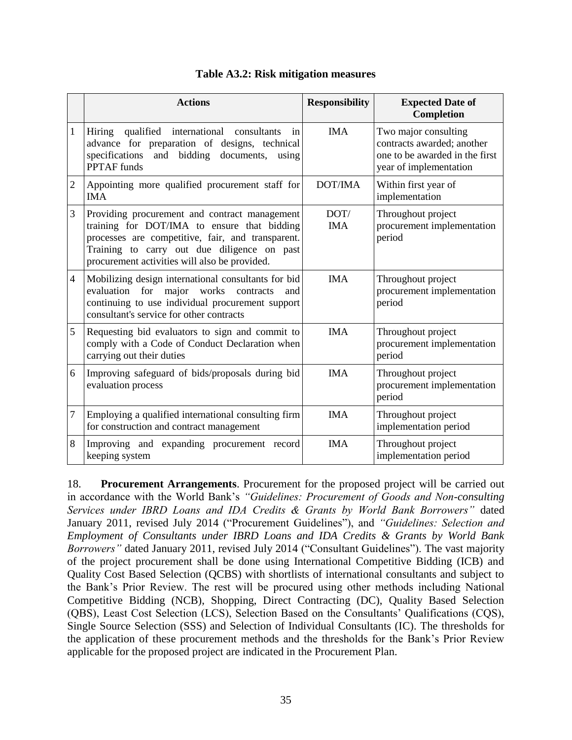**Table A3.2: Risk mitigation measures**

| | Actions | Responsibility | Expected Date of Completion |
|---|---|---|---|
| 1 | Hiring qualified international consultants in advance for preparation of designs, technical specifications and bidding documents, using PPTAF funds | IMA | Two major consulting contracts awarded; another one to be awarded in the first year of implementation |
| 2 | Appointing more qualified procurement staff for IMA | DOT/IMA | Within first year of implementation |
| 3 | Providing procurement and contract management training for DOT/IMA to ensure that bidding processes are competitive, fair, and transparent. Training to carry out due diligence on past procurement activities will also be provided. | DOT/ IMA | Throughout project procurement implementation period |
| 4 | Mobilizing design international consultants for bid evaluation for major works contracts and continuing to use individual procurement support consultant's service for other contracts | IMA | Throughout project procurement implementation period |
| 5 | Requesting bid evaluators to sign and commit to comply with a Code of Conduct Declaration when carrying out their duties | IMA | Throughout project procurement implementation period |
| 6 | Improving safeguard of bids/proposals during bid evaluation process | IMA | Throughout project procurement implementation period |
| 7 | Employing a qualified international consulting firm for construction and contract management | IMA | Throughout project implementation period |
| 8 | Improving and expanding procurement record keeping system | IMA | Throughout project implementation period |

18. **Procurement Arrangements**. Procurement for the proposed project will be carried out in accordance with the World Bank's *"Guidelines: Procurement of Goods and Non-consulting Services under IBRD Loans and IDA Credits & Grants by World Bank Borrowers"* dated January 2011, revised July 2014 ("Procurement Guidelines"), and *"Guidelines: Selection and Employment of Consultants under IBRD Loans and IDA Credits & Grants by World Bank Borrowers"* dated January 2011, revised July 2014 ("Consultant Guidelines"). The vast majority of the project procurement shall be done using International Competitive Bidding (ICB) and Quality Cost Based Selection (QCBS) with shortlists of international consultants and subject to the Bank's Prior Review. The rest will be procured using other methods including National Competitive Bidding (NCB), Shopping, Direct Contracting (DC), Quality Based Selection (QBS), Least Cost Selection (LCS), Selection Based on the Consultants' Qualifications (CQS), Single Source Selection (SSS) and Selection of Individual Consultants (IC). The thresholds for the application of these procurement methods and the thresholds for the Bank's Prior Review applicable for the proposed project are indicated in the Procurement Plan.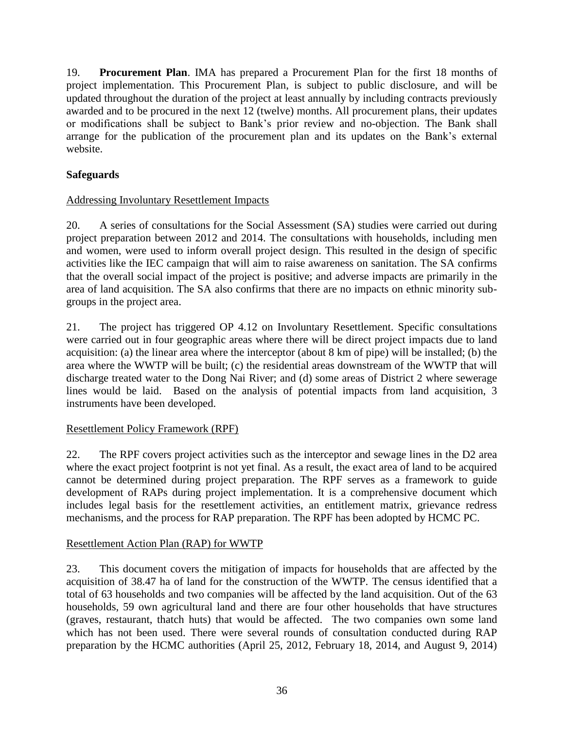19. **Procurement Plan**. IMA has prepared a Procurement Plan for the first 18 months of project implementation. This Procurement Plan, is subject to public disclosure, and will be updated throughout the duration of the project at least annually by including contracts previously awarded and to be procured in the next 12 (twelve) months. All procurement plans, their updates or modifications shall be subject to Bank's prior review and no-objection. The Bank shall arrange for the publication of the procurement plan and its updates on the Bank's external website.

**Safeguards**

Addressing Involuntary Resettlement Impacts

20. A series of consultations for the Social Assessment (SA) studies were carried out during project preparation between 2012 and 2014. The consultations with households, including men and women, were used to inform overall project design. This resulted in the design of specific activities like the IEC campaign that will aim to raise awareness on sanitation. The SA confirms that the overall social impact of the project is positive; and adverse impacts are primarily in the area of land acquisition. The SA also confirms that there are no impacts on ethnic minority sub-groups in the project area.

21. The project has triggered OP 4.12 on Involuntary Resettlement. Specific consultations were carried out in four geographic areas where there will be direct project impacts due to land acquisition: (a) the linear area where the interceptor (about 8 km of pipe) will be installed; (b) the area where the WWTP will be built; (c) the residential areas downstream of the WWTP that will discharge treated water to the Dong Nai River; and (d) some areas of District 2 where sewerage lines would be laid. Based on the analysis of potential impacts from land acquisition, 3 instruments have been developed.

Resettlement Policy Framework (RPF)

22. The RPF covers project activities such as the interceptor and sewage lines in the D2 area where the exact project footprint is not yet final. As a result, the exact area of land to be acquired cannot be determined during project preparation. The RPF serves as a framework to guide development of RAPs during project implementation. It is a comprehensive document which includes legal basis for the resettlement activities, an entitlement matrix, grievance redress mechanisms, and the process for RAP preparation. The RPF has been adopted by HCMC PC.

Resettlement Action Plan (RAP) for WWTP

23. This document covers the mitigation of impacts for households that are affected by the acquisition of 38.47 ha of land for the construction of the WWTP. The census identified that a total of 63 households and two companies will be affected by the land acquisition. Out of the 63 households, 59 own agricultural land and there are four other households that have structures (graves, restaurant, thatch huts) that would be affected. The two companies own some land which has not been used. There were several rounds of consultation conducted during RAP preparation by the HCMC authorities (April 25, 2012, February 18, 2014, and August 9, 2014)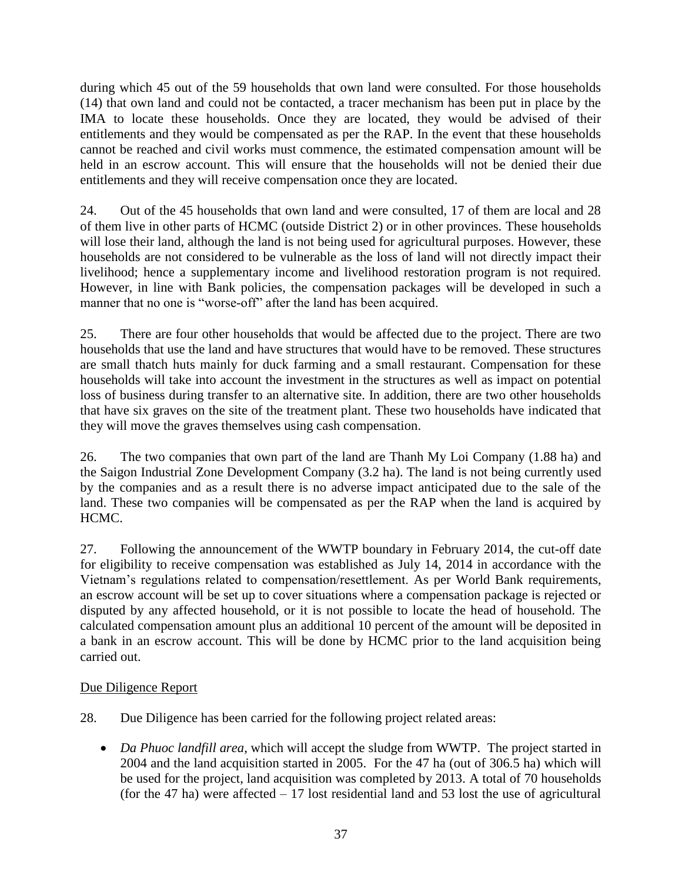during which 45 out of the 59 households that own land were consulted. For those households (14) that own land and could not be contacted, a tracer mechanism has been put in place by the IMA to locate these households. Once they are located, they would be advised of their entitlements and they would be compensated as per the RAP. In the event that these households cannot be reached and civil works must commence, the estimated compensation amount will be held in an escrow account. This will ensure that the households will not be denied their due entitlements and they will receive compensation once they are located.

24. Out of the 45 households that own land and were consulted, 17 of them are local and 28 of them live in other parts of HCMC (outside District 2) or in other provinces. These households will lose their land, although the land is not being used for agricultural purposes. However, these households are not considered to be vulnerable as the loss of land will not directly impact their livelihood; hence a supplementary income and livelihood restoration program is not required. However, in line with Bank policies, the compensation packages will be developed in such a manner that no one is "worse-off" after the land has been acquired.

25. There are four other households that would be affected due to the project. There are two households that use the land and have structures that would have to be removed. These structures are small thatch huts mainly for duck farming and a small restaurant. Compensation for these households will take into account the investment in the structures as well as impact on potential loss of business during transfer to an alternative site. In addition, there are two other households that have six graves on the site of the treatment plant. These two households have indicated that they will move the graves themselves using cash compensation.

26. The two companies that own part of the land are Thanh My Loi Company (1.88 ha) and the Saigon Industrial Zone Development Company (3.2 ha). The land is not being currently used by the companies and as a result there is no adverse impact anticipated due to the sale of the land. These two companies will be compensated as per the RAP when the land is acquired by HCMC.

27. Following the announcement of the WWTP boundary in February 2014, the cut-off date for eligibility to receive compensation was established as July 14, 2014 in accordance with the Vietnam's regulations related to compensation/resettlement. As per World Bank requirements, an escrow account will be set up to cover situations where a compensation package is rejected or disputed by any affected household, or it is not possible to locate the head of household. The calculated compensation amount plus an additional 10 percent of the amount will be deposited in a bank in an escrow account. This will be done by HCMC prior to the land acquisition being carried out.

Due Diligence Report

28. Due Diligence has been carried for the following project related areas:

- *Da Phuoc landfill area*, which will accept the sludge from WWTP. The project started in 2004 and the land acquisition started in 2005. For the 47 ha (out of 306.5 ha) which will be used for the project, land acquisition was completed by 2013. A total of 70 households (for the 47 ha) were affected – 17 lost residential land and 53 lost the use of agricultural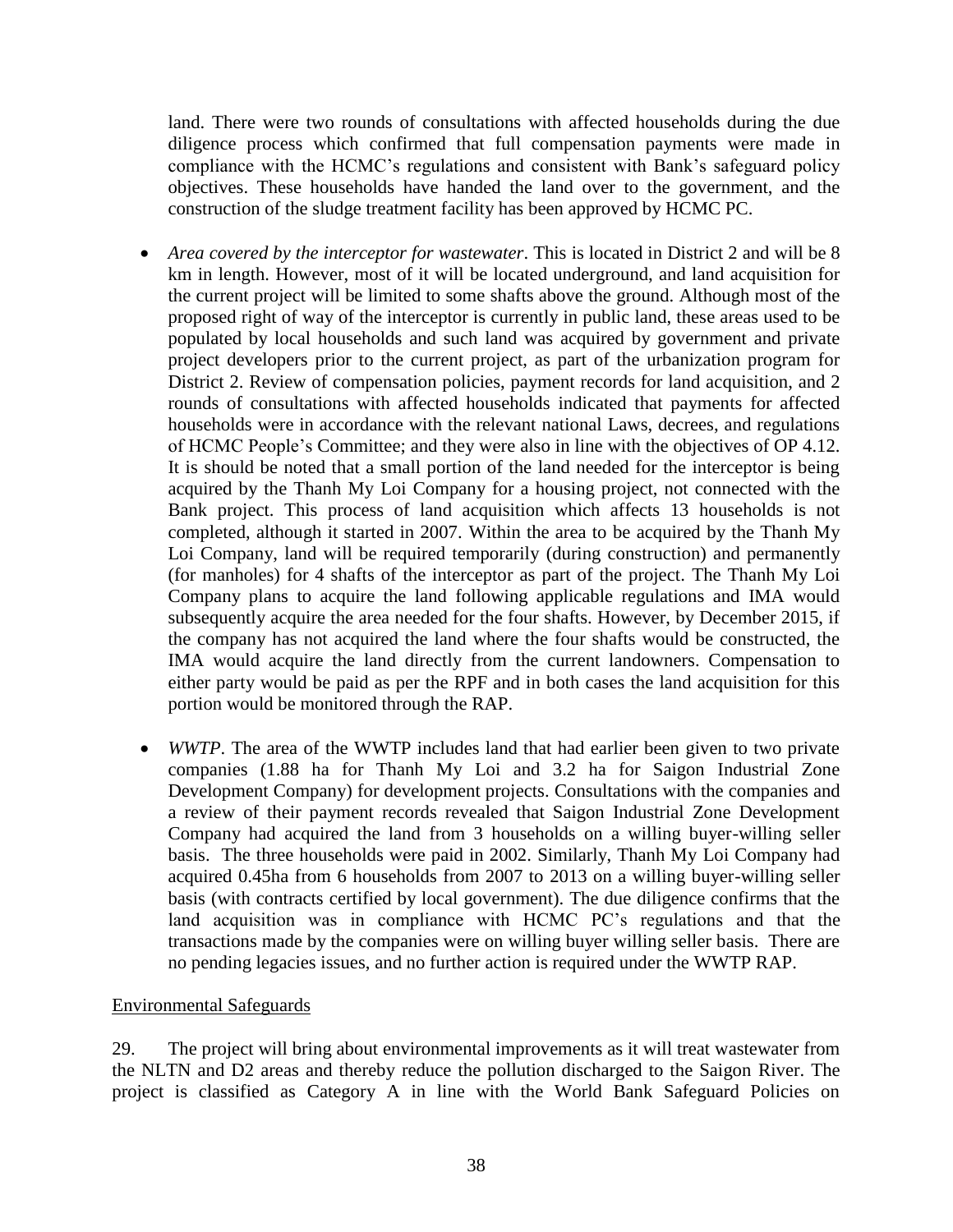land. There were two rounds of consultations with affected households during the due diligence process which confirmed that full compensation payments were made in compliance with the HCMC's regulations and consistent with Bank's safeguard policy objectives. These households have handed the land over to the government, and the construction of the sludge treatment facility has been approved by HCMC PC.

- *Area covered by the interceptor for wastewater*. This is located in District 2 and will be 8 km in length. However, most of it will be located underground, and land acquisition for the current project will be limited to some shafts above the ground. Although most of the proposed right of way of the interceptor is currently in public land, these areas used to be populated by local households and such land was acquired by government and private project developers prior to the current project, as part of the urbanization program for District 2. Review of compensation policies, payment records for land acquisition, and 2 rounds of consultations with affected households indicated that payments for affected households were in accordance with the relevant national Laws, decrees, and regulations of HCMC People's Committee; and they were also in line with the objectives of OP 4.12. It is should be noted that a small portion of the land needed for the interceptor is being acquired by the Thanh My Loi Company for a housing project, not connected with the Bank project. This process of land acquisition which affects 13 households is not completed, although it started in 2007. Within the area to be acquired by the Thanh My Loi Company, land will be required temporarily (during construction) and permanently (for manholes) for 4 shafts of the interceptor as part of the project. The Thanh My Loi Company plans to acquire the land following applicable regulations and IMA would subsequently acquire the area needed for the four shafts. However, by December 2015, if the company has not acquired the land where the four shafts would be constructed, the IMA would acquire the land directly from the current landowners. Compensation to either party would be paid as per the RPF and in both cases the land acquisition for this portion would be monitored through the RAP.

- *WWTP*. The area of the WWTP includes land that had earlier been given to two private companies (1.88 ha for Thanh My Loi and 3.2 ha for Saigon Industrial Zone Development Company) for development projects. Consultations with the companies and a review of their payment records revealed that Saigon Industrial Zone Development Company had acquired the land from 3 households on a willing buyer-willing seller basis. The three households were paid in 2002. Similarly, Thanh My Loi Company had acquired 0.45ha from 6 households from 2007 to 2013 on a willing buyer-willing seller basis (with contracts certified by local government). The due diligence confirms that the land acquisition was in compliance with HCMC PC's regulations and that the transactions made by the companies were on willing buyer willing seller basis. There are no pending legacies issues, and no further action is required under the WWTP RAP.

Environmental Safeguards

29. The project will bring about environmental improvements as it will treat wastewater from the NLTN and D2 areas and thereby reduce the pollution discharged to the Saigon River. The project is classified as Category A in line with the World Bank Safeguard Policies on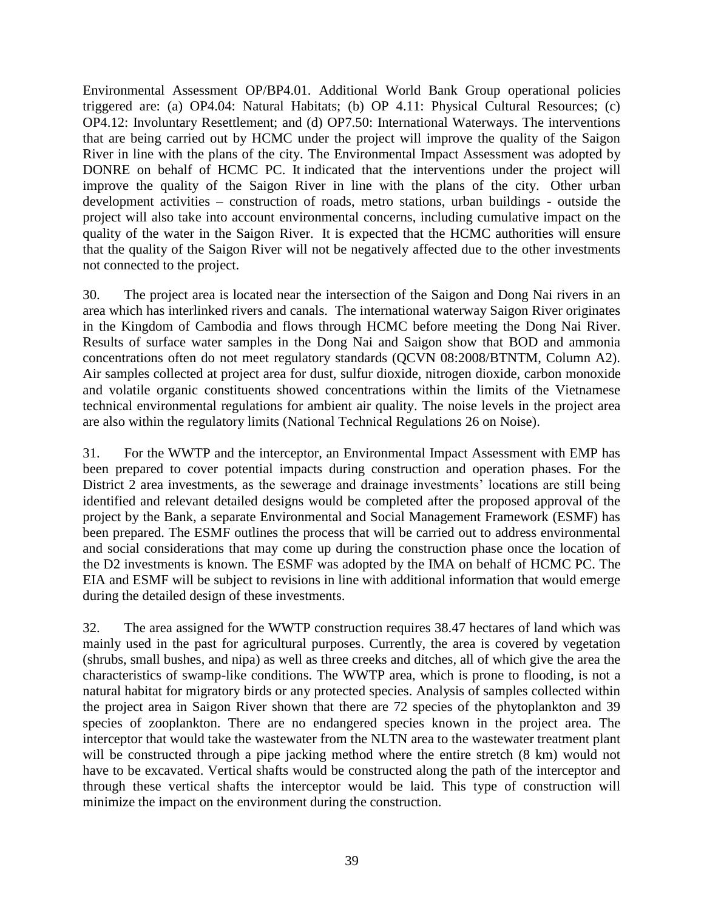Environmental Assessment OP/BP4.01. Additional World Bank Group operational policies triggered are: (a) OP4.04: Natural Habitats; (b) OP 4.11: Physical Cultural Resources; (c) OP4.12: Involuntary Resettlement; and (d) OP7.50: International Waterways. The interventions that are being carried out by HCMC under the project will improve the quality of the Saigon River in line with the plans of the city. The Environmental Impact Assessment was adopted by DONRE on behalf of HCMC PC. It indicated that the interventions under the project will improve the quality of the Saigon River in line with the plans of the city. Other urban development activities – construction of roads, metro stations, urban buildings - outside the project will also take into account environmental concerns, including cumulative impact on the quality of the water in the Saigon River. It is expected that the HCMC authorities will ensure that the quality of the Saigon River will not be negatively affected due to the other investments not connected to the project.

30. The project area is located near the intersection of the Saigon and Dong Nai rivers in an area which has interlinked rivers and canals. The international waterway Saigon River originates in the Kingdom of Cambodia and flows through HCMC before meeting the Dong Nai River. Results of surface water samples in the Dong Nai and Saigon show that BOD and ammonia concentrations often do not meet regulatory standards (QCVN 08:2008/BTNTM, Column A2). Air samples collected at project area for dust, sulfur dioxide, nitrogen dioxide, carbon monoxide and volatile organic constituents showed concentrations within the limits of the Vietnamese technical environmental regulations for ambient air quality. The noise levels in the project area are also within the regulatory limits (National Technical Regulations 26 on Noise).

31. For the WWTP and the interceptor, an Environmental Impact Assessment with EMP has been prepared to cover potential impacts during construction and operation phases. For the District 2 area investments, as the sewerage and drainage investments' locations are still being identified and relevant detailed designs would be completed after the proposed approval of the project by the Bank, a separate Environmental and Social Management Framework (ESMF) has been prepared. The ESMF outlines the process that will be carried out to address environmental and social considerations that may come up during the construction phase once the location of the D2 investments is known. The ESMF was adopted by the IMA on behalf of HCMC PC. The EIA and ESMF will be subject to revisions in line with additional information that would emerge during the detailed design of these investments.

32. The area assigned for the WWTP construction requires 38.47 hectares of land which was mainly used in the past for agricultural purposes. Currently, the area is covered by vegetation (shrubs, small bushes, and nipa) as well as three creeks and ditches, all of which give the area the characteristics of swamp-like conditions. The WWTP area, which is prone to flooding, is not a natural habitat for migratory birds or any protected species. Analysis of samples collected within the project area in Saigon River shown that there are 72 species of the phytoplankton and 39 species of zooplankton. There are no endangered species known in the project area. The interceptor that would take the wastewater from the NLTN area to the wastewater treatment plant will be constructed through a pipe jacking method where the entire stretch (8 km) would not have to be excavated. Vertical shafts would be constructed along the path of the interceptor and through these vertical shafts the interceptor would be laid. This type of construction will minimize the impact on the environment during the construction.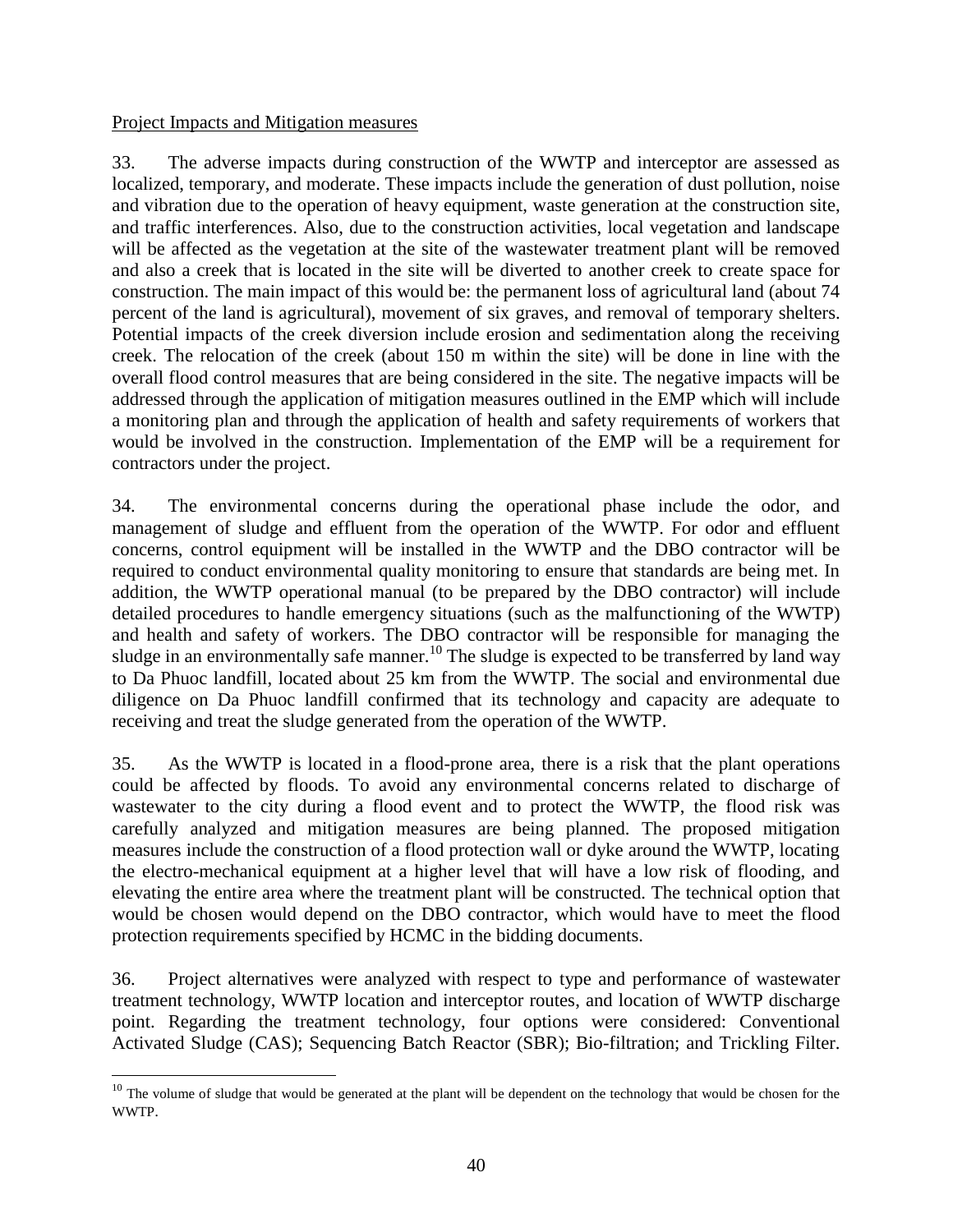Project Impacts and Mitigation measures

33. The adverse impacts during construction of the WWTP and interceptor are assessed as localized, temporary, and moderate. These impacts include the generation of dust pollution, noise and vibration due to the operation of heavy equipment, waste generation at the construction site, and traffic interferences. Also, due to the construction activities, local vegetation and landscape will be affected as the vegetation at the site of the wastewater treatment plant will be removed and also a creek that is located in the site will be diverted to another creek to create space for construction. The main impact of this would be: the permanent loss of agricultural land (about 74 percent of the land is agricultural), movement of six graves, and removal of temporary shelters. Potential impacts of the creek diversion include erosion and sedimentation along the receiving creek. The relocation of the creek (about 150 m within the site) will be done in line with the overall flood control measures that are being considered in the site. The negative impacts will be addressed through the application of mitigation measures outlined in the EMP which will include a monitoring plan and through the application of health and safety requirements of workers that would be involved in the construction. Implementation of the EMP will be a requirement for contractors under the project.

34. The environmental concerns during the operational phase include the odor, and management of sludge and effluent from the operation of the WWTP. For odor and effluent concerns, control equipment will be installed in the WWTP and the DBO contractor will be required to conduct environmental quality monitoring to ensure that standards are being met. In addition, the WWTP operational manual (to be prepared by the DBO contractor) will include detailed procedures to handle emergency situations (such as the malfunctioning of the WWTP) and health and safety of workers. The DBO contractor will be responsible for managing the sludge in an environmentally safe manner.[10] The sludge is expected to be transferred by land way to Da Phuoc landfill, located about 25 km from the WWTP. The social and environmental due diligence on Da Phuoc landfill confirmed that its technology and capacity are adequate to receiving and treat the sludge generated from the operation of the WWTP.

35. As the WWTP is located in a flood-prone area, there is a risk that the plant operations could be affected by floods. To avoid any environmental concerns related to discharge of wastewater to the city during a flood event and to protect the WWTP, the flood risk was carefully analyzed and mitigation measures are being planned. The proposed mitigation measures include the construction of a flood protection wall or dyke around the WWTP, locating the electro-mechanical equipment at a higher level that will have a low risk of flooding, and elevating the entire area where the treatment plant will be constructed. The technical option that would be chosen would depend on the DBO contractor, which would have to meet the flood protection requirements specified by HCMC in the bidding documents.

36. Project alternatives were analyzed with respect to type and performance of wastewater treatment technology, WWTP location and interceptor routes, and location of WWTP discharge point. Regarding the treatment technology, four options were considered: Conventional Activated Sludge (CAS); Sequencing Batch Reactor (SBR); Bio-filtration; and Trickling Filter.

---

[10] The volume of sludge that would be generated at the plant will be dependent on the technology that would be chosen for the WWTP.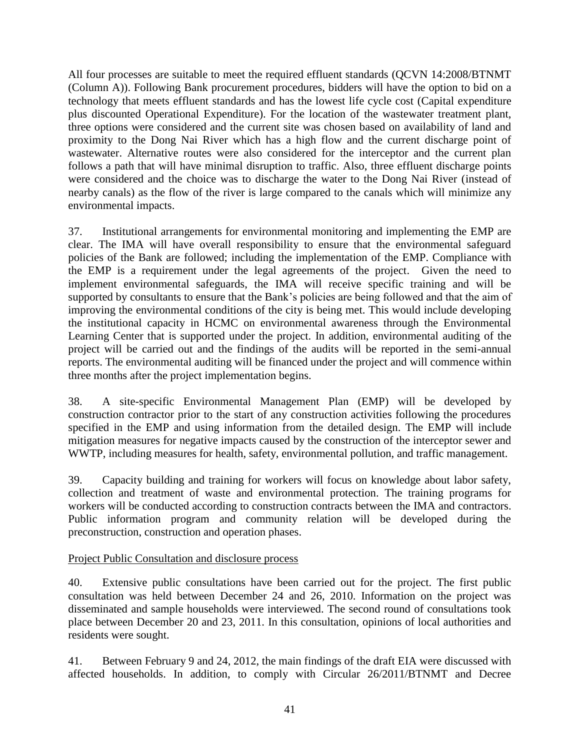All four processes are suitable to meet the required effluent standards (QCVN 14:2008/BTNMT (Column A)). Following Bank procurement procedures, bidders will have the option to bid on a technology that meets effluent standards and has the lowest life cycle cost (Capital expenditure plus discounted Operational Expenditure). For the location of the wastewater treatment plant, three options were considered and the current site was chosen based on availability of land and proximity to the Dong Nai River which has a high flow and the current discharge point of wastewater. Alternative routes were also considered for the interceptor and the current plan follows a path that will have minimal disruption to traffic. Also, three effluent discharge points were considered and the choice was to discharge the water to the Dong Nai River (instead of nearby canals) as the flow of the river is large compared to the canals which will minimize any environmental impacts.

37. Institutional arrangements for environmental monitoring and implementing the EMP are clear. The IMA will have overall responsibility to ensure that the environmental safeguard policies of the Bank are followed; including the implementation of the EMP. Compliance with the EMP is a requirement under the legal agreements of the project. Given the need to implement environmental safeguards, the IMA will receive specific training and will be supported by consultants to ensure that the Bank's policies are being followed and that the aim of improving the environmental conditions of the city is being met. This would include developing the institutional capacity in HCMC on environmental awareness through the Environmental Learning Center that is supported under the project. In addition, environmental auditing of the project will be carried out and the findings of the audits will be reported in the semi-annual reports. The environmental auditing will be financed under the project and will commence within three months after the project implementation begins.

38. A site-specific Environmental Management Plan (EMP) will be developed by construction contractor prior to the start of any construction activities following the procedures specified in the EMP and using information from the detailed design. The EMP will include mitigation measures for negative impacts caused by the construction of the interceptor sewer and WWTP, including measures for health, safety, environmental pollution, and traffic management.

39. Capacity building and training for workers will focus on knowledge about labor safety, collection and treatment of waste and environmental protection. The training programs for workers will be conducted according to construction contracts between the IMA and contractors. Public information program and community relation will be developed during the preconstruction, construction and operation phases.

Project Public Consultation and disclosure process

40. Extensive public consultations have been carried out for the project. The first public consultation was held between December 24 and 26, 2010. Information on the project was disseminated and sample households were interviewed. The second round of consultations took place between December 20 and 23, 2011. In this consultation, opinions of local authorities and residents were sought.

41. Between February 9 and 24, 2012, the main findings of the draft EIA were discussed with affected households. In addition, to comply with Circular 26/2011/BTNMT and Decree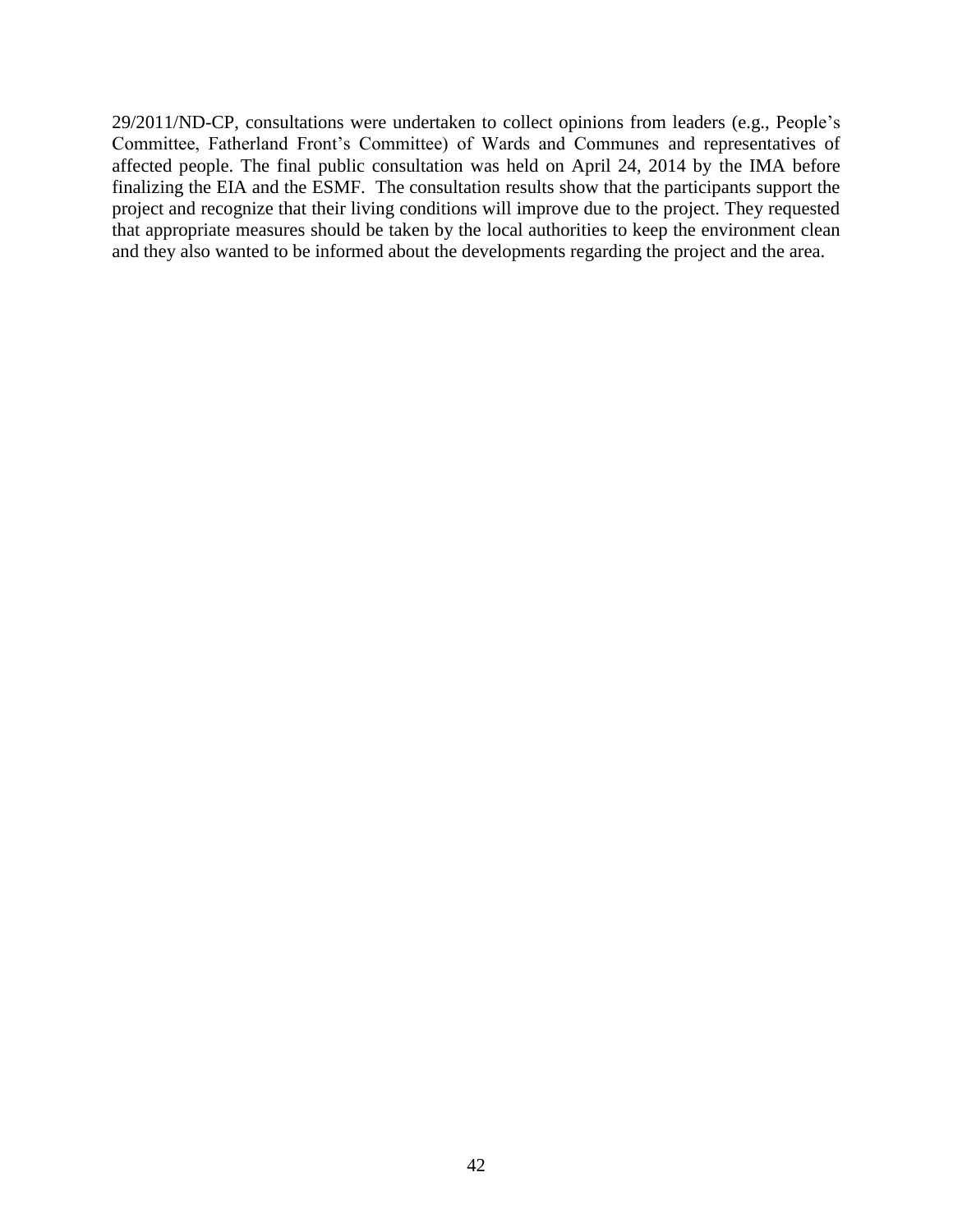29/2011/ND-CP, consultations were undertaken to collect opinions from leaders (e.g., People's Committee, Fatherland Front's Committee) of Wards and Communes and representatives of affected people. The final public consultation was held on April 24, 2014 by the IMA before finalizing the EIA and the ESMF. The consultation results show that the participants support the project and recognize that their living conditions will improve due to the project. They requested that appropriate measures should be taken by the local authorities to keep the environment clean and they also wanted to be informed about the developments regarding the project and the area.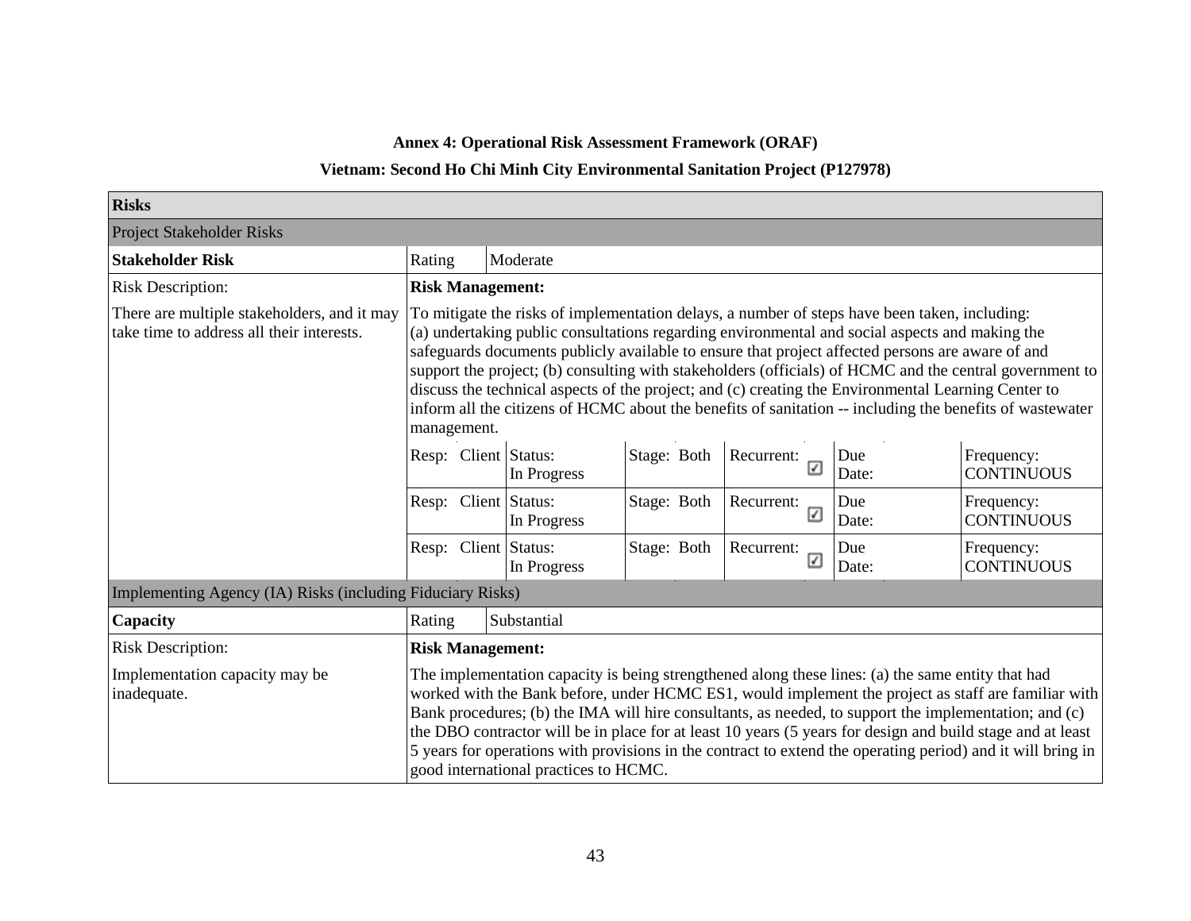**Annex 4: Operational Risk Assessment Framework (ORAF)**

**Vietnam: Second Ho Chi Minh City Environmental Sanitation Project (P127978)**

| **Risks** | | | | | | |
|---|---|---|---|---|---|---|
| Project Stakeholder Risks | | | | | | |
| **Stakeholder Risk** | Rating | Moderate | | | | |
| Risk Description: | **Risk Management:** | | | | | |
| There are multiple stakeholders, and it may take time to address all their interests. | To mitigate the risks of implementation delays, a number of steps have been taken, including: (a) undertaking public consultations regarding environmental and social aspects and making the safeguards documents publicly available to ensure that project affected persons are aware of and support the project; (b) consulting with stakeholders (officials) of HCMC and the central government to discuss the technical aspects of the project; and (c) creating the Environmental Learning Center to inform all the citizens of HCMC about the benefits of sanitation -- including the benefits of wastewater management. | | | | | |
| | Resp: Client | Status: In Progress | Stage: Both | Recurrent: ☑ | Due Date: | Frequency: CONTINUOUS |
| | Resp: Client | Status: In Progress | Stage: Both | Recurrent: ☑ | Due Date: | Frequency: CONTINUOUS |
| | Resp: Client | Status: In Progress | Stage: Both | Recurrent: ☑ | Due Date: | Frequency: CONTINUOUS |
| Implementing Agency (IA) Risks (including Fiduciary Risks) | | | | | | |
| **Capacity** | Rating | Substantial | | | | |
| Risk Description: | **Risk Management:** | | | | | |
| Implementation capacity may be inadequate. | The implementation capacity is being strengthened along these lines: (a) the same entity that had worked with the Bank before, under HCMC ES1, would implement the project as staff are familiar with Bank procedures; (b) the IMA will hire consultants, as needed, to support the implementation; and (c) the DBO contractor will be in place for at least 10 years (5 years for design and build stage and at least 5 years for operations with provisions in the contract to extend the operating period) and it will bring in good international practices to HCMC. | | | | | |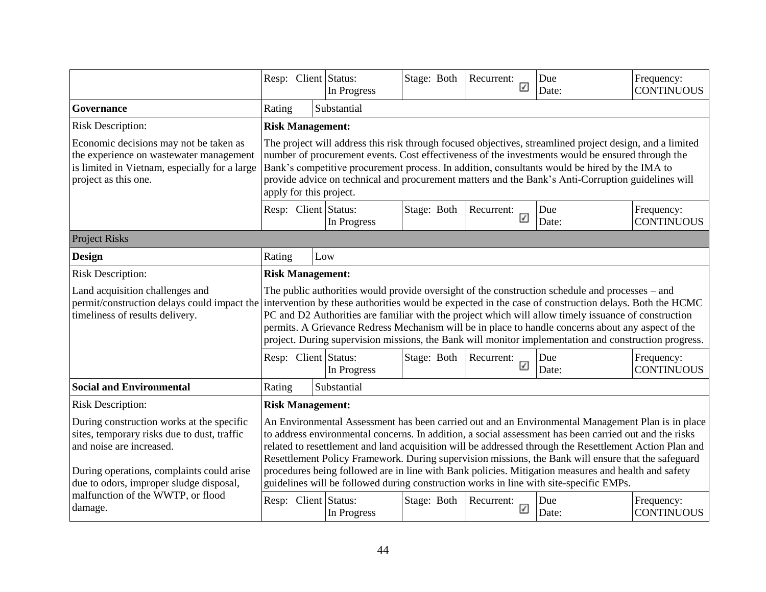| | Resp: Client | Status: In Progress | Stage: Both | Recurrent: ☑ | Due Date: | Frequency: CONTINUOUS |
|---|---|---|---|---|---|---|
| **Governance** | Rating | Substantial | | | | |
| Risk Description: Economic decisions may not be taken as the experience on wastewater management is limited in Vietnam, especially for a large project as this one. | **Risk Management:** The project will address this risk through focused objectives, streamlined project design, and a limited number of procurement events. Cost effectiveness of the investments would be ensured through the Bank's competitive procurement process. In addition, consultants would be hired by the IMA to provide advice on technical and procurement matters and the Bank's Anti-Corruption guidelines will apply for this project. | | | | | |
| | Resp: Client | Status: In Progress | Stage: Both | Recurrent: ☑ | Due Date: | Frequency: CONTINUOUS |
| Project Risks | | | | | | |
| **Design** | Rating | Low | | | | |
| Risk Description: Land acquisition challenges and permit/construction delays could impact the timeliness of results delivery. | **Risk Management:** The public authorities would provide oversight of the construction schedule and processes – and intervention by these authorities would be expected in the case of construction delays. Both the HCMC PC and D2 Authorities are familiar with the project which will allow timely issuance of construction permits. A Grievance Redress Mechanism will be in place to handle concerns about any aspect of the project. During supervision missions, the Bank will monitor implementation and construction progress. | | | | | |
| | Resp: Client | Status: In Progress | Stage: Both | Recurrent: ☑ | Due Date: | Frequency: CONTINUOUS |
| **Social and Environmental** | Rating | Substantial | | | | |
| Risk Description: During construction works at the specific sites, temporary risks due to dust, traffic and noise are increased. During operations, complaints could arise due to odors, improper sludge disposal, malfunction of the WWTP, or flood damage. | **Risk Management:** An Environmental Assessment has been carried out and an Environmental Management Plan is in place to address environmental concerns. In addition, a social assessment has been carried out and the risks related to resettlement and land acquisition will be addressed through the Resettlement Action Plan and Resettlement Policy Framework. During supervision missions, the Bank will ensure that the safeguard procedures being followed are in line with Bank policies. Mitigation measures and health and safety guidelines will be followed during construction works in line with site-specific EMPs. | | | | | |
| | Resp: Client | Status: In Progress | Stage: Both | Recurrent: ☑ | Due Date: | Frequency: CONTINUOUS |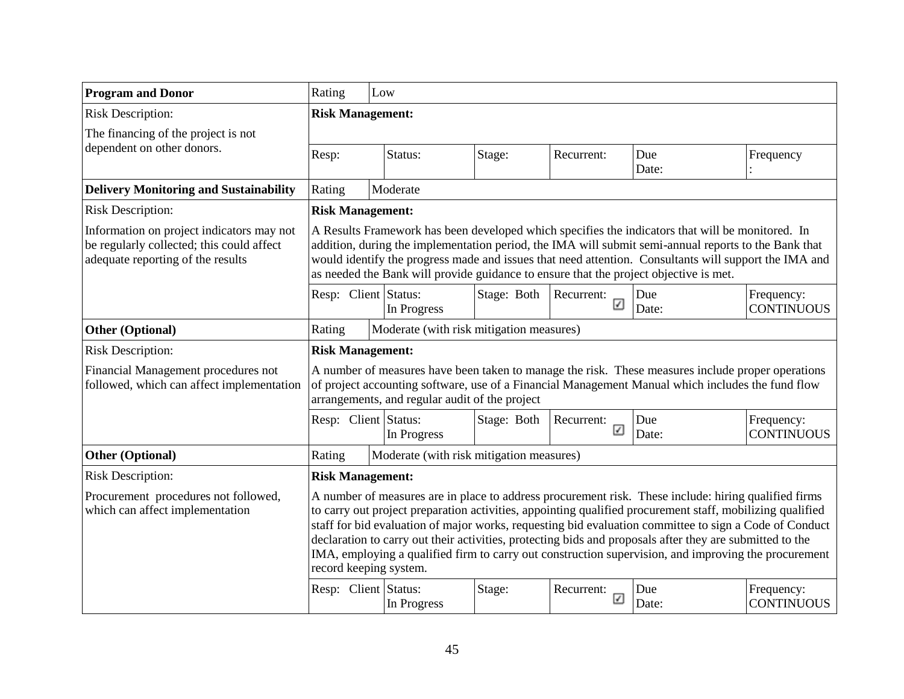| **Program and Donor** | Rating | Low | | | | |
|---|---|---|---|---|---|---|
| Risk Description:<br>The financing of the project is not dependent on other donors. | **Risk Management:** | | | | | |
| | Resp: | Status: | Stage: | Recurrent: | Due Date: | Frequency: |
| **Delivery Monitoring and Sustainability** | Rating | Moderate | | | | |
| Risk Description:<br>Information on project indicators may not be regularly collected; this could affect adequate reporting of the results | **Risk Management:**<br>A Results Framework has been developed which specifies the indicators that will be monitored. In addition, during the implementation period, the IMA will submit semi-annual reports to the Bank that would identify the progress made and issues that need attention. Consultants will support the IMA and as needed the Bank will provide guidance to ensure that the project objective is met. | | | | | |
| | Resp: Client | Status: In Progress | Stage: Both | Recurrent: ☑ | Due Date: | Frequency: CONTINUOUS |
| **Other (Optional)** | Rating | Moderate (with risk mitigation measures) | | | | |
| Risk Description:<br>Financial Management procedures not followed, which can affect implementation | **Risk Management:**<br>A number of measures have been taken to manage the risk. These measures include proper operations of project accounting software, use of a Financial Management Manual which includes the fund flow arrangements, and regular audit of the project | | | | | |
| | Resp: Client | Status: In Progress | Stage: Both | Recurrent: ☑ | Due Date: | Frequency: CONTINUOUS |
| **Other (Optional)** | Rating | Moderate (with risk mitigation measures) | | | | |
| Risk Description:<br>Procurement procedures not followed, which can affect implementation | **Risk Management:**<br>A number of measures are in place to address procurement risk. These include: hiring qualified firms to carry out project preparation activities, appointing qualified procurement staff, mobilizing qualified staff for bid evaluation of major works, requesting bid evaluation committee to sign a Code of Conduct declaration to carry out their activities, protecting bids and proposals after they are submitted to the IMA, employing a qualified firm to carry out construction supervision, and improving the procurement record keeping system. | | | | | |
| | Resp: Client | Status: In Progress | Stage: | Recurrent: ☑ | Due Date: | Frequency: CONTINUOUS |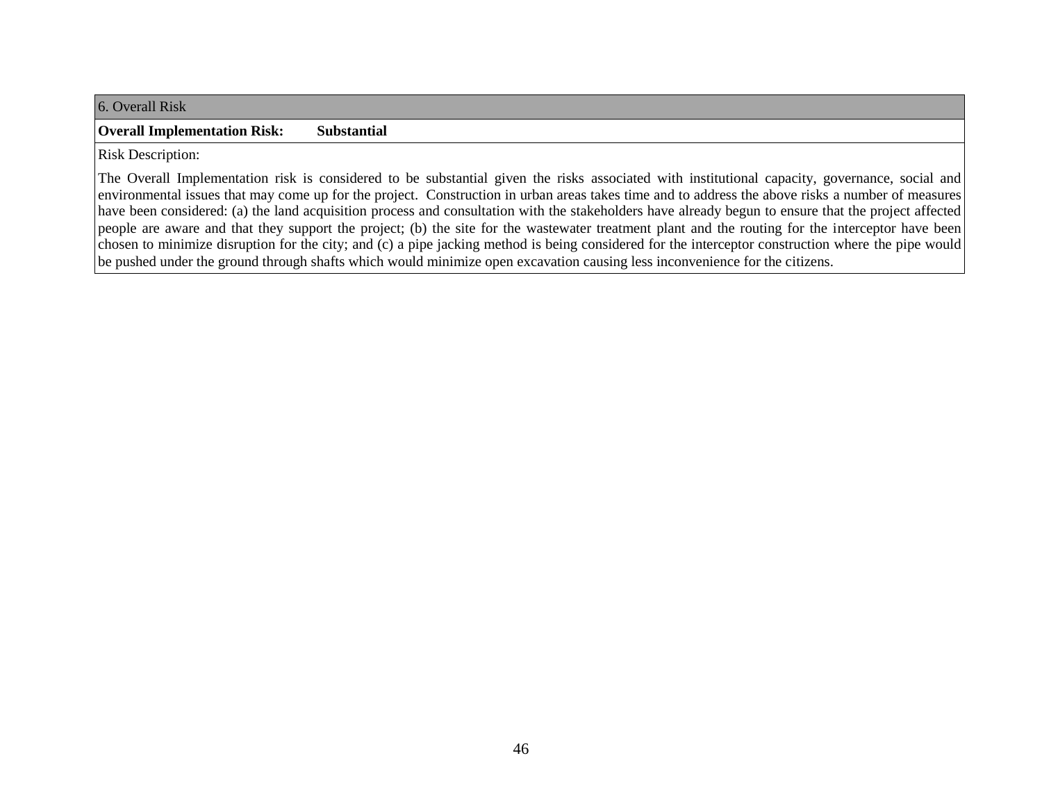| 6. Overall Risk |
| --- |
| **Overall Implementation Risk: Substantial** |
| Risk Description:<br><br>The Overall Implementation risk is considered to be substantial given the risks associated with institutional capacity, governance, social and environmental issues that may come up for the project. Construction in urban areas takes time and to address the above risks a number of measures have been considered: (a) the land acquisition process and consultation with the stakeholders have already begun to ensure that the project affected people are aware and that they support the project; (b) the site for the wastewater treatment plant and the routing for the interceptor have been chosen to minimize disruption for the city; and (c) a pipe jacking method is being considered for the interceptor construction where the pipe would be pushed under the ground through shafts which would minimize open excavation causing less inconvenience for the citizens. |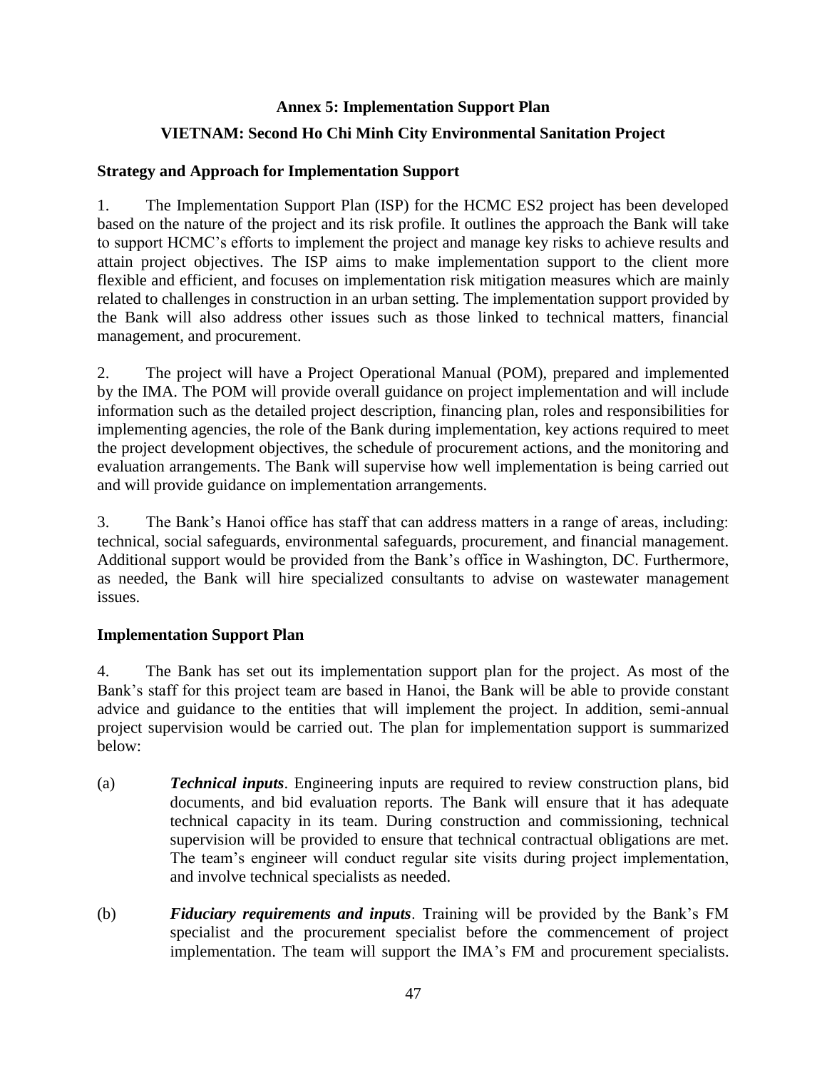# Annex 5: Implementation Support Plan

## VIETNAM: Second Ho Chi Minh City Environmental Sanitation Project

### Strategy and Approach for Implementation Support

1. The Implementation Support Plan (ISP) for the HCMC ES2 project has been developed based on the nature of the project and its risk profile. It outlines the approach the Bank will take to support HCMC's efforts to implement the project and manage key risks to achieve results and attain project objectives. The ISP aims to make implementation support to the client more flexible and efficient, and focuses on implementation risk mitigation measures which are mainly related to challenges in construction in an urban setting. The implementation support provided by the Bank will also address other issues such as those linked to technical matters, financial management, and procurement.

2. The project will have a Project Operational Manual (POM), prepared and implemented by the IMA. The POM will provide overall guidance on project implementation and will include information such as the detailed project description, financing plan, roles and responsibilities for implementing agencies, the role of the Bank during implementation, key actions required to meet the project development objectives, the schedule of procurement actions, and the monitoring and evaluation arrangements. The Bank will supervise how well implementation is being carried out and will provide guidance on implementation arrangements.

3. The Bank's Hanoi office has staff that can address matters in a range of areas, including: technical, social safeguards, environmental safeguards, procurement, and financial management. Additional support would be provided from the Bank's office in Washington, DC. Furthermore, as needed, the Bank will hire specialized consultants to advise on wastewater management issues.

### Implementation Support Plan

4. The Bank has set out its implementation support plan for the project. As most of the Bank's staff for this project team are based in Hanoi, the Bank will be able to provide constant advice and guidance to the entities that will implement the project. In addition, semi-annual project supervision would be carried out. The plan for implementation support is summarized below:

(a) ***Technical inputs***. Engineering inputs are required to review construction plans, bid documents, and bid evaluation reports. The Bank will ensure that it has adequate technical capacity in its team. During construction and commissioning, technical supervision will be provided to ensure that technical contractual obligations are met. The team's engineer will conduct regular site visits during project implementation, and involve technical specialists as needed.

(b) ***Fiduciary requirements and inputs***. Training will be provided by the Bank's FM specialist and the procurement specialist before the commencement of project implementation. The team will support the IMA's FM and procurement specialists.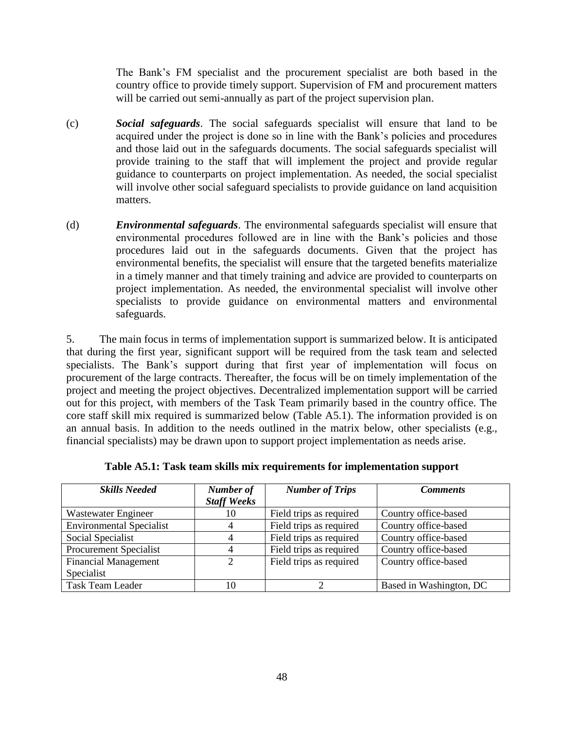The Bank's FM specialist and the procurement specialist are both based in the country office to provide timely support. Supervision of FM and procurement matters will be carried out semi-annually as part of the project supervision plan.

(c) ***Social safeguards***. The social safeguards specialist will ensure that land to be acquired under the project is done so in line with the Bank's policies and procedures and those laid out in the safeguards documents. The social safeguards specialist will provide training to the staff that will implement the project and provide regular guidance to counterparts on project implementation. As needed, the social specialist will involve other social safeguard specialists to provide guidance on land acquisition matters.

(d) ***Environmental safeguards***. The environmental safeguards specialist will ensure that environmental procedures followed are in line with the Bank's policies and those procedures laid out in the safeguards documents. Given that the project has environmental benefits, the specialist will ensure that the targeted benefits materialize in a timely manner and that timely training and advice are provided to counterparts on project implementation. As needed, the environmental specialist will involve other specialists to provide guidance on environmental matters and environmental safeguards.

5. The main focus in terms of implementation support is summarized below. It is anticipated that during the first year, significant support will be required from the task team and selected specialists. The Bank's support during that first year of implementation will focus on procurement of the large contracts. Thereafter, the focus will be on timely implementation of the project and meeting the project objectives. Decentralized implementation support will be carried out for this project, with members of the Task Team primarily based in the country office. The core staff skill mix required is summarized below (Table A5.1). The information provided is on an annual basis. In addition to the needs outlined in the matrix below, other specialists (e.g., financial specialists) may be drawn upon to support project implementation as needs arise.

**Table A5.1: Task team skills mix requirements for implementation support**

| ***Skills Needed*** | ***Number of Staff Weeks*** | ***Number of Trips*** | ***Comments*** |
|---|---|---|---|
| Wastewater Engineer | 10 | Field trips as required | Country office-based |
| Environmental Specialist | 4 | Field trips as required | Country office-based |
| Social Specialist | 4 | Field trips as required | Country office-based |
| Procurement Specialist | 4 | Field trips as required | Country office-based |
| Financial Management Specialist | 2 | Field trips as required | Country office-based |
| Task Team Leader | 10 | 2 | Based in Washington, DC |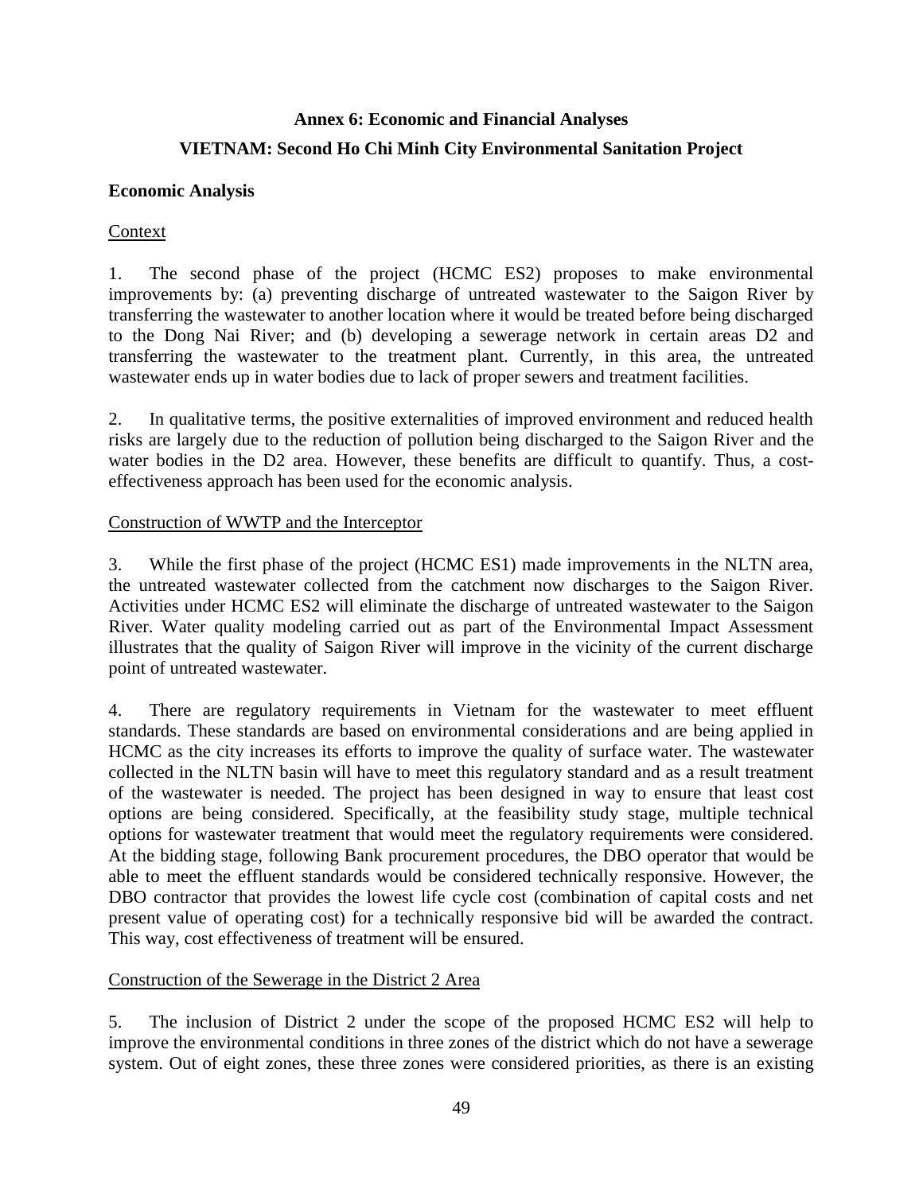# Annex 6: Economic and Financial Analyses

## VIETNAM: Second Ho Chi Minh City Environmental Sanitation Project

### Economic Analysis

<u>Context</u>

1. The second phase of the project (HCMC ES2) proposes to make environmental improvements by: (a) preventing discharge of untreated wastewater to the Saigon River by transferring the wastewater to another location where it would be treated before being discharged to the Dong Nai River; and (b) developing a sewerage network in certain areas D2 and transferring the wastewater to the treatment plant. Currently, in this area, the untreated wastewater ends up in water bodies due to lack of proper sewers and treatment facilities.

2. In qualitative terms, the positive externalities of improved environment and reduced health risks are largely due to the reduction of pollution being discharged to the Saigon River and the water bodies in the D2 area. However, these benefits are difficult to quantify. Thus, a cost-effectiveness approach has been used for the economic analysis.

<u>Construction of WWTP and the Interceptor</u>

3. While the first phase of the project (HCMC ES1) made improvements in the NLTN area, the untreated wastewater collected from the catchment now discharges to the Saigon River. Activities under HCMC ES2 will eliminate the discharge of untreated wastewater to the Saigon River. Water quality modeling carried out as part of the Environmental Impact Assessment illustrates that the quality of Saigon River will improve in the vicinity of the current discharge point of untreated wastewater.

4. There are regulatory requirements in Vietnam for the wastewater to meet effluent standards. These standards are based on environmental considerations and are being applied in HCMC as the city increases its efforts to improve the quality of surface water. The wastewater collected in the NLTN basin will have to meet this regulatory standard and as a result treatment of the wastewater is needed. The project has been designed in way to ensure that least cost options are being considered. Specifically, at the feasibility study stage, multiple technical options for wastewater treatment that would meet the regulatory requirements were considered. At the bidding stage, following Bank procurement procedures, the DBO operator that would be able to meet the effluent standards would be considered technically responsive. However, the DBO contractor that provides the lowest life cycle cost (combination of capital costs and net present value of operating cost) for a technically responsive bid will be awarded the contract. This way, cost effectiveness of treatment will be ensured.

<u>Construction of the Sewerage in the District 2 Area</u>

5. The inclusion of District 2 under the scope of the proposed HCMC ES2 will help to improve the environmental conditions in three zones of the district which do not have a sewerage system. Out of eight zones, these three zones were considered priorities, as there is an existing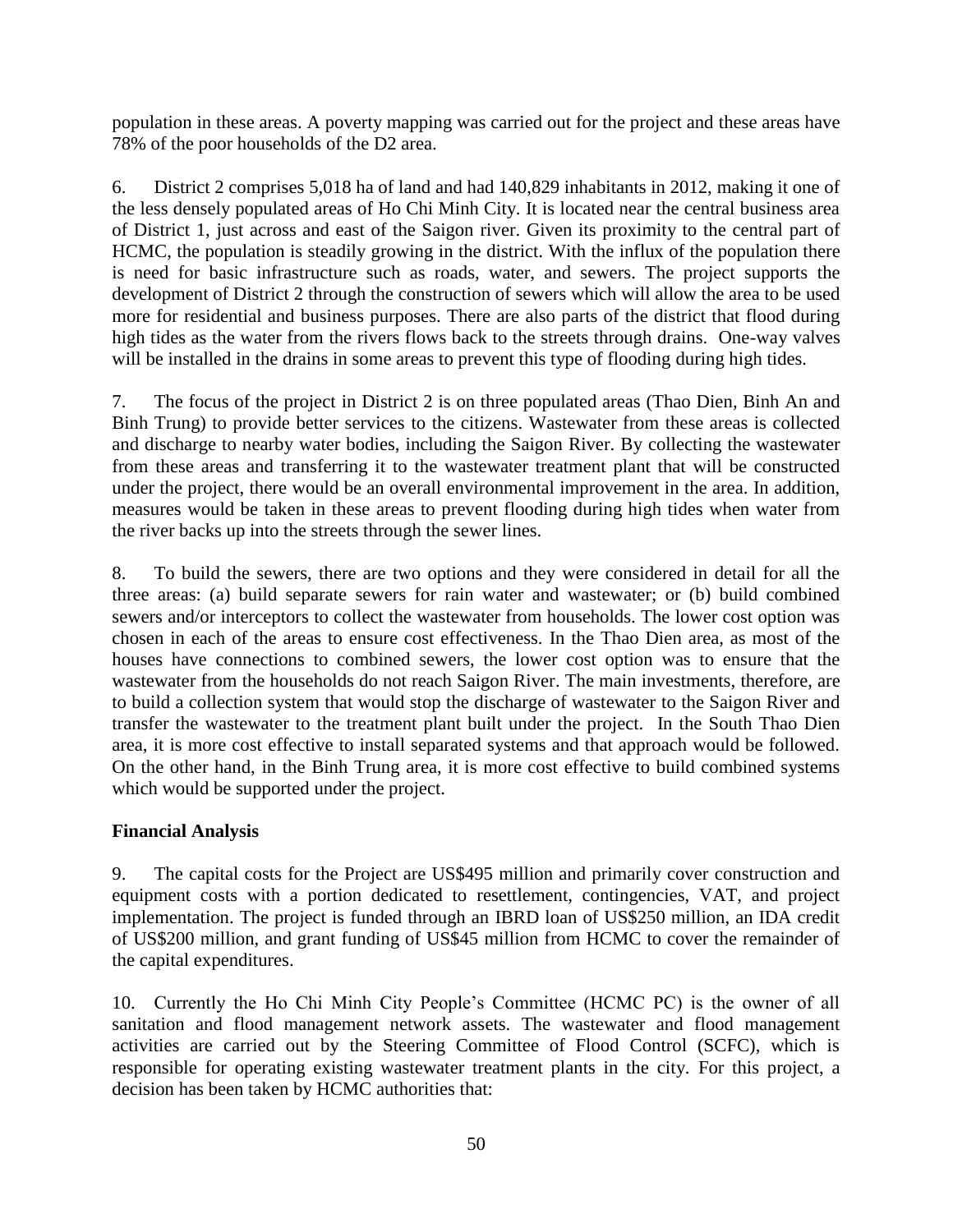population in these areas. A poverty mapping was carried out for the project and these areas have 78% of the poor households of the D2 area.

6. District 2 comprises 5,018 ha of land and had 140,829 inhabitants in 2012, making it one of the less densely populated areas of Ho Chi Minh City. It is located near the central business area of District 1, just across and east of the Saigon river. Given its proximity to the central part of HCMC, the population is steadily growing in the district. With the influx of the population there is need for basic infrastructure such as roads, water, and sewers. The project supports the development of District 2 through the construction of sewers which will allow the area to be used more for residential and business purposes. There are also parts of the district that flood during high tides as the water from the rivers flows back to the streets through drains. One-way valves will be installed in the drains in some areas to prevent this type of flooding during high tides.

7. The focus of the project in District 2 is on three populated areas (Thao Dien, Binh An and Binh Trung) to provide better services to the citizens. Wastewater from these areas is collected and discharge to nearby water bodies, including the Saigon River. By collecting the wastewater from these areas and transferring it to the wastewater treatment plant that will be constructed under the project, there would be an overall environmental improvement in the area. In addition, measures would be taken in these areas to prevent flooding during high tides when water from the river backs up into the streets through the sewer lines.

8. To build the sewers, there are two options and they were considered in detail for all the three areas: (a) build separate sewers for rain water and wastewater; or (b) build combined sewers and/or interceptors to collect the wastewater from households. The lower cost option was chosen in each of the areas to ensure cost effectiveness. In the Thao Dien area, as most of the houses have connections to combined sewers, the lower cost option was to ensure that the wastewater from the households do not reach Saigon River. The main investments, therefore, are to build a collection system that would stop the discharge of wastewater to the Saigon River and transfer the wastewater to the treatment plant built under the project. In the South Thao Dien area, it is more cost effective to install separated systems and that approach would be followed. On the other hand, in the Binh Trung area, it is more cost effective to build combined systems which would be supported under the project.

**Financial Analysis**

9. The capital costs for the Project are US$495 million and primarily cover construction and equipment costs with a portion dedicated to resettlement, contingencies, VAT, and project implementation. The project is funded through an IBRD loan of US$250 million, an IDA credit of US$200 million, and grant funding of US$45 million from HCMC to cover the remainder of the capital expenditures.

10. Currently the Ho Chi Minh City People's Committee (HCMC PC) is the owner of all sanitation and flood management network assets. The wastewater and flood management activities are carried out by the Steering Committee of Flood Control (SCFC), which is responsible for operating existing wastewater treatment plants in the city. For this project, a decision has been taken by HCMC authorities that: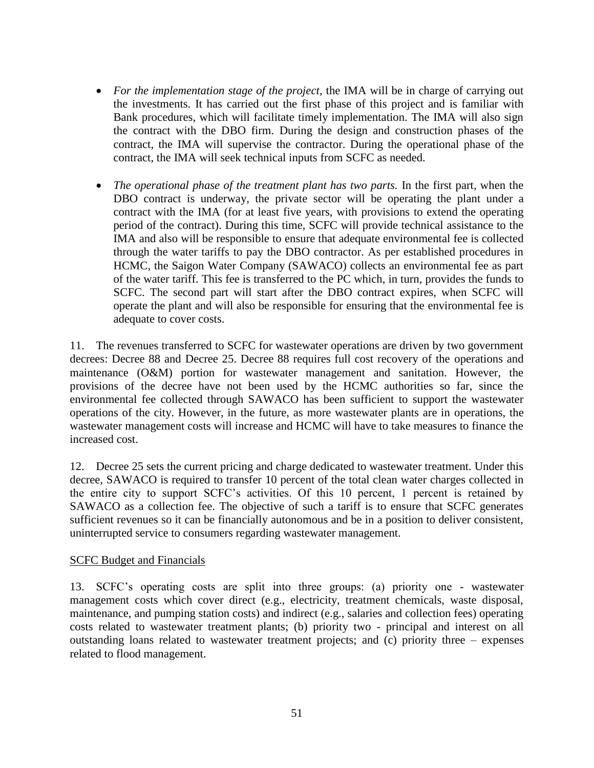- *For the implementation stage of the project*, the IMA will be in charge of carrying out the investments. It has carried out the first phase of this project and is familiar with Bank procedures, which will facilitate timely implementation. The IMA will also sign the contract with the DBO firm. During the design and construction phases of the contract, the IMA will supervise the contractor. During the operational phase of the contract, the IMA will seek technical inputs from SCFC as needed.

- *The operational phase of the treatment plant has two parts.* In the first part, when the DBO contract is underway, the private sector will be operating the plant under a contract with the IMA (for at least five years, with provisions to extend the operating period of the contract). During this time, SCFC will provide technical assistance to the IMA and also will be responsible to ensure that adequate environmental fee is collected through the water tariffs to pay the DBO contractor. As per established procedures in HCMC, the Saigon Water Company (SAWACO) collects an environmental fee as part of the water tariff. This fee is transferred to the PC which, in turn, provides the funds to SCFC. The second part will start after the DBO contract expires, when SCFC will operate the plant and will also be responsible for ensuring that the environmental fee is adequate to cover costs.

11. The revenues transferred to SCFC for wastewater operations are driven by two government decrees: Decree 88 and Decree 25. Decree 88 requires full cost recovery of the operations and maintenance (O&M) portion for wastewater management and sanitation. However, the provisions of the decree have not been used by the HCMC authorities so far, since the environmental fee collected through SAWACO has been sufficient to support the wastewater operations of the city. However, in the future, as more wastewater plants are in operations, the wastewater management costs will increase and HCMC will have to take measures to finance the increased cost.

12. Decree 25 sets the current pricing and charge dedicated to wastewater treatment. Under this decree, SAWACO is required to transfer 10 percent of the total clean water charges collected in the entire city to support SCFC's activities. Of this 10 percent, 1 percent is retained by SAWACO as a collection fee. The objective of such a tariff is to ensure that SCFC generates sufficient revenues so it can be financially autonomous and be in a position to deliver consistent, uninterrupted service to consumers regarding wastewater management.

<u>SCFC Budget and Financials</u>

13. SCFC's operating costs are split into three groups: (a) priority one - wastewater management costs which cover direct (e.g., electricity, treatment chemicals, waste disposal, maintenance, and pumping station costs) and indirect (e.g., salaries and collection fees) operating costs related to wastewater treatment plants; (b) priority two - principal and interest on all outstanding loans related to wastewater treatment projects; and (c) priority three – expenses related to flood management.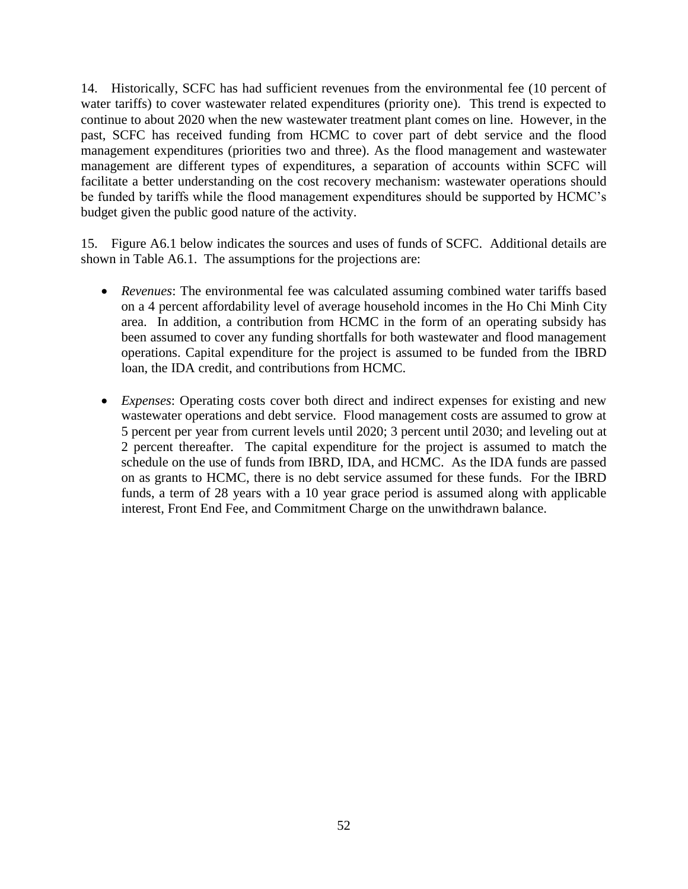14. Historically, SCFC has had sufficient revenues from the environmental fee (10 percent of water tariffs) to cover wastewater related expenditures (priority one). This trend is expected to continue to about 2020 when the new wastewater treatment plant comes on line. However, in the past, SCFC has received funding from HCMC to cover part of debt service and the flood management expenditures (priorities two and three). As the flood management and wastewater management are different types of expenditures, a separation of accounts within SCFC will facilitate a better understanding on the cost recovery mechanism: wastewater operations should be funded by tariffs while the flood management expenditures should be supported by HCMC's budget given the public good nature of the activity.

15. Figure A6.1 below indicates the sources and uses of funds of SCFC. Additional details are shown in Table A6.1. The assumptions for the projections are:

- *Revenues*: The environmental fee was calculated assuming combined water tariffs based on a 4 percent affordability level of average household incomes in the Ho Chi Minh City area. In addition, a contribution from HCMC in the form of an operating subsidy has been assumed to cover any funding shortfalls for both wastewater and flood management operations. Capital expenditure for the project is assumed to be funded from the IBRD loan, the IDA credit, and contributions from HCMC.

- *Expenses*: Operating costs cover both direct and indirect expenses for existing and new wastewater operations and debt service. Flood management costs are assumed to grow at 5 percent per year from current levels until 2020; 3 percent until 2030; and leveling out at 2 percent thereafter. The capital expenditure for the project is assumed to match the schedule on the use of funds from IBRD, IDA, and HCMC. As the IDA funds are passed on as grants to HCMC, there is no debt service assumed for these funds. For the IBRD funds, a term of 28 years with a 10 year grace period is assumed along with applicable interest, Front End Fee, and Commitment Charge on the unwithdrawn balance.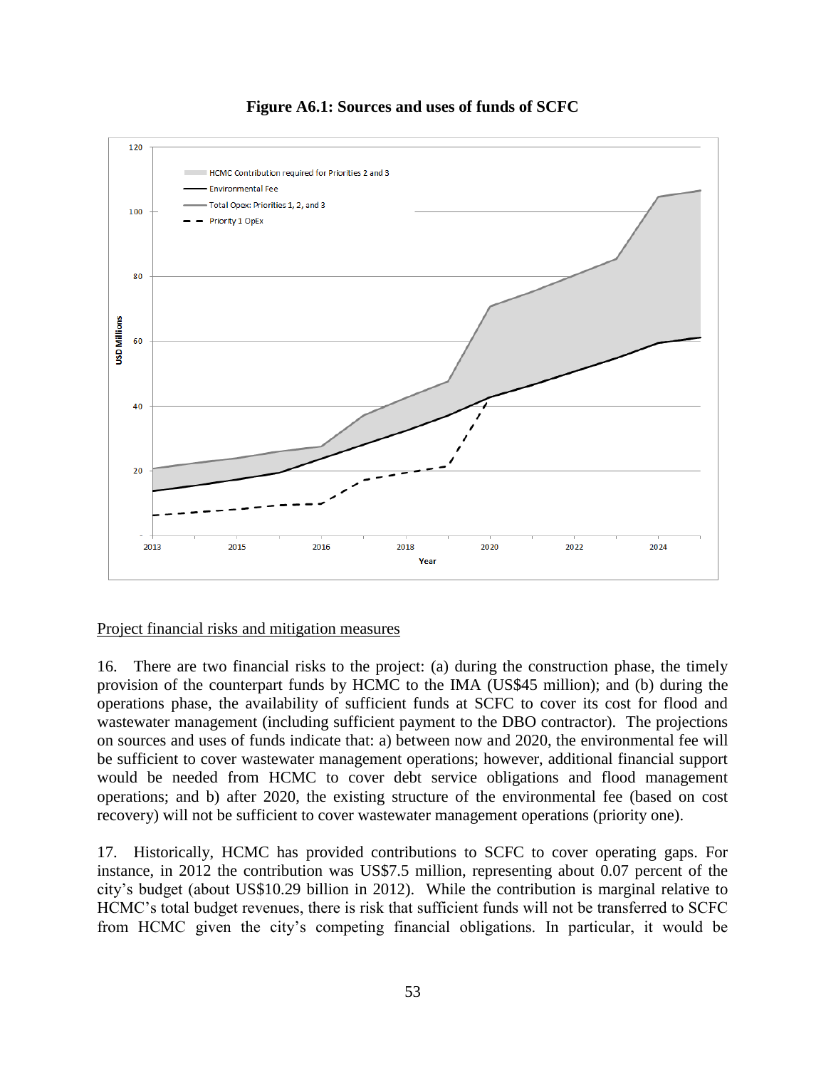**Figure A6.1: Sources and uses of funds of SCFC**

Project financial risks and mitigation measures

16. There are two financial risks to the project: (a) during the construction phase, the timely provision of the counterpart funds by HCMC to the IMA (US$45 million); and (b) during the operations phase, the availability of sufficient funds at SCFC to cover its cost for flood and wastewater management (including sufficient payment to the DBO contractor). The projections on sources and uses of funds indicate that: a) between now and 2020, the environmental fee will be sufficient to cover wastewater management operations; however, additional financial support would be needed from HCMC to cover debt service obligations and flood management operations; and b) after 2020, the existing structure of the environmental fee (based on cost recovery) will not be sufficient to cover wastewater management operations (priority one).

17. Historically, HCMC has provided contributions to SCFC to cover operating gaps. For instance, in 2012 the contribution was US$7.5 million, representing about 0.07 percent of the city's budget (about US$10.29 billion in 2012). While the contribution is marginal relative to HCMC's total budget revenues, there is risk that sufficient funds will not be transferred to SCFC from HCMC given the city's competing financial obligations. In particular, it would be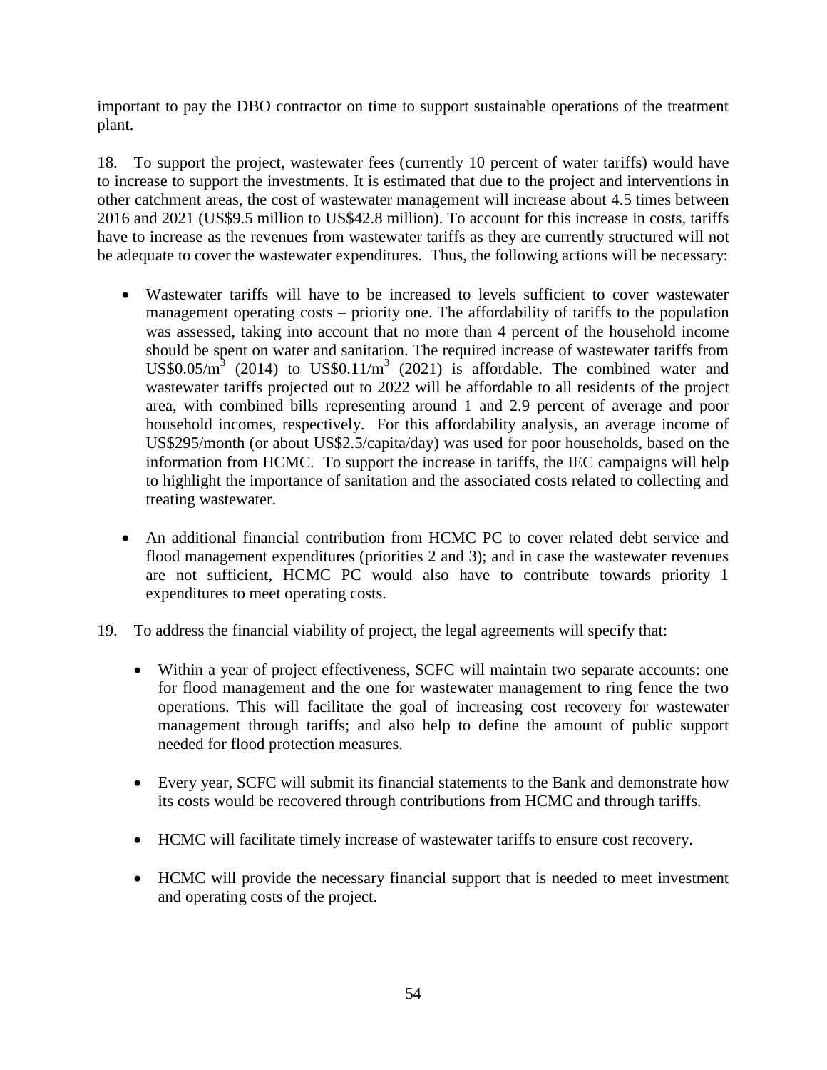important to pay the DBO contractor on time to support sustainable operations of the treatment plant.

18. To support the project, wastewater fees (currently 10 percent of water tariffs) would have to increase to support the investments. It is estimated that due to the project and interventions in other catchment areas, the cost of wastewater management will increase about 4.5 times between 2016 and 2021 (US$9.5 million to US$42.8 million). To account for this increase in costs, tariffs have to increase as the revenues from wastewater tariffs as they are currently structured will not be adequate to cover the wastewater expenditures. Thus, the following actions will be necessary:

- Wastewater tariffs will have to be increased to levels sufficient to cover wastewater management operating costs – priority one. The affordability of tariffs to the population was assessed, taking into account that no more than 4 percent of the household income should be spent on water and sanitation. The required increase of wastewater tariffs from US$0.05/$m^3$ (2014) to US$0.11/$m^3$ (2021) is affordable. The combined water and wastewater tariffs projected out to 2022 will be affordable to all residents of the project area, with combined bills representing around 1 and 2.9 percent of average and poor household incomes, respectively. For this affordability analysis, an average income of US$295/month (or about US$2.5/capita/day) was used for poor households, based on the information from HCMC. To support the increase in tariffs, the IEC campaigns will help to highlight the importance of sanitation and the associated costs related to collecting and treating wastewater.

- An additional financial contribution from HCMC PC to cover related debt service and flood management expenditures (priorities 2 and 3); and in case the wastewater revenues are not sufficient, HCMC PC would also have to contribute towards priority 1 expenditures to meet operating costs.

19. To address the financial viability of project, the legal agreements will specify that:

- Within a year of project effectiveness, SCFC will maintain two separate accounts: one for flood management and the one for wastewater management to ring fence the two operations. This will facilitate the goal of increasing cost recovery for wastewater management through tariffs; and also help to define the amount of public support needed for flood protection measures.

- Every year, SCFC will submit its financial statements to the Bank and demonstrate how its costs would be recovered through contributions from HCMC and through tariffs.

- HCMC will facilitate timely increase of wastewater tariffs to ensure cost recovery.

- HCMC will provide the necessary financial support that is needed to meet investment and operating costs of the project.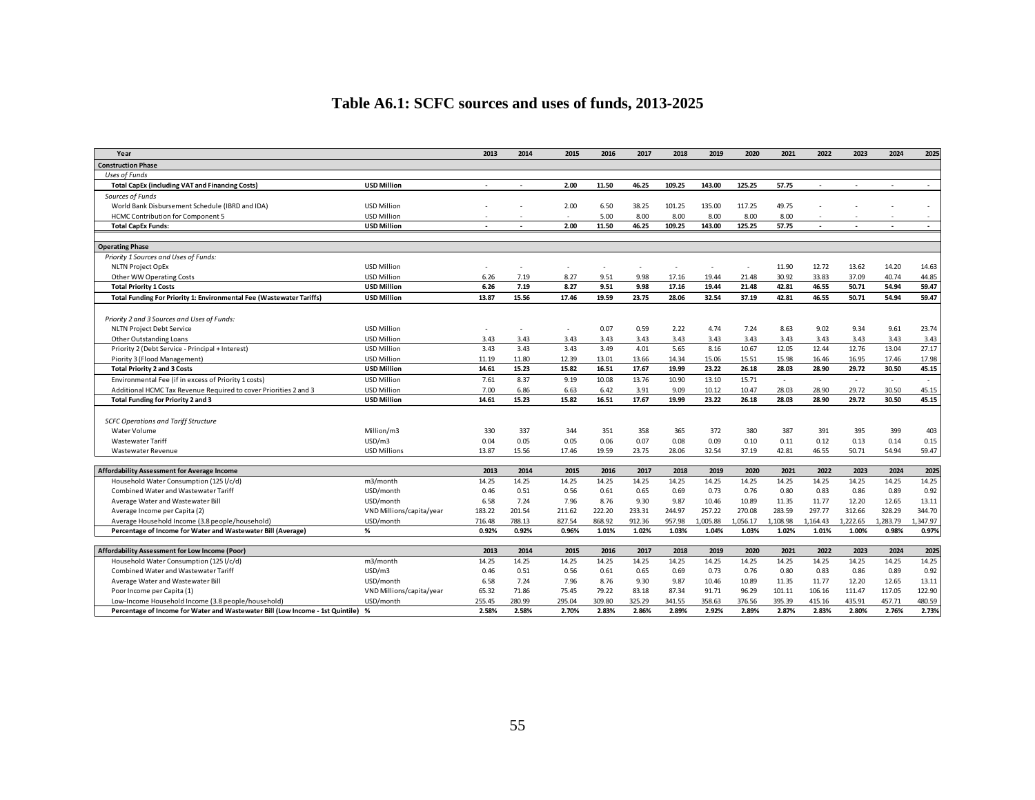# Table A6.1: SCFC sources and uses of funds, 2013-2025

| Year | | 2013 | 2014 | 2015 | 2016 | 2017 | 2018 | 2019 | 2020 | 2021 | 2022 | 2023 | 2024 | 2025 |
|---|---|---|---|---|---|---|---|---|---|---|---|---|---|---|
| **Construction Phase** | | | | | | | | | | | | | | |
| *Uses of Funds* | | | | | | | | | | | | | | |
| **Total CapEx (including VAT and Financing Costs)** | **USD Million** | - | - | 2.00 | 11.50 | 46.25 | 109.25 | 143.00 | 125.25 | 57.75 | - | - | - | - |
| *Sources of Funds* | | | | | | | | | | | | | | |
| World Bank Disbursement Schedule (IBRD and IDA) | USD Million | - | - | 2.00 | 6.50 | 38.25 | 101.25 | 135.00 | 117.25 | 49.75 | - | - | - | - |
| HCMC Contribution for Component 5 | USD Million | - | - | - | 5.00 | 8.00 | 8.00 | 8.00 | 8.00 | 8.00 | - | - | - | - |
| **Total CapEx Funds:** | **USD Million** | - | - | 2.00 | 11.50 | 46.25 | 109.25 | 143.00 | 125.25 | 57.75 | - | - | - | - |
| **Operating Phase** | | | | | | | | | | | | | | |
| *Priority 1 Sources and Uses of Funds:* | | | | | | | | | | | | | | |
| NLTN Project OpEx | USD Million | - | - | - | - | - | - | - | - | 11.90 | 12.72 | 13.62 | 14.20 | 14.63 |
| Other WW Operating Costs | USD Million | 6.26 | 7.19 | 8.27 | 9.51 | 9.98 | 17.16 | 19.44 | 21.48 | 30.92 | 33.83 | 37.09 | 40.74 | 44.85 |
| **Total Priority 1 Costs** | **USD Million** | 6.26 | 7.19 | 8.27 | 9.51 | 9.98 | 17.16 | 19.44 | 21.48 | 42.81 | 46.55 | 50.71 | 54.94 | 59.47 |
| **Total Funding For Priority 1: Environmental Fee (Wastewater Tariffs)** | **USD Million** | 13.87 | 15.56 | 17.46 | 19.59 | 23.75 | 28.06 | 32.54 | 37.19 | 42.81 | 46.55 | 50.71 | 54.94 | 59.47 |
| *Priority 2 and 3 Sources and Uses of Funds:* | | | | | | | | | | | | | | |
| NLTN Project Debt Service | USD Million | - | - | - | 0.07 | 0.59 | 2.22 | 4.74 | 7.24 | 8.63 | 9.02 | 9.34 | 9.61 | 23.74 |
| Other Outstanding Loans | USD Million | 3.43 | 3.43 | 3.43 | 3.43 | 3.43 | 3.43 | 3.43 | 3.43 | 3.43 | 3.43 | 3.43 | 3.43 | 3.43 |
| Priority 2 (Debt Service - Principal + Interest) | USD Million | 3.43 | 3.43 | 3.43 | 3.49 | 4.01 | 5.65 | 8.16 | 10.67 | 12.05 | 12.44 | 12.76 | 13.04 | 27.17 |
| Piority 3 (Flood Management) | USD Million | 11.19 | 11.80 | 12.39 | 13.01 | 13.66 | 14.34 | 15.06 | 15.51 | 15.98 | 16.46 | 16.95 | 17.46 | 17.98 |
| **Total Priority 2 and 3 Costs** | **USD Million** | 14.61 | 15.23 | 15.82 | 16.51 | 17.67 | 19.99 | 23.22 | 26.18 | 28.03 | 28.90 | 29.72 | 30.50 | 45.15 |
| Environmental Fee (if in excess of Priority 1 costs) | USD Million | 7.61 | 8.37 | 9.19 | 10.08 | 13.76 | 10.90 | 13.10 | 15.71 | - | - | - | - | - |
| Additional HCMC Tax Revenue Required to cover Priorities 2 and 3 | USD Million | 7.00 | 6.86 | 6.63 | 6.42 | 3.91 | 9.09 | 10.12 | 10.47 | 28.03 | 28.90 | 29.72 | 30.50 | 45.15 |
| **Total Funding for Priority 2 and 3** | **USD Million** | 14.61 | 15.23 | 15.82 | 16.51 | 17.67 | 19.99 | 23.22 | 26.18 | 28.03 | 28.90 | 29.72 | 30.50 | 45.15 |
| *SCFC Operations and Tariff Structure* | | | | | | | | | | | | | | |
| Water Volume | Million/m3 | 330 | 337 | 344 | 351 | 358 | 365 | 372 | 380 | 387 | 391 | 395 | 399 | 403 |
| Wastewater Tariff | USD/m3 | 0.04 | 0.05 | 0.05 | 0.06 | 0.07 | 0.08 | 0.09 | 0.10 | 0.11 | 0.12 | 0.13 | 0.14 | 0.15 |
| Wastewater Revenue | USD Millions | 13.87 | 15.56 | 17.46 | 19.59 | 23.75 | 28.06 | 32.54 | 37.19 | 42.81 | 46.55 | 50.71 | 54.94 | 59.47 |

| Affordability Assessment for Average Income | | 2013 | 2014 | 2015 | 2016 | 2017 | 2018 | 2019 | 2020 | 2021 | 2022 | 2023 | 2024 | 2025 |
|---|---|---|---|---|---|---|---|---|---|---|---|---|---|---|
| Household Water Consumption (125 l/c/d) | m3/month | 14.25 | 14.25 | 14.25 | 14.25 | 14.25 | 14.25 | 14.25 | 14.25 | 14.25 | 14.25 | 14.25 | 14.25 | 14.25 |
| Combined Water and Wastewater Tariff | USD/month | 0.46 | 0.51 | 0.56 | 0.61 | 0.65 | 0.69 | 0.73 | 0.76 | 0.80 | 0.83 | 0.86 | 0.89 | 0.92 |
| Average Water and Wastewater Bill | USD/month | 6.58 | 7.24 | 7.96 | 8.76 | 9.30 | 9.87 | 10.46 | 10.89 | 11.35 | 11.77 | 12.20 | 12.65 | 13.11 |
| Average Income per Capita (2) | VND Millions/capita/year | 183.22 | 201.54 | 211.62 | 222.20 | 233.31 | 244.97 | 257.22 | 270.08 | 283.59 | 297.77 | 312.66 | 328.29 | 344.70 |
| Average Household Income (3.8 people/household) | USD/month | 716.48 | 788.13 | 827.54 | 868.92 | 912.36 | 957.98 | 1,005.88 | 1,056.17 | 1,108.98 | 1,164.43 | 1,222.65 | 1,283.79 | 1,347.97 |
| **Percentage of Income for Water and Wastewater Bill (Average)** | **%** | 0.92% | 0.92% | 0.96% | 1.01% | 1.02% | 1.03% | 1.04% | 1.03% | 1.02% | 1.01% | 1.00% | 0.98% | 0.97% |

| Affordability Assessment for Low Income (Poor) | | 2013 | 2014 | 2015 | 2016 | 2017 | 2018 | 2019 | 2020 | 2021 | 2022 | 2023 | 2024 | 2025 |
|---|---|---|---|---|---|---|---|---|---|---|---|---|---|---|
| Household Water Consumption (125 l/c/d) | m3/month | 14.25 | 14.25 | 14.25 | 14.25 | 14.25 | 14.25 | 14.25 | 14.25 | 14.25 | 14.25 | 14.25 | 14.25 | 14.25 |
| Combined Water and Wastewater Tariff | USD/m3 | 0.46 | 0.51 | 0.56 | 0.61 | 0.65 | 0.69 | 0.73 | 0.76 | 0.80 | 0.83 | 0.86 | 0.89 | 0.92 |
| Average Water and Wastewater Bill | USD/month | 6.58 | 7.24 | 7.96 | 8.76 | 9.30 | 9.87 | 10.46 | 10.89 | 11.35 | 11.77 | 12.20 | 12.65 | 13.11 |
| Poor Income per Capita (1) | VND Millions/capita/year | 65.32 | 71.86 | 75.45 | 79.22 | 83.18 | 87.34 | 91.71 | 96.29 | 101.11 | 106.16 | 111.47 | 117.05 | 122.90 |
| Low-Income Household Income (3.8 people/household) | USD/month | 255.45 | 280.99 | 295.04 | 309.80 | 325.29 | 341.55 | 358.63 | 376.56 | 395.39 | 415.16 | 435.91 | 457.71 | 480.59 |
| **Percentage of Income for Water and Wastewater Bill (Low Income - 1st Quintile)** | **%** | 2.58% | 2.58% | 2.70% | 2.83% | 2.86% | 2.89% | 2.92% | 2.89% | 2.87% | 2.83% | 2.80% | 2.76% | 2.73% |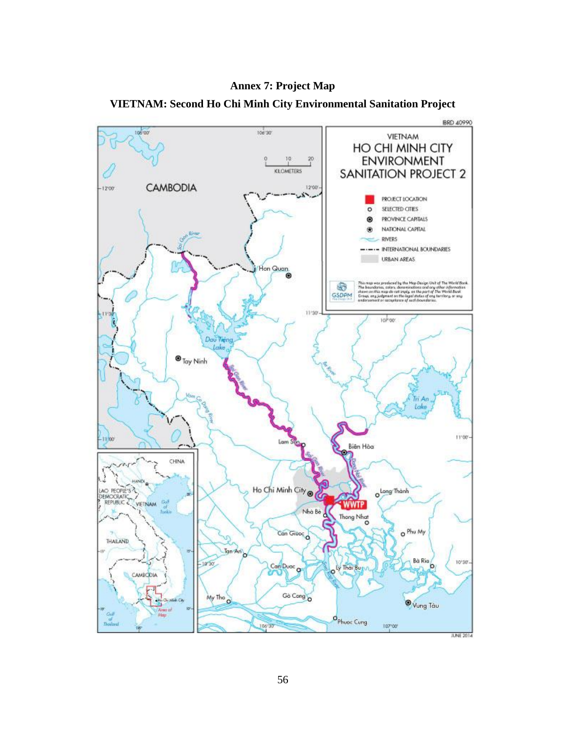# Annex 7: Project Map

## VIETNAM: Second Ho Chi Minh City Environmental Sanitation Project

IBRD 40990

VIETNAM
HO CHI MINH CITY
ENVIRONMENT
SANITATION PROJECT 2

PROJECT LOCATION
SELECTED CITIES
PROVINCE CAPITALS
NATIONAL CAPITAL
RIVERS
INTERNATIONAL BOUNDARIES
URBAN AREAS

This map was produced by the Map Design Unit of The World Bank. The boundaries, colors, denominations and any other information shown on this map do not imply, on the part of The World Bank Group, any judgment on the legal status of any territory, or any endorsement or acceptance of such boundaries.

GSDPM

0 10 20
KILOMETERS

CAMBODIA
Hon Quan
Tay Ninh
Dau Tieng Lake
Lam Son
Biên Hòa
Tri An Lake
Ho Chi Minh City
WWTP
Nhà Bè
Thong Nhat
Long Thành
Phu My
Can Giuoc
Tan An
Can Duoc
Ly Thái Bu
Bà Ria
My Tho
Gò Cong
Vung Tàu
Phuoc Cung

JUNE 2014